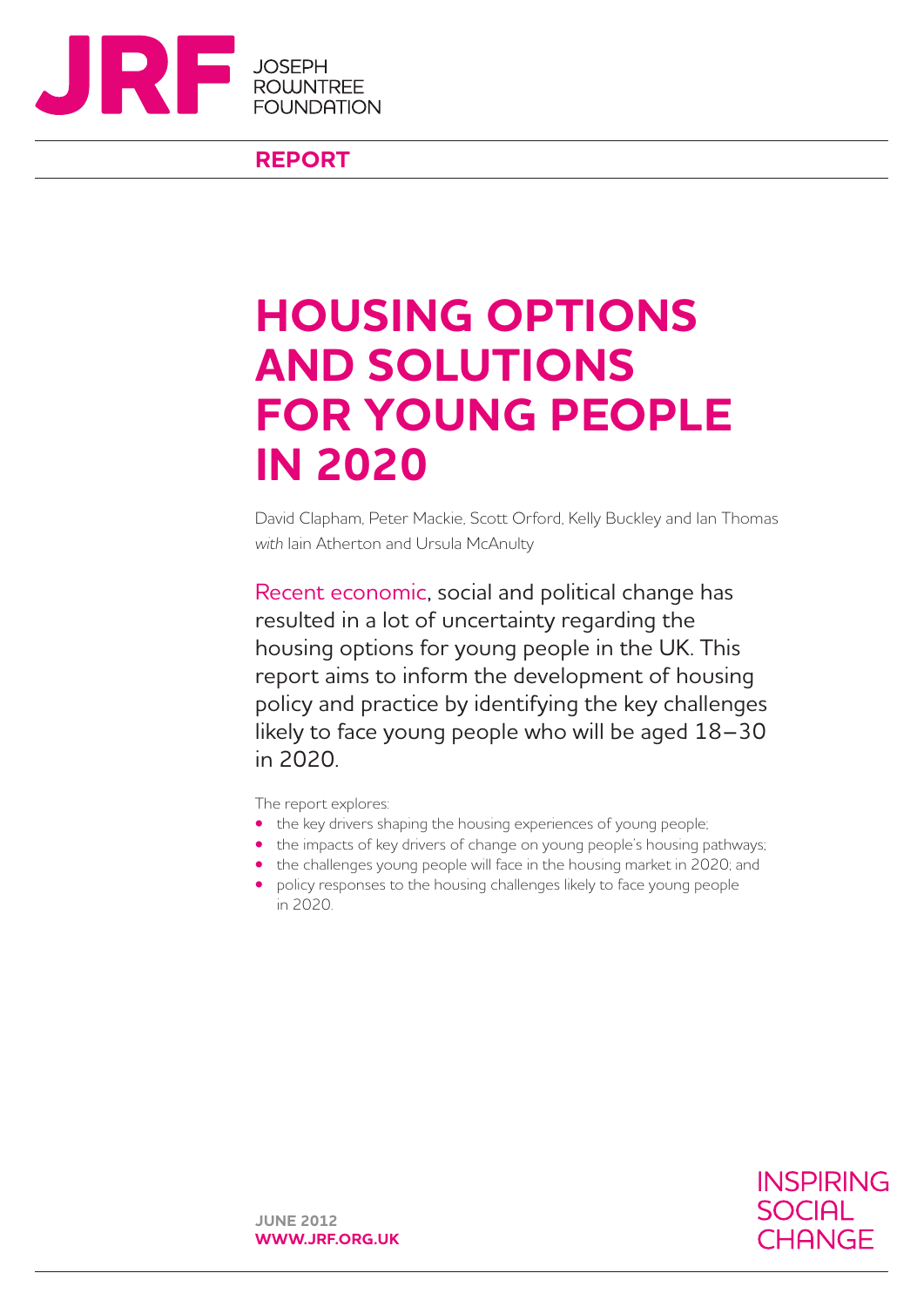JOSEPH ROWNTREE FOUNDATION

**REPORT**

# HOUSING OPTIONS AND SOLUTIONS FOR YOUNG PEOPLE IN 2020

David Clapham, Peter Mackie, Scott Orford, Kelly Buckley and Ian Thomas *with* Iain Atherton and Ursula McAnulty

Recent economic, social and political change has resulted in a lot of uncertainty regarding the housing options for young people in the UK. This report aims to inform the development of housing policy and practice by identifying the key challenges likely to face young people who will be aged 18–30 in 2020.

The report explores:

- the key drivers shaping the housing experiences of young people;
- the impacts of key drivers of change on young people's housing pathways;
- the challenges young people will face in the housing market in 2020; and
- policy responses to the housing challenges likely to face young people in 2020.

**JUNE 2012**
**WWW.JRF.ORG.UK**

INSPIRING SOCIAL CHANGE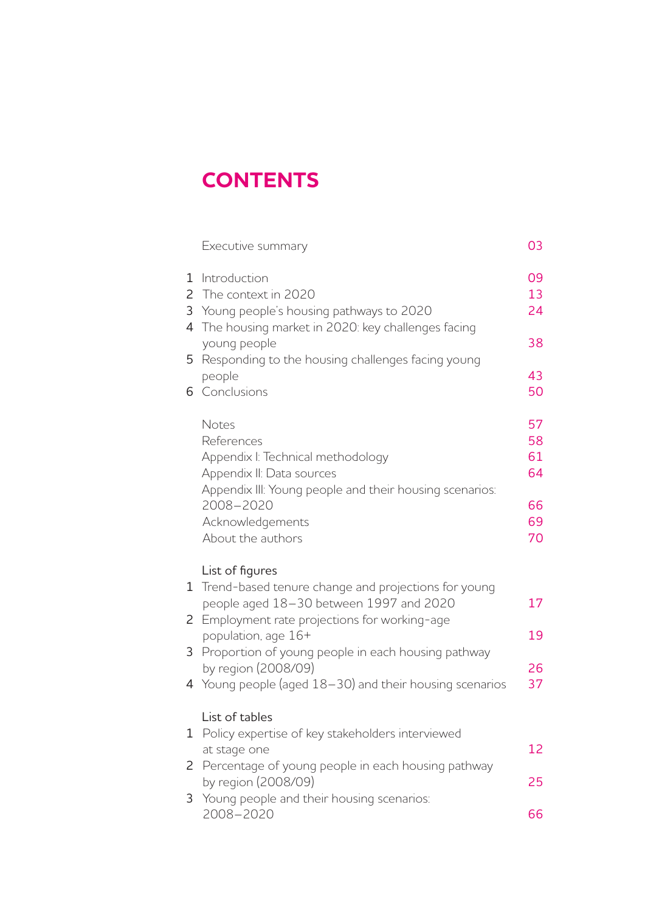# CONTENTS

| | | |
|---|---|---|
| | Executive summary | 03 |
| 1 | Introduction | 09 |
| 2 | The context in 2020 | 13 |
| 3 | Young people's housing pathways to 2020 | 24 |
| 4 | The housing market in 2020: key challenges facing young people | 38 |
| 5 | Responding to the housing challenges facing young people | 43 |
| 6 | Conclusions | 50 |
| | Notes | 57 |
| | References | 58 |
| | Appendix I: Technical methodology | 61 |
| | Appendix II: Data sources | 64 |
| | Appendix III: Young people and their housing scenarios: 2008–2020 | 66 |
| | Acknowledgements | 69 |
| | About the authors | 70 |

List of figures

| | | |
|---|---|---|
| 1 | Trend-based tenure change and projections for young people aged 18–30 between 1997 and 2020 | 17 |
| 2 | Employment rate projections for working-age population, age 16+ | 19 |
| 3 | Proportion of young people in each housing pathway by region (2008/09) | 26 |
| 4 | Young people (aged 18–30) and their housing scenarios | 37 |

List of tables

| | | |
|---|---|---|
| 1 | Policy expertise of key stakeholders interviewed at stage one | 12 |
| 2 | Percentage of young people in each housing pathway by region (2008/09) | 25 |
| 3 | Young people and their housing scenarios: 2008–2020 | 66 |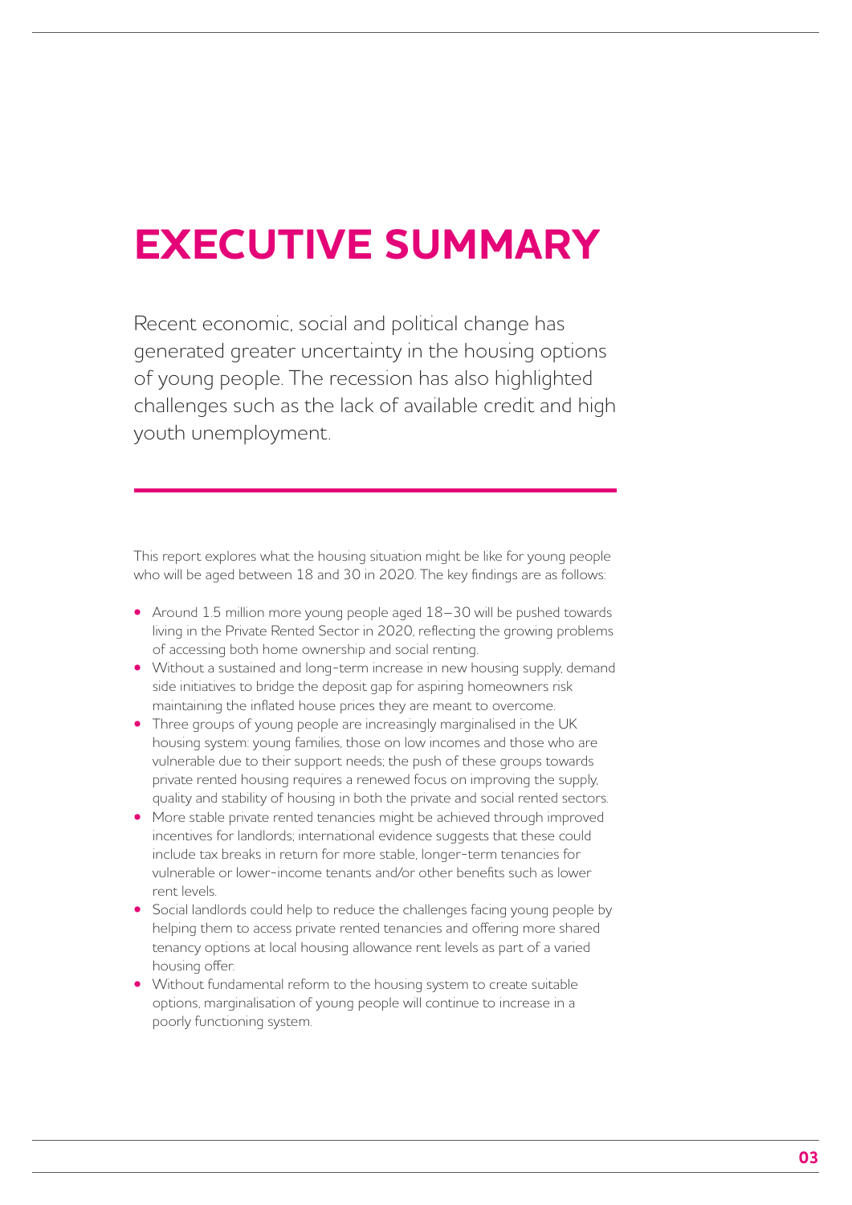# EXECUTIVE SUMMARY

Recent economic, social and political change has generated greater uncertainty in the housing options of young people. The recession has also highlighted challenges such as the lack of available credit and high youth unemployment.

This report explores what the housing situation might be like for young people who will be aged between 18 and 30 in 2020. The key findings are as follows:

- Around 1.5 million more young people aged 18–30 will be pushed towards living in the Private Rented Sector in 2020, reflecting the growing problems of accessing both home ownership and social renting.
- Without a sustained and long-term increase in new housing supply, demand side initiatives to bridge the deposit gap for aspiring homeowners risk maintaining the inflated house prices they are meant to overcome.
- Three groups of young people are increasingly marginalised in the UK housing system: young families, those on low incomes and those who are vulnerable due to their support needs; the push of these groups towards private rented housing requires a renewed focus on improving the supply, quality and stability of housing in both the private and social rented sectors.
- More stable private rented tenancies might be achieved through improved incentives for landlords; international evidence suggests that these could include tax breaks in return for more stable, longer-term tenancies for vulnerable or lower-income tenants and/or other benefits such as lower rent levels.
- Social landlords could help to reduce the challenges facing young people by helping them to access private rented tenancies and offering more shared tenancy options at local housing allowance rent levels as part of a varied housing offer.
- Without fundamental reform to the housing system to create suitable options, marginalisation of young people will continue to increase in a poorly functioning system.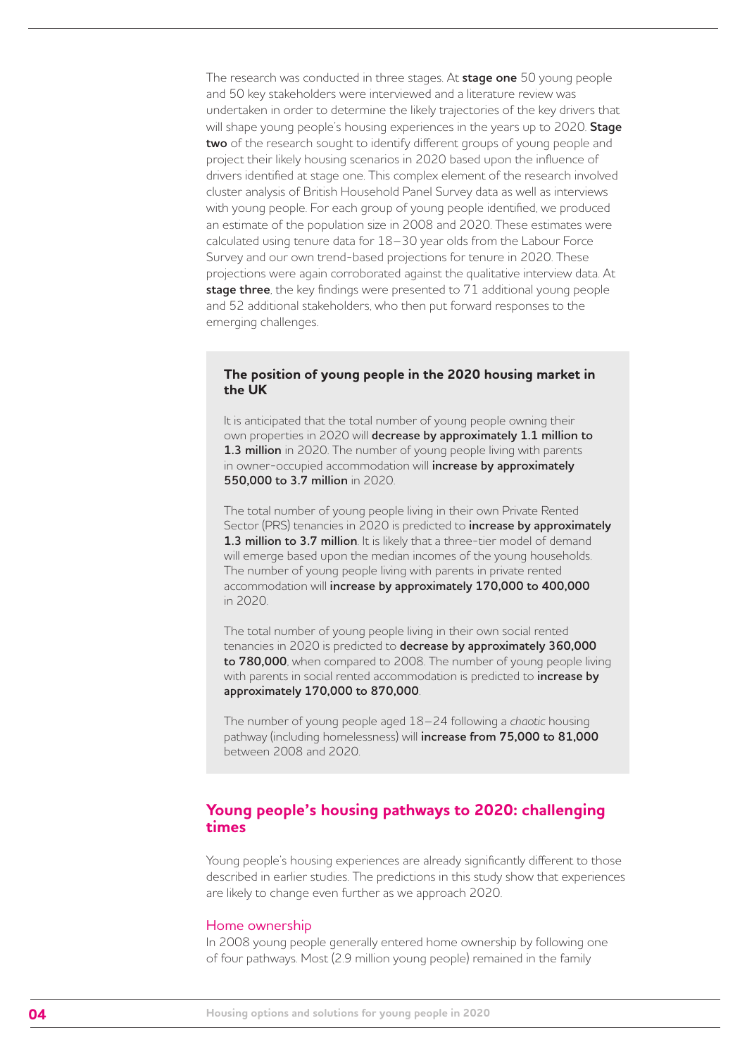The research was conducted in three stages. At **stage one** 50 young people and 50 key stakeholders were interviewed and a literature review was undertaken in order to determine the likely trajectories of the key drivers that will shape young people's housing experiences in the years up to 2020. **Stage two** of the research sought to identify different groups of young people and project their likely housing scenarios in 2020 based upon the influence of drivers identified at stage one. This complex element of the research involved cluster analysis of British Household Panel Survey data as well as interviews with young people. For each group of young people identified, we produced an estimate of the population size in 2008 and 2020. These estimates were calculated using tenure data for 18–30 year olds from the Labour Force Survey and our own trend-based projections for tenure in 2020. These projections were again corroborated against the qualitative interview data. At **stage three**, the key findings were presented to 71 additional young people and 52 additional stakeholders, who then put forward responses to the emerging challenges.

### The position of young people in the 2020 housing market in the UK

It is anticipated that the total number of young people owning their own properties in 2020 will **decrease by approximately 1.1 million to 1.3 million** in 2020. The number of young people living with parents in owner-occupied accommodation will **increase by approximately 550,000 to 3.7 million** in 2020.

The total number of young people living in their own Private Rented Sector (PRS) tenancies in 2020 is predicted to **increase by approximately 1.3 million to 3.7 million**. It is likely that a three-tier model of demand will emerge based upon the median incomes of the young households. The number of young people living with parents in private rented accommodation will **increase by approximately 170,000 to 400,000** in 2020.

The total number of young people living in their own social rented tenancies in 2020 is predicted to **decrease by approximately 360,000 to 780,000**, when compared to 2008. The number of young people living with parents in social rented accommodation is predicted to **increase by approximately 170,000 to 870,000**.

The number of young people aged 18–24 following a *chaotic* housing pathway (including homelessness) will **increase from 75,000 to 81,000** between 2008 and 2020.

## Young people's housing pathways to 2020: challenging times

Young people's housing experiences are already significantly different to those described in earlier studies. The predictions in this study show that experiences are likely to change even further as we approach 2020.

### Home ownership

In 2008 young people generally entered home ownership by following one of four pathways. Most (2.9 million young people) remained in the family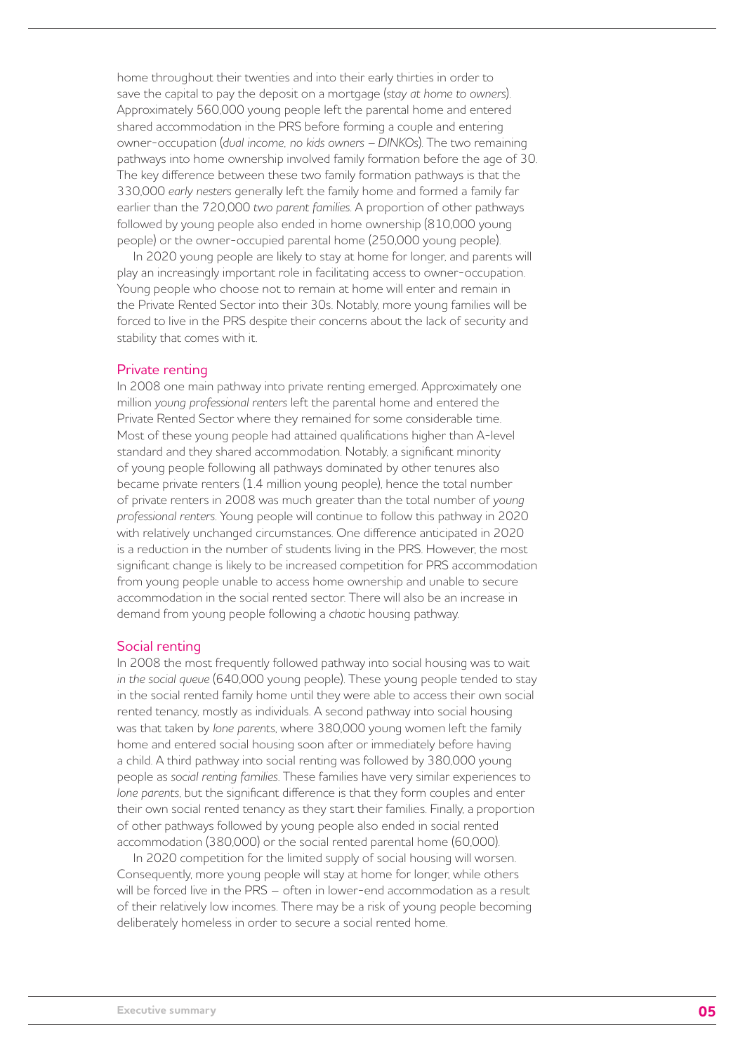home throughout their twenties and into their early thirties in order to save the capital to pay the deposit on a mortgage (*stay at home to owners*). Approximately 560,000 young people left the parental home and entered shared accommodation in the PRS before forming a couple and entering owner-occupation (*dual income, no kids owners – DINKOs*). The two remaining pathways into home ownership involved family formation before the age of 30. The key difference between these two family formation pathways is that the 330,000 *early nesters* generally left the family home and formed a family far earlier than the 720,000 *two parent families*. A proportion of other pathways followed by young people also ended in home ownership (810,000 young people) or the owner-occupied parental home (250,000 young people).

In 2020 young people are likely to stay at home for longer, and parents will play an increasingly important role in facilitating access to owner-occupation. Young people who choose not to remain at home will enter and remain in the Private Rented Sector into their 30s. Notably, more young families will be forced to live in the PRS despite their concerns about the lack of security and stability that comes with it.

## Private renting

In 2008 one main pathway into private renting emerged. Approximately one million *young professional renters* left the parental home and entered the Private Rented Sector where they remained for some considerable time. Most of these young people had attained qualifications higher than A-level standard and they shared accommodation. Notably, a significant minority of young people following all pathways dominated by other tenures also became private renters (1.4 million young people), hence the total number of private renters in 2008 was much greater than the total number of *young professional renters*. Young people will continue to follow this pathway in 2020 with relatively unchanged circumstances. One difference anticipated in 2020 is a reduction in the number of students living in the PRS. However, the most significant change is likely to be increased competition for PRS accommodation from young people unable to access home ownership and unable to secure accommodation in the social rented sector. There will also be an increase in demand from young people following a *chaotic* housing pathway.

## Social renting

In 2008 the most frequently followed pathway into social housing was to wait *in the social queue* (640,000 young people). These young people tended to stay in the social rented family home until they were able to access their own social rented tenancy, mostly as individuals. A second pathway into social housing was that taken by *lone parents*, where 380,000 young women left the family home and entered social housing soon after or immediately before having a child. A third pathway into social renting was followed by 380,000 young people as *social renting families*. These families have very similar experiences to *lone parents*, but the significant difference is that they form couples and enter their own social rented tenancy as they start their families. Finally, a proportion of other pathways followed by young people also ended in social rented accommodation (380,000) or the social rented parental home (60,000).

In 2020 competition for the limited supply of social housing will worsen. Consequently, more young people will stay at home for longer, while others will be forced live in the PRS – often in lower-end accommodation as a result of their relatively low incomes. There may be a risk of young people becoming deliberately homeless in order to secure a social rented home.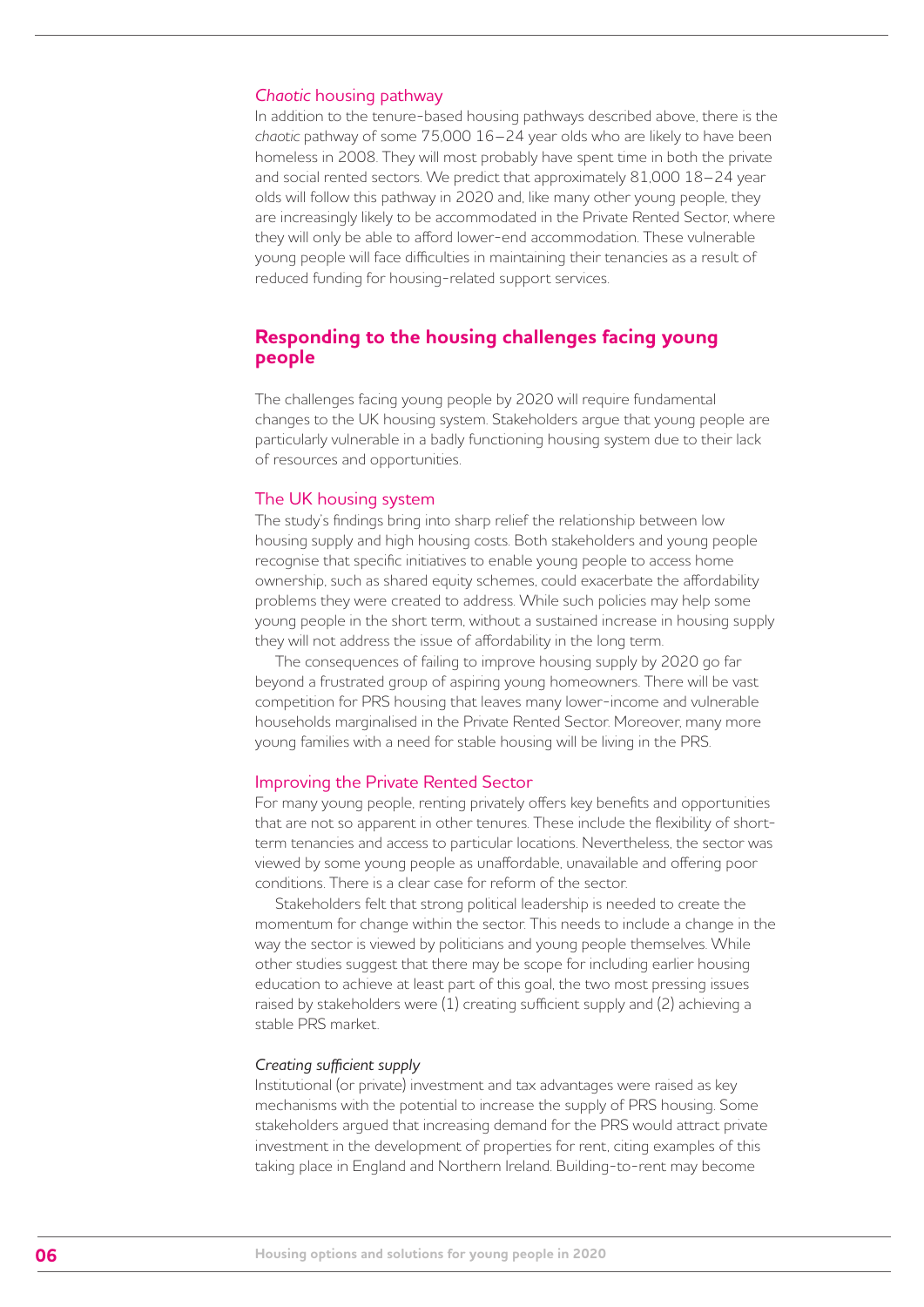### *Chaotic* housing pathway

In addition to the tenure-based housing pathways described above, there is the *chaotic* pathway of some 75,000 16–24 year olds who are likely to have been homeless in 2008. They will most probably have spent time in both the private and social rented sectors. We predict that approximately 81,000 18–24 year olds will follow this pathway in 2020 and, like many other young people, they are increasingly likely to be accommodated in the Private Rented Sector, where they will only be able to afford lower-end accommodation. These vulnerable young people will face difficulties in maintaining their tenancies as a result of reduced funding for housing-related support services.

## Responding to the housing challenges facing young people

The challenges facing young people by 2020 will require fundamental changes to the UK housing system. Stakeholders argue that young people are particularly vulnerable in a badly functioning housing system due to their lack of resources and opportunities.

### The UK housing system

The study's findings bring into sharp relief the relationship between low housing supply and high housing costs. Both stakeholders and young people recognise that specific initiatives to enable young people to access home ownership, such as shared equity schemes, could exacerbate the affordability problems they were created to address. While such policies may help some young people in the short term, without a sustained increase in housing supply they will not address the issue of affordability in the long term.

The consequences of failing to improve housing supply by 2020 go far beyond a frustrated group of aspiring young homeowners. There will be vast competition for PRS housing that leaves many lower-income and vulnerable households marginalised in the Private Rented Sector. Moreover, many more young families with a need for stable housing will be living in the PRS.

### Improving the Private Rented Sector

For many young people, renting privately offers key benefits and opportunities that are not so apparent in other tenures. These include the flexibility of short-term tenancies and access to particular locations. Nevertheless, the sector was viewed by some young people as unaffordable, unavailable and offering poor conditions. There is a clear case for reform of the sector.

Stakeholders felt that strong political leadership is needed to create the momentum for change within the sector. This needs to include a change in the way the sector is viewed by politicians and young people themselves. While other studies suggest that there may be scope for including earlier housing education to achieve at least part of this goal, the two most pressing issues raised by stakeholders were (1) creating sufficient supply and (2) achieving a stable PRS market.

#### *Creating sufficient supply*

Institutional (or private) investment and tax advantages were raised as key mechanisms with the potential to increase the supply of PRS housing. Some stakeholders argued that increasing demand for the PRS would attract private investment in the development of properties for rent, citing examples of this taking place in England and Northern Ireland. Building-to-rent may become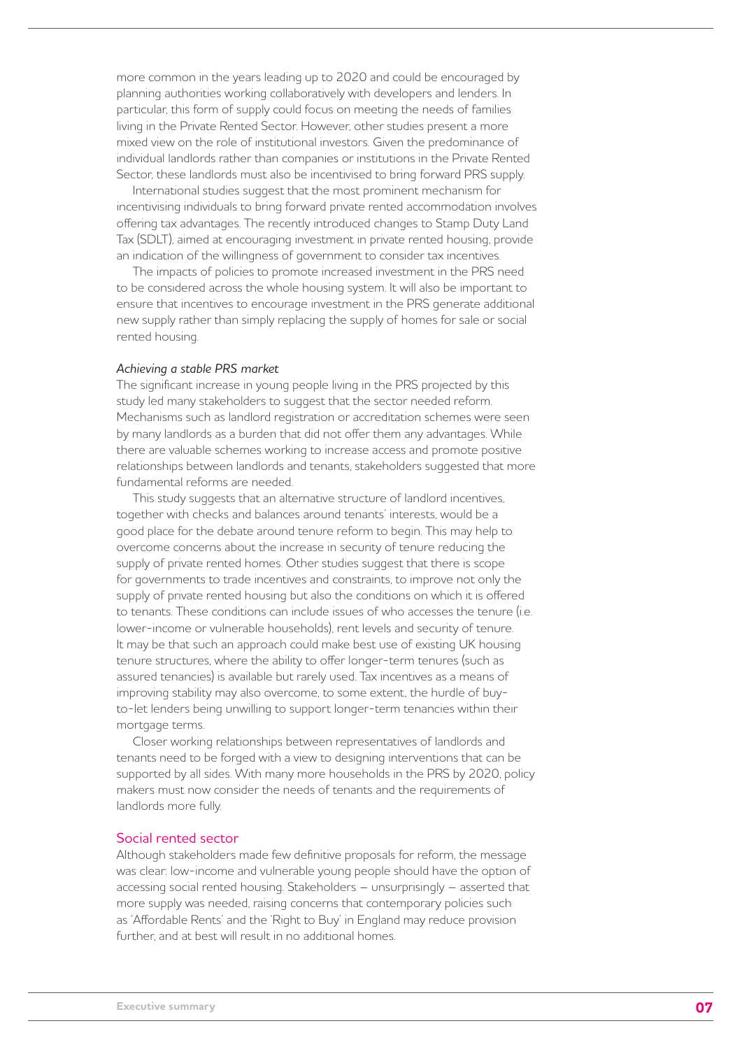more common in the years leading up to 2020 and could be encouraged by planning authorities working collaboratively with developers and lenders. In particular, this form of supply could focus on meeting the needs of families living in the Private Rented Sector. However, other studies present a more mixed view on the role of institutional investors. Given the predominance of individual landlords rather than companies or institutions in the Private Rented Sector, these landlords must also be incentivised to bring forward PRS supply.

International studies suggest that the most prominent mechanism for incentivising individuals to bring forward private rented accommodation involves offering tax advantages. The recently introduced changes to Stamp Duty Land Tax (SDLT), aimed at encouraging investment in private rented housing, provide an indication of the willingness of government to consider tax incentives.

The impacts of policies to promote increased investment in the PRS need to be considered across the whole housing system. It will also be important to ensure that incentives to encourage investment in the PRS generate additional new supply rather than simply replacing the supply of homes for sale or social rented housing.

*Achieving a stable PRS market*

The significant increase in young people living in the PRS projected by this study led many stakeholders to suggest that the sector needed reform. Mechanisms such as landlord registration or accreditation schemes were seen by many landlords as a burden that did not offer them any advantages. While there are valuable schemes working to increase access and promote positive relationships between landlords and tenants, stakeholders suggested that more fundamental reforms are needed.

This study suggests that an alternative structure of landlord incentives, together with checks and balances around tenants' interests, would be a good place for the debate around tenure reform to begin. This may help to overcome concerns about the increase in security of tenure reducing the supply of private rented homes. Other studies suggest that there is scope for governments to trade incentives and constraints, to improve not only the supply of private rented housing but also the conditions on which it is offered to tenants. These conditions can include issues of who accesses the tenure (i.e. lower-income or vulnerable households), rent levels and security of tenure. It may be that such an approach could make best use of existing UK housing tenure structures, where the ability to offer longer-term tenures (such as assured tenancies) is available but rarely used. Tax incentives as a means of improving stability may also overcome, to some extent, the hurdle of buy-to-let lenders being unwilling to support longer-term tenancies within their mortgage terms.

Closer working relationships between representatives of landlords and tenants need to be forged with a view to designing interventions that can be supported by all sides. With many more households in the PRS by 2020, policy makers must now consider the needs of tenants and the requirements of landlords more fully.

## Social rented sector

Although stakeholders made few definitive proposals for reform, the message was clear: low-income and vulnerable young people should have the option of accessing social rented housing. Stakeholders – unsurprisingly – asserted that more supply was needed, raising concerns that contemporary policies such as 'Affordable Rents' and the 'Right to Buy' in England may reduce provision further, and at best will result in no additional homes.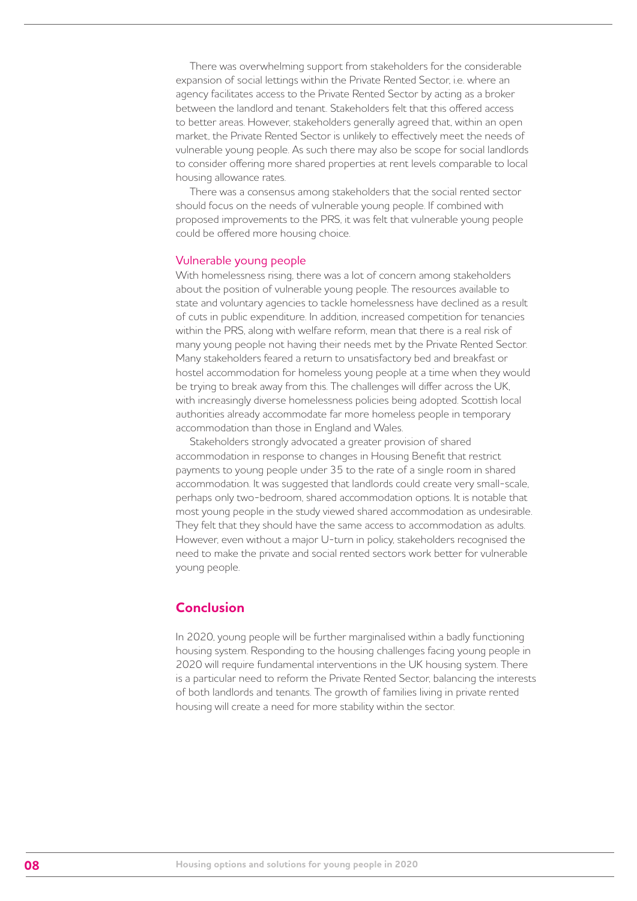There was overwhelming support from stakeholders for the considerable expansion of social lettings within the Private Rented Sector, i.e. where an agency facilitates access to the Private Rented Sector by acting as a broker between the landlord and tenant. Stakeholders felt that this offered access to better areas. However, stakeholders generally agreed that, within an open market, the Private Rented Sector is unlikely to effectively meet the needs of vulnerable young people. As such there may also be scope for social landlords to consider offering more shared properties at rent levels comparable to local housing allowance rates.

There was a consensus among stakeholders that the social rented sector should focus on the needs of vulnerable young people. If combined with proposed improvements to the PRS, it was felt that vulnerable young people could be offered more housing choice.

### Vulnerable young people

With homelessness rising, there was a lot of concern among stakeholders about the position of vulnerable young people. The resources available to state and voluntary agencies to tackle homelessness have declined as a result of cuts in public expenditure. In addition, increased competition for tenancies within the PRS, along with welfare reform, mean that there is a real risk of many young people not having their needs met by the Private Rented Sector. Many stakeholders feared a return to unsatisfactory bed and breakfast or hostel accommodation for homeless young people at a time when they would be trying to break away from this. The challenges will differ across the UK, with increasingly diverse homelessness policies being adopted. Scottish local authorities already accommodate far more homeless people in temporary accommodation than those in England and Wales.

Stakeholders strongly advocated a greater provision of shared accommodation in response to changes in Housing Benefit that restrict payments to young people under 35 to the rate of a single room in shared accommodation. It was suggested that landlords could create very small-scale, perhaps only two-bedroom, shared accommodation options. It is notable that most young people in the study viewed shared accommodation as undesirable. They felt that they should have the same access to accommodation as adults. However, even without a major U-turn in policy, stakeholders recognised the need to make the private and social rented sectors work better for vulnerable young people.

## Conclusion

In 2020, young people will be further marginalised within a badly functioning housing system. Responding to the housing challenges facing young people in 2020 will require fundamental interventions in the UK housing system. There is a particular need to reform the Private Rented Sector, balancing the interests of both landlords and tenants. The growth of families living in private rented housing will create a need for more stability within the sector.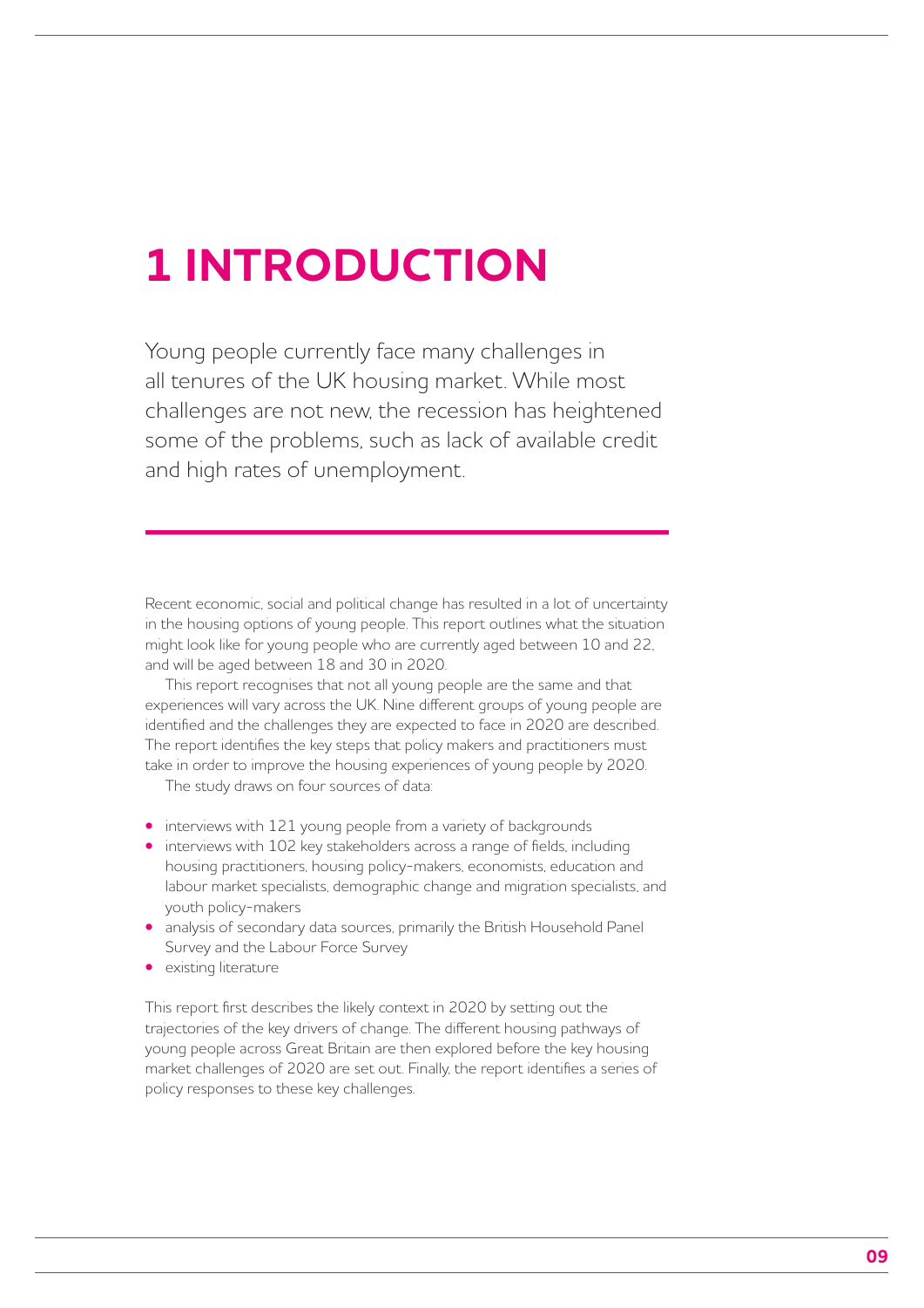# 1 INTRODUCTION

Young people currently face many challenges in all tenures of the UK housing market. While most challenges are not new, the recession has heightened some of the problems, such as lack of available credit and high rates of unemployment.

Recent economic, social and political change has resulted in a lot of uncertainty in the housing options of young people. This report outlines what the situation might look like for young people who are currently aged between 10 and 22, and will be aged between 18 and 30 in 2020.

This report recognises that not all young people are the same and that experiences will vary across the UK. Nine different groups of young people are identified and the challenges they are expected to face in 2020 are described. The report identifies the key steps that policy makers and practitioners must take in order to improve the housing experiences of young people by 2020.

The study draws on four sources of data:

- interviews with 121 young people from a variety of backgrounds
- interviews with 102 key stakeholders across a range of fields, including housing practitioners, housing policy-makers, economists, education and labour market specialists, demographic change and migration specialists, and youth policy-makers
- analysis of secondary data sources, primarily the British Household Panel Survey and the Labour Force Survey
- existing literature

This report first describes the likely context in 2020 by setting out the trajectories of the key drivers of change. The different housing pathways of young people across Great Britain are then explored before the key housing market challenges of 2020 are set out. Finally, the report identifies a series of policy responses to these key challenges.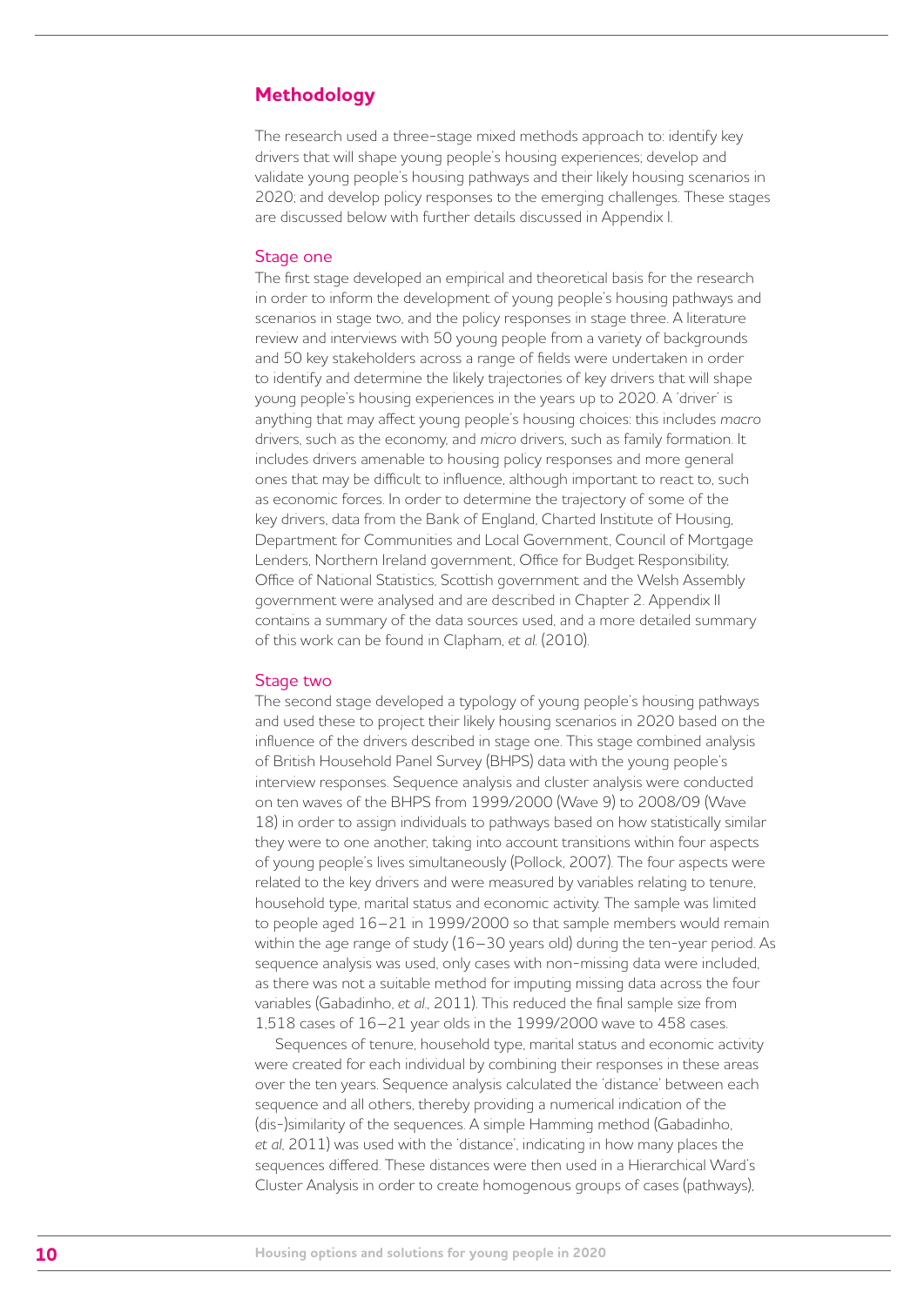## Methodology

The research used a three-stage mixed methods approach to: identify key drivers that will shape young people's housing experiences; develop and validate young people's housing pathways and their likely housing scenarios in 2020; and develop policy responses to the emerging challenges. These stages are discussed below with further details discussed in Appendix I.

### Stage one

The first stage developed an empirical and theoretical basis for the research in order to inform the development of young people's housing pathways and scenarios in stage two, and the policy responses in stage three. A literature review and interviews with 50 young people from a variety of backgrounds and 50 key stakeholders across a range of fields were undertaken in order to identify and determine the likely trajectories of key drivers that will shape young people's housing experiences in the years up to 2020. A 'driver' is anything that may affect young people's housing choices: this includes *macro* drivers, such as the economy, and *micro* drivers, such as family formation. It includes drivers amenable to housing policy responses and more general ones that may be difficult to influence, although important to react to, such as economic forces. In order to determine the trajectory of some of the key drivers, data from the Bank of England, Charted Institute of Housing, Department for Communities and Local Government, Council of Mortgage Lenders, Northern Ireland government, Office for Budget Responsibility, Office of National Statistics, Scottish government and the Welsh Assembly government were analysed and are described in Chapter 2. Appendix II contains a summary of the data sources used, and a more detailed summary of this work can be found in Clapham, *et al.* (2010).

### Stage two

The second stage developed a typology of young people's housing pathways and used these to project their likely housing scenarios in 2020 based on the influence of the drivers described in stage one. This stage combined analysis of British Household Panel Survey (BHPS) data with the young people's interview responses. Sequence analysis and cluster analysis were conducted on ten waves of the BHPS from 1999/2000 (Wave 9) to 2008/09 (Wave 18) in order to assign individuals to pathways based on how statistically similar they were to one another, taking into account transitions within four aspects of young people's lives simultaneously (Pollock, 2007). The four aspects were related to the key drivers and were measured by variables relating to tenure, household type, marital status and economic activity. The sample was limited to people aged 16–21 in 1999/2000 so that sample members would remain within the age range of study (16–30 years old) during the ten-year period. As sequence analysis was used, only cases with non-missing data were included, as there was not a suitable method for imputing missing data across the four variables (Gabadinho, *et al.*, 2011). This reduced the final sample size from 1,518 cases of 16–21 year olds in the 1999/2000 wave to 458 cases.

Sequences of tenure, household type, marital status and economic activity were created for each individual by combining their responses in these areas over the ten years. Sequence analysis calculated the 'distance' between each sequence and all others, thereby providing a numerical indication of the (dis-)similarity of the sequences. A simple Hamming method (Gabadinho, *et al*, 2011) was used with the 'distance', indicating in how many places the sequences differed. These distances were then used in a Hierarchical Ward's Cluster Analysis in order to create homogenous groups of cases (pathways),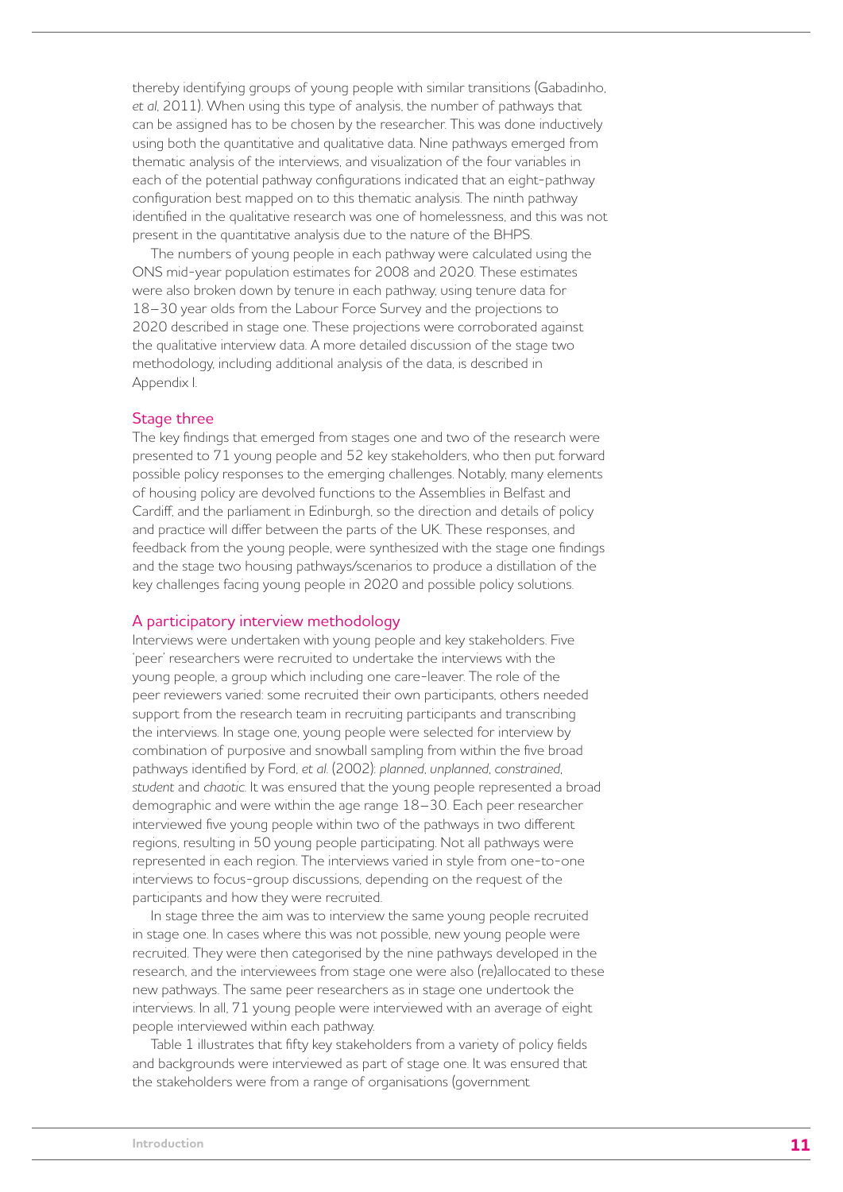thereby identifying groups of young people with similar transitions (Gabadinho, *et al*, 2011). When using this type of analysis, the number of pathways that can be assigned has to be chosen by the researcher. This was done inductively using both the quantitative and qualitative data. Nine pathways emerged from thematic analysis of the interviews, and visualization of the four variables in each of the potential pathway configurations indicated that an eight-pathway configuration best mapped on to this thematic analysis. The ninth pathway identified in the qualitative research was one of homelessness, and this was not present in the quantitative analysis due to the nature of the BHPS.

The numbers of young people in each pathway were calculated using the ONS mid-year population estimates for 2008 and 2020. These estimates were also broken down by tenure in each pathway, using tenure data for 18–30 year olds from the Labour Force Survey and the projections to 2020 described in stage one. These projections were corroborated against the qualitative interview data. A more detailed discussion of the stage two methodology, including additional analysis of the data, is described in Appendix I.

## Stage three

The key findings that emerged from stages one and two of the research were presented to 71 young people and 52 key stakeholders, who then put forward possible policy responses to the emerging challenges. Notably, many elements of housing policy are devolved functions to the Assemblies in Belfast and Cardiff, and the parliament in Edinburgh, so the direction and details of policy and practice will differ between the parts of the UK. These responses, and feedback from the young people, were synthesized with the stage one findings and the stage two housing pathways/scenarios to produce a distillation of the key challenges facing young people in 2020 and possible policy solutions.

## A participatory interview methodology

Interviews were undertaken with young people and key stakeholders. Five 'peer' researchers were recruited to undertake the interviews with the young people, a group which including one care-leaver. The role of the peer reviewers varied: some recruited their own participants, others needed support from the research team in recruiting participants and transcribing the interviews. In stage one, young people were selected for interview by combination of purposive and snowball sampling from within the five broad pathways identified by Ford, *et al.* (2002): *planned*, *unplanned*, *constrained*, *student* and *chaotic*. It was ensured that the young people represented a broad demographic and were within the age range 18–30. Each peer researcher interviewed five young people within two of the pathways in two different regions, resulting in 50 young people participating. Not all pathways were represented in each region. The interviews varied in style from one-to-one interviews to focus-group discussions, depending on the request of the participants and how they were recruited.

In stage three the aim was to interview the same young people recruited in stage one. In cases where this was not possible, new young people were recruited. They were then categorised by the nine pathways developed in the research, and the interviewees from stage one were also (re)allocated to these new pathways. The same peer researchers as in stage one undertook the interviews. In all, 71 young people were interviewed with an average of eight people interviewed within each pathway.

Table 1 illustrates that fifty key stakeholders from a variety of policy fields and backgrounds were interviewed as part of stage one. It was ensured that the stakeholders were from a range of organisations (government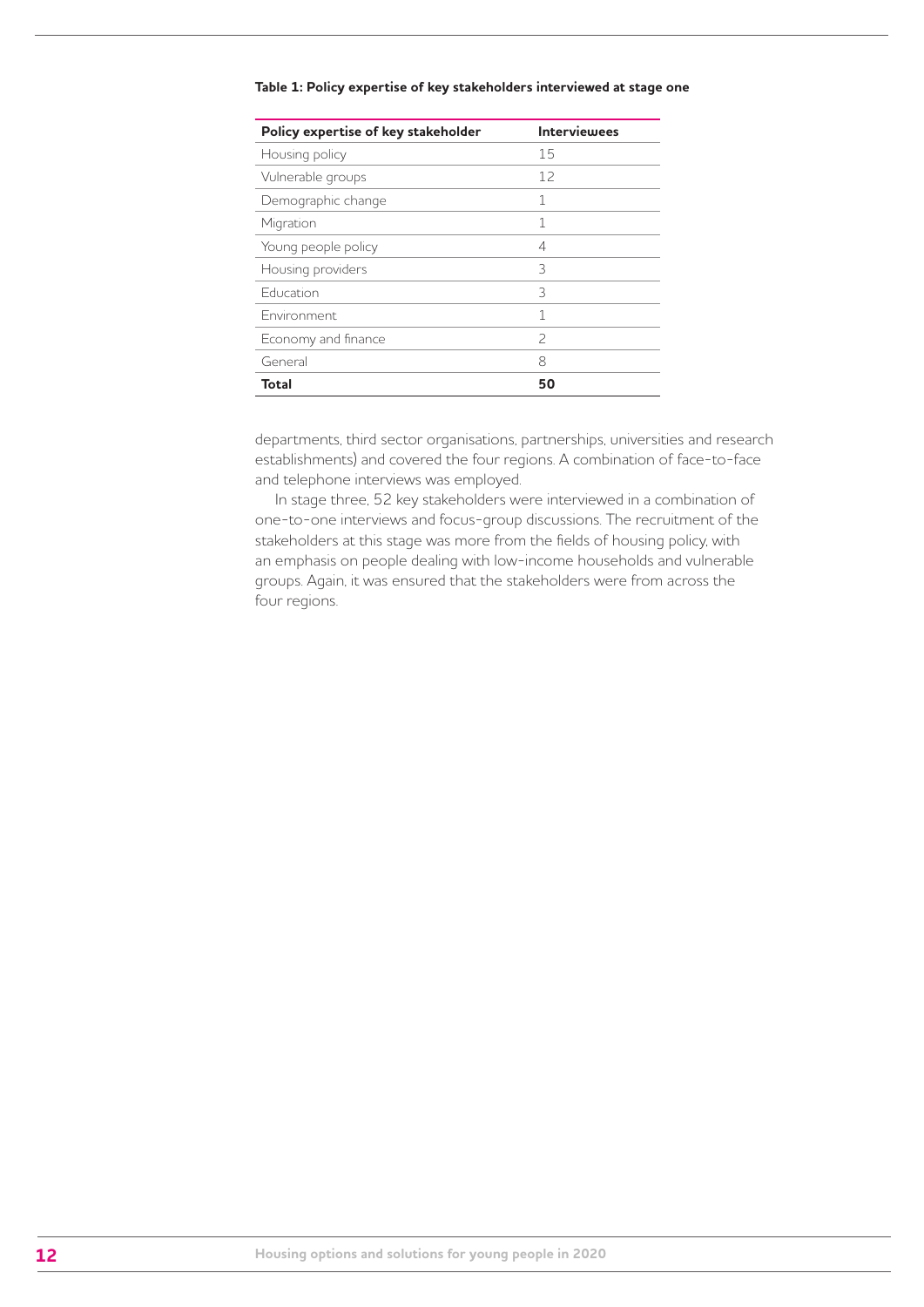**Table 1: Policy expertise of key stakeholders interviewed at stage one**

| Policy expertise of key stakeholder | Interviewees |
|---|---|
| Housing policy | 15 |
| Vulnerable groups | 12 |
| Demographic change | 1 |
| Migration | 1 |
| Young people policy | 4 |
| Housing providers | 3 |
| Education | 3 |
| Environment | 1 |
| Economy and finance | 2 |
| General | 8 |
| **Total** | **50** |

departments, third sector organisations, partnerships, universities and research establishments) and covered the four regions. A combination of face-to-face and telephone interviews was employed.

In stage three, 52 key stakeholders were interviewed in a combination of one-to-one interviews and focus-group discussions. The recruitment of the stakeholders at this stage was more from the fields of housing policy, with an emphasis on people dealing with low-income households and vulnerable groups. Again, it was ensured that the stakeholders were from across the four regions.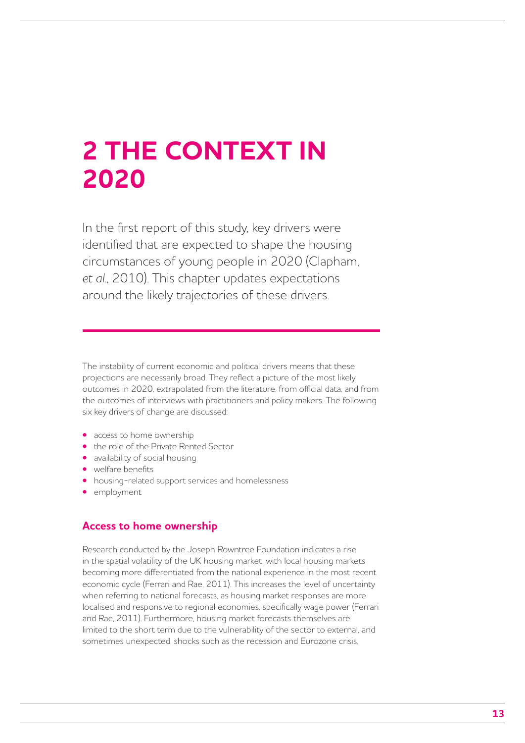# 2 THE CONTEXT IN 2020

In the first report of this study, key drivers were identified that are expected to shape the housing circumstances of young people in 2020 (Clapham, *et al.*, 2010). This chapter updates expectations around the likely trajectories of these drivers.

The instability of current economic and political drivers means that these projections are necessarily broad. They reflect a picture of the most likely outcomes in 2020, extrapolated from the literature, from official data, and from the outcomes of interviews with practitioners and policy makers. The following six key drivers of change are discussed:

- access to home ownership
- the role of the Private Rented Sector
- availability of social housing
- welfare benefits
- housing-related support services and homelessness
- employment

## Access to home ownership

Research conducted by the Joseph Rowntree Foundation indicates a rise in the spatial volatility of the UK housing market, with local housing markets becoming more differentiated from the national experience in the most recent economic cycle (Ferrari and Rae, 2011). This increases the level of uncertainty when referring to national forecasts, as housing market responses are more localised and responsive to regional economies, specifically wage power (Ferrari and Rae, 2011). Furthermore, housing market forecasts themselves are limited to the short term due to the vulnerability of the sector to external, and sometimes unexpected, shocks such as the recession and Eurozone crisis.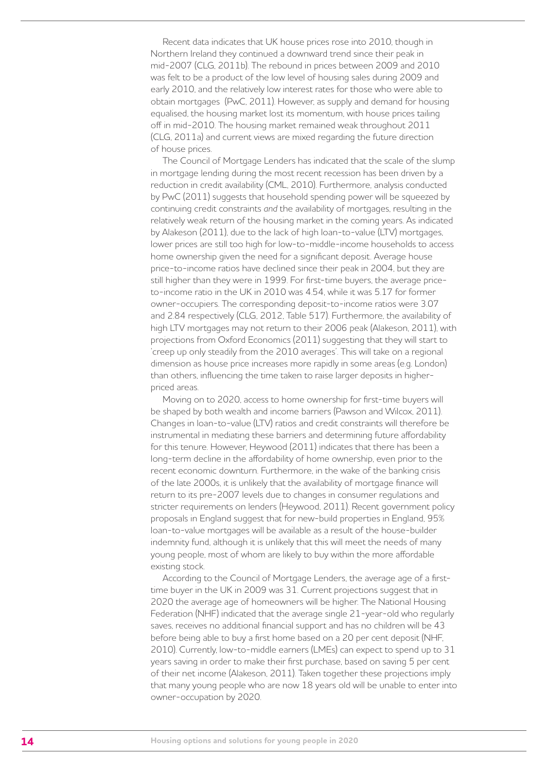Recent data indicates that UK house prices rose into 2010, though in Northern Ireland they continued a downward trend since their peak in mid-2007 (CLG, 2011b). The rebound in prices between 2009 and 2010 was felt to be a product of the low level of housing sales during 2009 and early 2010, and the relatively low interest rates for those who were able to obtain mortgages (PwC, 2011). However, as supply and demand for housing equalised, the housing market lost its momentum, with house prices tailing off in mid-2010. The housing market remained weak throughout 2011 (CLG, 2011a) and current views are mixed regarding the future direction of house prices.

The Council of Mortgage Lenders has indicated that the scale of the slump in mortgage lending during the most recent recession has been driven by a reduction in credit availability (CML, 2010). Furthermore, analysis conducted by PwC (2011) suggests that household spending power will be squeezed by continuing credit constraints *and* the availability of mortgages, resulting in the relatively weak return of the housing market in the coming years. As indicated by Alakeson (2011), due to the lack of high loan-to-value (LTV) mortgages, lower prices are still too high for low-to-middle-income households to access home ownership given the need for a significant deposit. Average house price-to-income ratios have declined since their peak in 2004, but they are still higher than they were in 1999. For first-time buyers, the average price-to-income ratio in the UK in 2010 was 4.54, while it was 5.17 for former owner-occupiers. The corresponding deposit-to-income ratios were 3.07 and 2.84 respectively (CLG, 2012, Table 517). Furthermore, the availability of high LTV mortgages may not return to their 2006 peak (Alakeson, 2011), with projections from Oxford Economics (2011) suggesting that they will start to 'creep up only steadily from the 2010 averages'. This will take on a regional dimension as house price increases more rapidly in some areas (e.g. London) than others, influencing the time taken to raise larger deposits in higher-priced areas.

Moving on to 2020, access to home ownership for first-time buyers will be shaped by both wealth and income barriers (Pawson and Wilcox, 2011). Changes in loan-to-value (LTV) ratios and credit constraints will therefore be instrumental in mediating these barriers and determining future affordability for this tenure. However, Heywood (2011) indicates that there has been a long-term decline in the affordability of home ownership, even prior to the recent economic downturn. Furthermore, in the wake of the banking crisis of the late 2000s, it is unlikely that the availability of mortgage finance will return to its pre-2007 levels due to changes in consumer regulations and stricter requirements on lenders (Heywood, 2011). Recent government policy proposals in England suggest that for new-build properties in England, 95% loan-to-value mortgages will be available as a result of the house-builder indemnity fund, although it is unlikely that this will meet the needs of many young people, most of whom are likely to buy within the more affordable existing stock.

According to the Council of Mortgage Lenders, the average age of a first-time buyer in the UK in 2009 was 31. Current projections suggest that in 2020 the average age of homeowners will be higher. The National Housing Federation (NHF) indicated that the average single 21-year-old who regularly saves, receives no additional financial support and has no children will be 43 before being able to buy a first home based on a 20 per cent deposit (NHF, 2010). Currently, low-to-middle earners (LMEs) can expect to spend up to 31 years saving in order to make their first purchase, based on saving 5 per cent of their net income (Alakeson, 2011). Taken together these projections imply that many young people who are now 18 years old will be unable to enter into owner-occupation by 2020.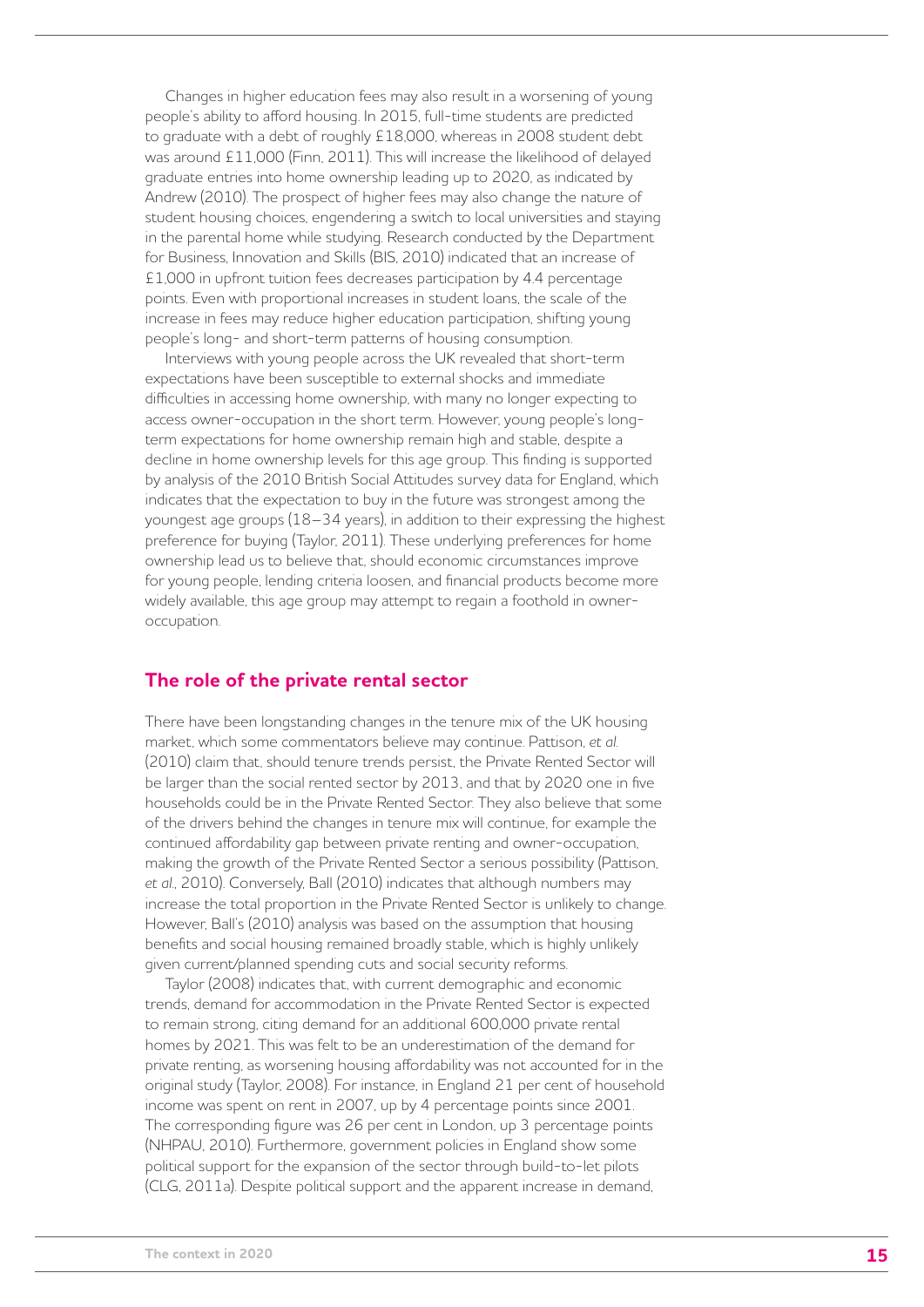Changes in higher education fees may also result in a worsening of young people's ability to afford housing. In 2015, full-time students are predicted to graduate with a debt of roughly £18,000, whereas in 2008 student debt was around £11,000 (Finn, 2011). This will increase the likelihood of delayed graduate entries into home ownership leading up to 2020, as indicated by Andrew (2010). The prospect of higher fees may also change the nature of student housing choices, engendering a switch to local universities and staying in the parental home while studying. Research conducted by the Department for Business, Innovation and Skills (BIS, 2010) indicated that an increase of £1,000 in upfront tuition fees decreases participation by 4.4 percentage points. Even with proportional increases in student loans, the scale of the increase in fees may reduce higher education participation, shifting young people's long- and short-term patterns of housing consumption.

Interviews with young people across the UK revealed that short-term expectations have been susceptible to external shocks and immediate difficulties in accessing home ownership, with many no longer expecting to access owner-occupation in the short term. However, young people's long-term expectations for home ownership remain high and stable, despite a decline in home ownership levels for this age group. This finding is supported by analysis of the 2010 British Social Attitudes survey data for England, which indicates that the expectation to buy in the future was strongest among the youngest age groups (18–34 years), in addition to their expressing the highest preference for buying (Taylor, 2011). These underlying preferences for home ownership lead us to believe that, should economic circumstances improve for young people, lending criteria loosen, and financial products become more widely available, this age group may attempt to regain a foothold in owner-occupation.

## The role of the private rental sector

There have been longstanding changes in the tenure mix of the UK housing market, which some commentators believe may continue. Pattison, *et al.* (2010) claim that, should tenure trends persist, the Private Rented Sector will be larger than the social rented sector by 2013, and that by 2020 one in five households could be in the Private Rented Sector. They also believe that some of the drivers behind the changes in tenure mix will continue, for example the continued affordability gap between private renting and owner-occupation, making the growth of the Private Rented Sector a serious possibility (Pattison, *et al.*, 2010). Conversely, Ball (2010) indicates that although numbers may increase the total proportion in the Private Rented Sector is unlikely to change. However, Ball's (2010) analysis was based on the assumption that housing benefits and social housing remained broadly stable, which is highly unlikely given current/planned spending cuts and social security reforms.

Taylor (2008) indicates that, with current demographic and economic trends, demand for accommodation in the Private Rented Sector is expected to remain strong, citing demand for an additional 600,000 private rental homes by 2021. This was felt to be an underestimation of the demand for private renting, as worsening housing affordability was not accounted for in the original study (Taylor, 2008). For instance, in England 21 per cent of household income was spent on rent in 2007, up by 4 percentage points since 2001. The corresponding figure was 26 per cent in London, up 3 percentage points (NHPAU, 2010). Furthermore, government policies in England show some political support for the expansion of the sector through build-to-let pilots (CLG, 2011a). Despite political support and the apparent increase in demand,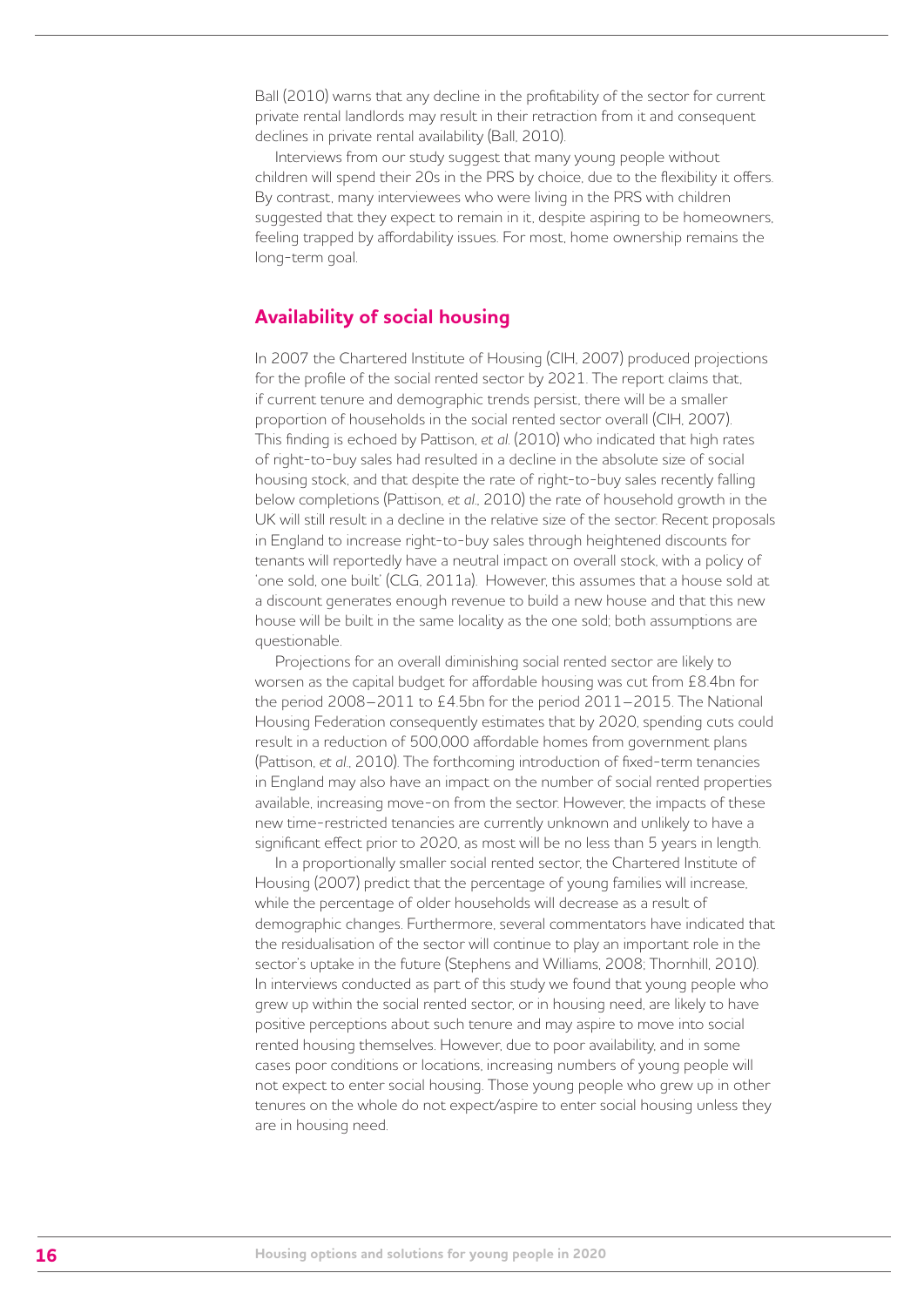Ball (2010) warns that any decline in the profitability of the sector for current private rental landlords may result in their retraction from it and consequent declines in private rental availability (Ball, 2010).

Interviews from our study suggest that many young people without children will spend their 20s in the PRS by choice, due to the flexibility it offers. By contrast, many interviewees who were living in the PRS with children suggested that they expect to remain in it, despite aspiring to be homeowners, feeling trapped by affordability issues. For most, home ownership remains the long-term goal.

## Availability of social housing

In 2007 the Chartered Institute of Housing (CIH, 2007) produced projections for the profile of the social rented sector by 2021. The report claims that, if current tenure and demographic trends persist, there will be a smaller proportion of households in the social rented sector overall (CIH, 2007). This finding is echoed by Pattison, *et al.* (2010) who indicated that high rates of right-to-buy sales had resulted in a decline in the absolute size of social housing stock, and that despite the rate of right-to-buy sales recently falling below completions (Pattison, *et al.*, 2010) the rate of household growth in the UK will still result in a decline in the relative size of the sector. Recent proposals in England to increase right-to-buy sales through heightened discounts for tenants will reportedly have a neutral impact on overall stock, with a policy of 'one sold, one built' (CLG, 2011a). However, this assumes that a house sold at a discount generates enough revenue to build a new house and that this new house will be built in the same locality as the one sold; both assumptions are questionable.

Projections for an overall diminishing social rented sector are likely to worsen as the capital budget for affordable housing was cut from £8.4bn for the period 2008–2011 to £4.5bn for the period 2011–2015. The National Housing Federation consequently estimates that by 2020, spending cuts could result in a reduction of 500,000 affordable homes from government plans (Pattison, *et al.*, 2010). The forthcoming introduction of fixed-term tenancies in England may also have an impact on the number of social rented properties available, increasing move-on from the sector. However, the impacts of these new time-restricted tenancies are currently unknown and unlikely to have a significant effect prior to 2020, as most will be no less than 5 years in length.

In a proportionally smaller social rented sector, the Chartered Institute of Housing (2007) predict that the percentage of young families will increase, while the percentage of older households will decrease as a result of demographic changes. Furthermore, several commentators have indicated that the residualisation of the sector will continue to play an important role in the sector's uptake in the future (Stephens and Williams, 2008; Thornhill, 2010). In interviews conducted as part of this study we found that young people who grew up within the social rented sector, or in housing need, are likely to have positive perceptions about such tenure and may aspire to move into social rented housing themselves. However, due to poor availability, and in some cases poor conditions or locations, increasing numbers of young people will not expect to enter social housing. Those young people who grew up in other tenures on the whole do not expect/aspire to enter social housing unless they are in housing need.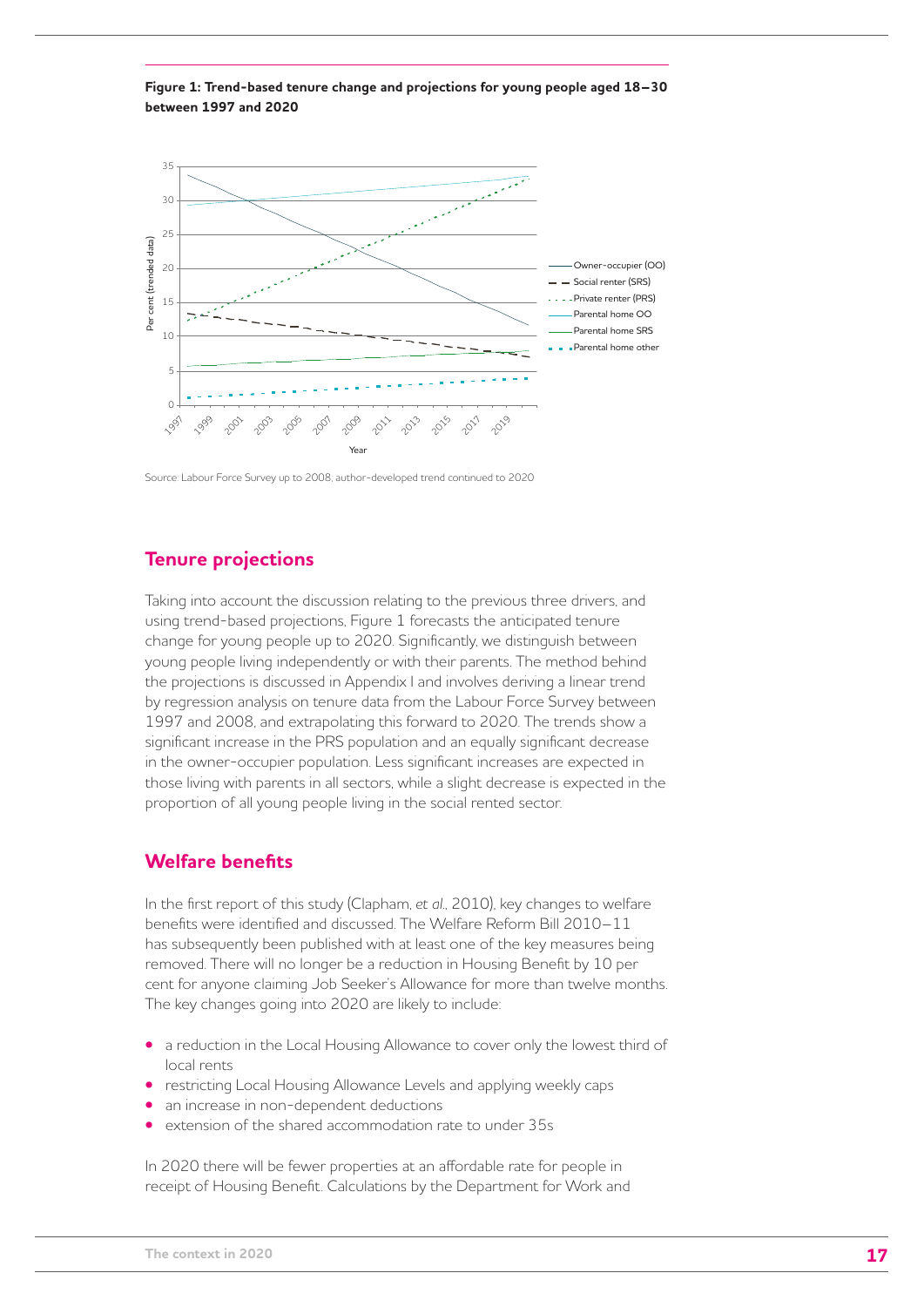**Figure 1: Trend-based tenure change and projections for young people aged 18–30 between 1997 and 2020**

Source: Labour Force Survey up to 2008; author-developed trend continued to 2020

## Tenure projections

Taking into account the discussion relating to the previous three drivers, and using trend-based projections, Figure 1 forecasts the anticipated tenure change for young people up to 2020. Significantly, we distinguish between young people living independently or with their parents. The method behind the projections is discussed in Appendix I and involves deriving a linear trend by regression analysis on tenure data from the Labour Force Survey between 1997 and 2008, and extrapolating this forward to 2020. The trends show a significant increase in the PRS population and an equally significant decrease in the owner-occupier population. Less significant increases are expected in those living with parents in all sectors, while a slight decrease is expected in the proportion of all young people living in the social rented sector.

## Welfare benefits

In the first report of this study (Clapham, *et al.*, 2010), key changes to welfare benefits were identified and discussed. The Welfare Reform Bill 2010–11 has subsequently been published with at least one of the key measures being removed. There will no longer be a reduction in Housing Benefit by 10 per cent for anyone claiming Job Seeker's Allowance for more than twelve months. The key changes going into 2020 are likely to include:

- a reduction in the Local Housing Allowance to cover only the lowest third of local rents
- restricting Local Housing Allowance Levels and applying weekly caps
- an increase in non-dependent deductions
- extension of the shared accommodation rate to under 35s

In 2020 there will be fewer properties at an affordable rate for people in receipt of Housing Benefit. Calculations by the Department for Work and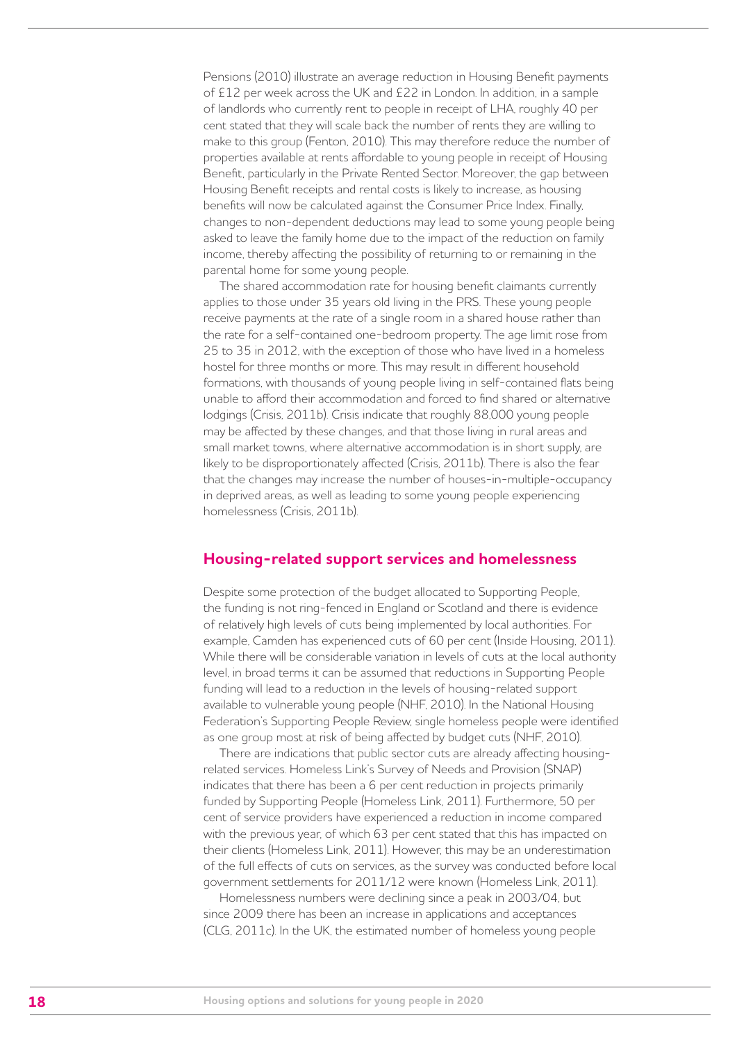Pensions (2010) illustrate an average reduction in Housing Benefit payments of £12 per week across the UK and £22 in London. In addition, in a sample of landlords who currently rent to people in receipt of LHA, roughly 40 per cent stated that they will scale back the number of rents they are willing to make to this group (Fenton, 2010). This may therefore reduce the number of properties available at rents affordable to young people in receipt of Housing Benefit, particularly in the Private Rented Sector. Moreover, the gap between Housing Benefit receipts and rental costs is likely to increase, as housing benefits will now be calculated against the Consumer Price Index. Finally, changes to non-dependent deductions may lead to some young people being asked to leave the family home due to the impact of the reduction on family income, thereby affecting the possibility of returning to or remaining in the parental home for some young people.

The shared accommodation rate for housing benefit claimants currently applies to those under 35 years old living in the PRS. These young people receive payments at the rate of a single room in a shared house rather than the rate for a self-contained one-bedroom property. The age limit rose from 25 to 35 in 2012, with the exception of those who have lived in a homeless hostel for three months or more. This may result in different household formations, with thousands of young people living in self-contained flats being unable to afford their accommodation and forced to find shared or alternative lodgings (Crisis, 2011b). Crisis indicate that roughly 88,000 young people may be affected by these changes, and that those living in rural areas and small market towns, where alternative accommodation is in short supply, are likely to be disproportionately affected (Crisis, 2011b). There is also the fear that the changes may increase the number of houses-in-multiple-occupancy in deprived areas, as well as leading to some young people experiencing homelessness (Crisis, 2011b).

## Housing-related support services and homelessness

Despite some protection of the budget allocated to Supporting People, the funding is not ring-fenced in England or Scotland and there is evidence of relatively high levels of cuts being implemented by local authorities. For example, Camden has experienced cuts of 60 per cent (Inside Housing, 2011). While there will be considerable variation in levels of cuts at the local authority level, in broad terms it can be assumed that reductions in Supporting People funding will lead to a reduction in the levels of housing-related support available to vulnerable young people (NHF, 2010). In the National Housing Federation's Supporting People Review, single homeless people were identified as one group most at risk of being affected by budget cuts (NHF, 2010).

There are indications that public sector cuts are already affecting housing-related services. Homeless Link's Survey of Needs and Provision (SNAP) indicates that there has been a 6 per cent reduction in projects primarily funded by Supporting People (Homeless Link, 2011). Furthermore, 50 per cent of service providers have experienced a reduction in income compared with the previous year, of which 63 per cent stated that this has impacted on their clients (Homeless Link, 2011). However, this may be an underestimation of the full effects of cuts on services, as the survey was conducted before local government settlements for 2011/12 were known (Homeless Link, 2011).

Homelessness numbers were declining since a peak in 2003/04, but since 2009 there has been an increase in applications and acceptances (CLG, 2011c). In the UK, the estimated number of homeless young people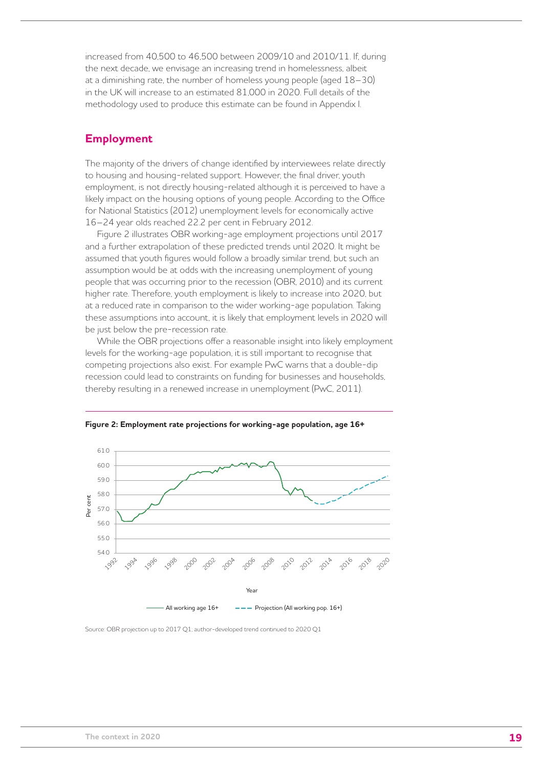increased from 40,500 to 46,500 between 2009/10 and 2010/11. If, during the next decade, we envisage an increasing trend in homelessness, albeit at a diminishing rate, the number of homeless young people (aged 18–30) in the UK will increase to an estimated 81,000 in 2020. Full details of the methodology used to produce this estimate can be found in Appendix I.

## Employment

The majority of the drivers of change identified by interviewees relate directly to housing and housing-related support. However, the final driver, youth employment, is not directly housing-related although it is perceived to have a likely impact on the housing options of young people. According to the Office for National Statistics (2012) unemployment levels for economically active 16–24 year olds reached 22.2 per cent in February 2012.

Figure 2 illustrates OBR working-age employment projections until 2017 and a further extrapolation of these predicted trends until 2020. It might be assumed that youth figures would follow a broadly similar trend, but such an assumption would be at odds with the increasing unemployment of young people that was occurring prior to the recession (OBR, 2010) and its current higher rate. Therefore, youth employment is likely to increase into 2020, but at a reduced rate in comparison to the wider working-age population. Taking these assumptions into account, it is likely that employment levels in 2020 will be just below the pre-recession rate.

While the OBR projections offer a reasonable insight into likely employment levels for the working-age population, it is still important to recognise that competing projections also exist. For example PwC warns that a double-dip recession could lead to constraints on funding for businesses and households, thereby resulting in a renewed increase in unemployment (PwC, 2011).

**Figure 2: Employment rate projections for working-age population, age 16+**

Source: OBR projection up to 2017 Q1; author-developed trend continued to 2020 Q1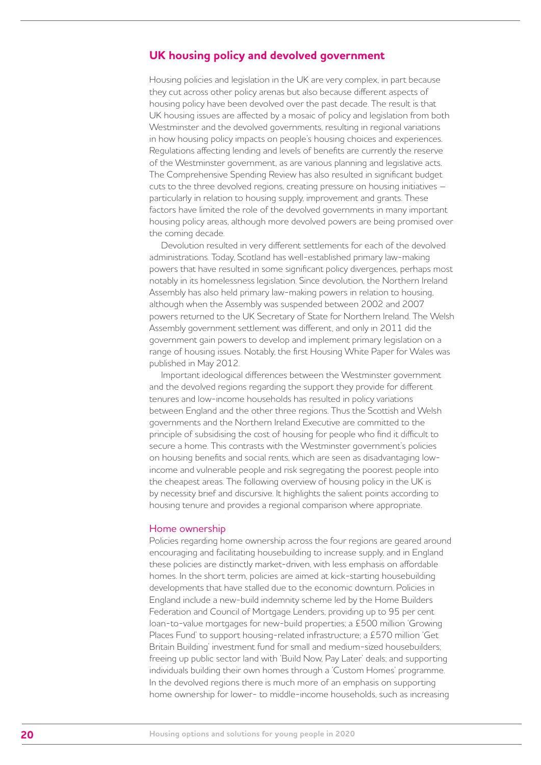## UK housing policy and devolved government

Housing policies and legislation in the UK are very complex, in part because they cut across other policy arenas but also because different aspects of housing policy have been devolved over the past decade. The result is that UK housing issues are affected by a mosaic of policy and legislation from both Westminster and the devolved governments, resulting in regional variations in how housing policy impacts on people's housing choices and experiences. Regulations affecting lending and levels of benefits are currently the reserve of the Westminster government, as are various planning and legislative acts. The Comprehensive Spending Review has also resulted in significant budget cuts to the three devolved regions, creating pressure on housing initiatives – particularly in relation to housing supply, improvement and grants. These factors have limited the role of the devolved governments in many important housing policy areas, although more devolved powers are being promised over the coming decade.

Devolution resulted in very different settlements for each of the devolved administrations. Today, Scotland has well-established primary law-making powers that have resulted in some significant policy divergences, perhaps most notably in its homelessness legislation. Since devolution, the Northern Ireland Assembly has also held primary law-making powers in relation to housing, although when the Assembly was suspended between 2002 and 2007 powers returned to the UK Secretary of State for Northern Ireland. The Welsh Assembly government settlement was different, and only in 2011 did the government gain powers to develop and implement primary legislation on a range of housing issues. Notably, the first Housing White Paper for Wales was published in May 2012.

Important ideological differences between the Westminster government and the devolved regions regarding the support they provide for different tenures and low-income households has resulted in policy variations between England and the other three regions. Thus the Scottish and Welsh governments and the Northern Ireland Executive are committed to the principle of subsidising the cost of housing for people who find it difficult to secure a home. This contrasts with the Westminster government's policies on housing benefits and social rents, which are seen as disadvantaging low-income and vulnerable people and risk segregating the poorest people into the cheapest areas. The following overview of housing policy in the UK is by necessity brief and discursive. It highlights the salient points according to housing tenure and provides a regional comparison where appropriate.

### Home ownership

Policies regarding home ownership across the four regions are geared around encouraging and facilitating housebuilding to increase supply, and in England these policies are distinctly market-driven, with less emphasis on affordable homes. In the short term, policies are aimed at kick-starting housebuilding developments that have stalled due to the economic downturn. Policies in England include a new-build indemnity scheme led by the Home Builders Federation and Council of Mortgage Lenders, providing up to 95 per cent loan-to-value mortgages for new-build properties; a £500 million 'Growing Places Fund' to support housing-related infrastructure; a £570 million 'Get Britain Building' investment fund for small and medium-sized housebuilders; freeing up public sector land with 'Build Now, Pay Later' deals; and supporting individuals building their own homes through a 'Custom Homes' programme. In the devolved regions there is much more of an emphasis on supporting home ownership for lower- to middle-income households, such as increasing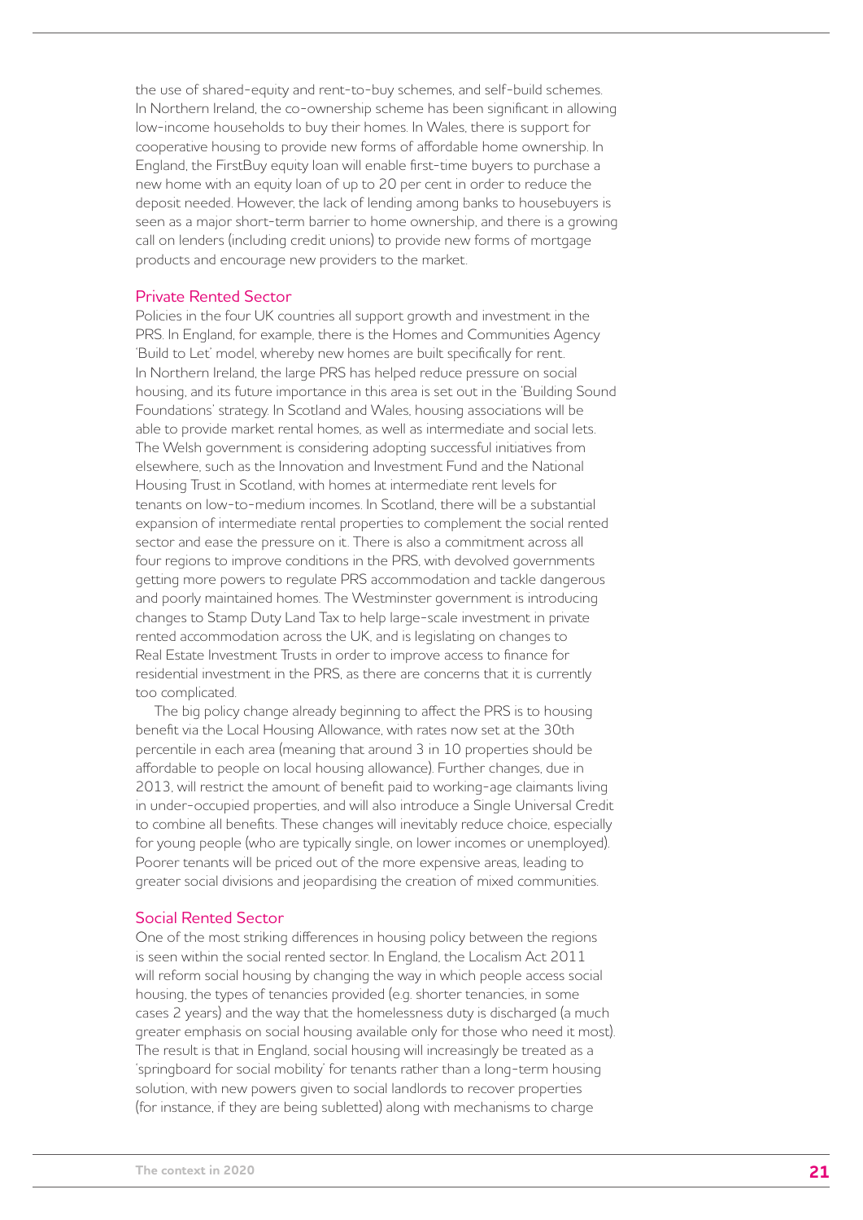the use of shared-equity and rent-to-buy schemes, and self-build schemes. In Northern Ireland, the co-ownership scheme has been significant in allowing low-income households to buy their homes. In Wales, there is support for cooperative housing to provide new forms of affordable home ownership. In England, the FirstBuy equity loan will enable first-time buyers to purchase a new home with an equity loan of up to 20 per cent in order to reduce the deposit needed. However, the lack of lending among banks to housebuyers is seen as a major short-term barrier to home ownership, and there is a growing call on lenders (including credit unions) to provide new forms of mortgage products and encourage new providers to the market.

## Private Rented Sector

Policies in the four UK countries all support growth and investment in the PRS. In England, for example, there is the Homes and Communities Agency 'Build to Let' model, whereby new homes are built specifically for rent. In Northern Ireland, the large PRS has helped reduce pressure on social housing, and its future importance in this area is set out in the 'Building Sound Foundations' strategy. In Scotland and Wales, housing associations will be able to provide market rental homes, as well as intermediate and social lets. The Welsh government is considering adopting successful initiatives from elsewhere, such as the Innovation and Investment Fund and the National Housing Trust in Scotland, with homes at intermediate rent levels for tenants on low-to-medium incomes. In Scotland, there will be a substantial expansion of intermediate rental properties to complement the social rented sector and ease the pressure on it. There is also a commitment across all four regions to improve conditions in the PRS, with devolved governments getting more powers to regulate PRS accommodation and tackle dangerous and poorly maintained homes. The Westminster government is introducing changes to Stamp Duty Land Tax to help large-scale investment in private rented accommodation across the UK, and is legislating on changes to Real Estate Investment Trusts in order to improve access to finance for residential investment in the PRS, as there are concerns that it is currently too complicated.

The big policy change already beginning to affect the PRS is to housing benefit via the Local Housing Allowance, with rates now set at the 30th percentile in each area (meaning that around 3 in 10 properties should be affordable to people on local housing allowance). Further changes, due in 2013, will restrict the amount of benefit paid to working-age claimants living in under-occupied properties, and will also introduce a Single Universal Credit to combine all benefits. These changes will inevitably reduce choice, especially for young people (who are typically single, on lower incomes or unemployed). Poorer tenants will be priced out of the more expensive areas, leading to greater social divisions and jeopardising the creation of mixed communities.

## Social Rented Sector

One of the most striking differences in housing policy between the regions is seen within the social rented sector. In England, the Localism Act 2011 will reform social housing by changing the way in which people access social housing, the types of tenancies provided (e.g. shorter tenancies, in some cases 2 years) and the way that the homelessness duty is discharged (a much greater emphasis on social housing available only for those who need it most). The result is that in England, social housing will increasingly be treated as a 'springboard for social mobility' for tenants rather than a long-term housing solution, with new powers given to social landlords to recover properties (for instance, if they are being subletted) along with mechanisms to charge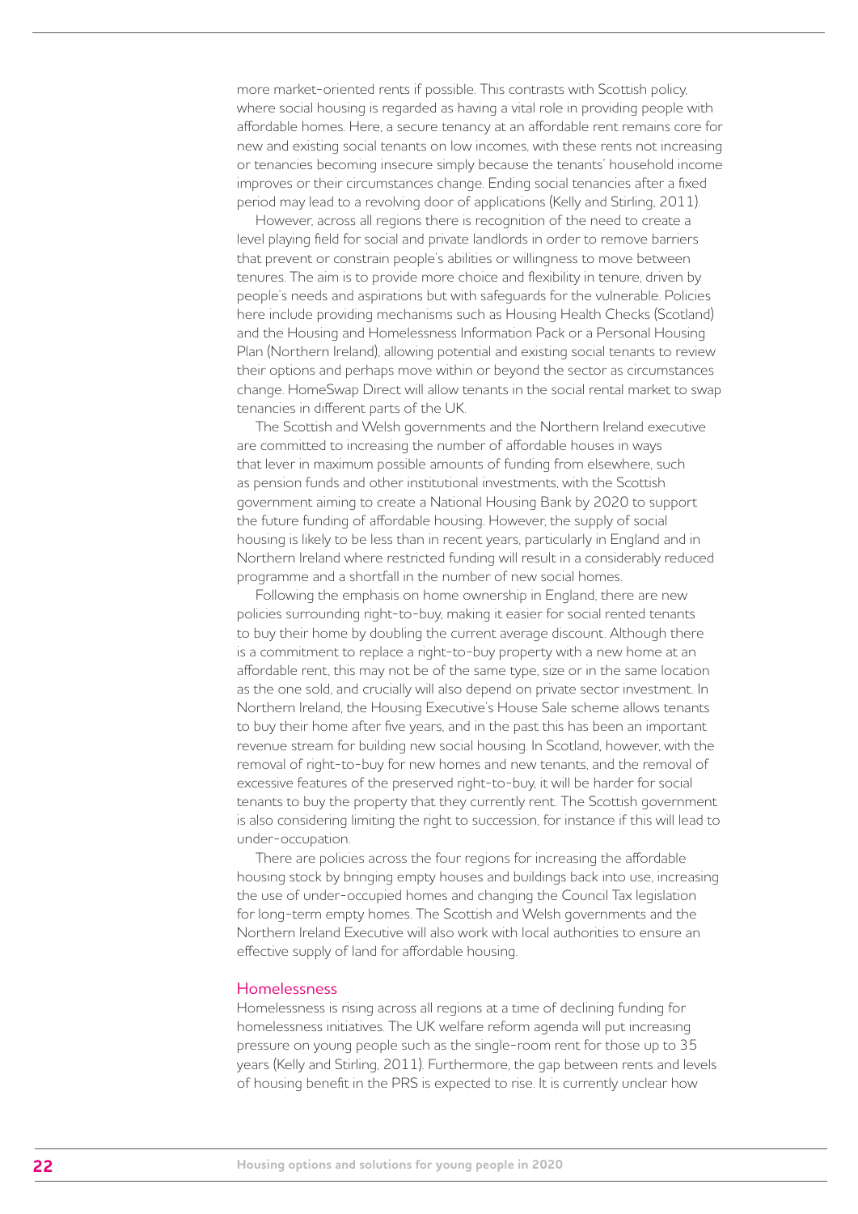more market-oriented rents if possible. This contrasts with Scottish policy, where social housing is regarded as having a vital role in providing people with affordable homes. Here, a secure tenancy at an affordable rent remains core for new and existing social tenants on low incomes, with these rents not increasing or tenancies becoming insecure simply because the tenants' household income improves or their circumstances change. Ending social tenancies after a fixed period may lead to a revolving door of applications (Kelly and Stirling, 2011).

However, across all regions there is recognition of the need to create a level playing field for social and private landlords in order to remove barriers that prevent or constrain people's abilities or willingness to move between tenures. The aim is to provide more choice and flexibility in tenure, driven by people's needs and aspirations but with safeguards for the vulnerable. Policies here include providing mechanisms such as Housing Health Checks (Scotland) and the Housing and Homelessness Information Pack or a Personal Housing Plan (Northern Ireland), allowing potential and existing social tenants to review their options and perhaps move within or beyond the sector as circumstances change. HomeSwap Direct will allow tenants in the social rental market to swap tenancies in different parts of the UK.

The Scottish and Welsh governments and the Northern Ireland executive are committed to increasing the number of affordable houses in ways that lever in maximum possible amounts of funding from elsewhere, such as pension funds and other institutional investments, with the Scottish government aiming to create a National Housing Bank by 2020 to support the future funding of affordable housing. However, the supply of social housing is likely to be less than in recent years, particularly in England and in Northern Ireland where restricted funding will result in a considerably reduced programme and a shortfall in the number of new social homes.

Following the emphasis on home ownership in England, there are new policies surrounding right-to-buy, making it easier for social rented tenants to buy their home by doubling the current average discount. Although there is a commitment to replace a right-to-buy property with a new home at an affordable rent, this may not be of the same type, size or in the same location as the one sold, and crucially will also depend on private sector investment. In Northern Ireland, the Housing Executive's House Sale scheme allows tenants to buy their home after five years, and in the past this has been an important revenue stream for building new social housing. In Scotland, however, with the removal of right-to-buy for new homes and new tenants, and the removal of excessive features of the preserved right-to-buy, it will be harder for social tenants to buy the property that they currently rent. The Scottish government is also considering limiting the right to succession, for instance if this will lead to under-occupation.

There are policies across the four regions for increasing the affordable housing stock by bringing empty houses and buildings back into use, increasing the use of under-occupied homes and changing the Council Tax legislation for long-term empty homes. The Scottish and Welsh governments and the Northern Ireland Executive will also work with local authorities to ensure an effective supply of land for affordable housing.

## Homelessness

Homelessness is rising across all regions at a time of declining funding for homelessness initiatives. The UK welfare reform agenda will put increasing pressure on young people such as the single-room rent for those up to 35 years (Kelly and Stirling, 2011). Furthermore, the gap between rents and levels of housing benefit in the PRS is expected to rise. It is currently unclear how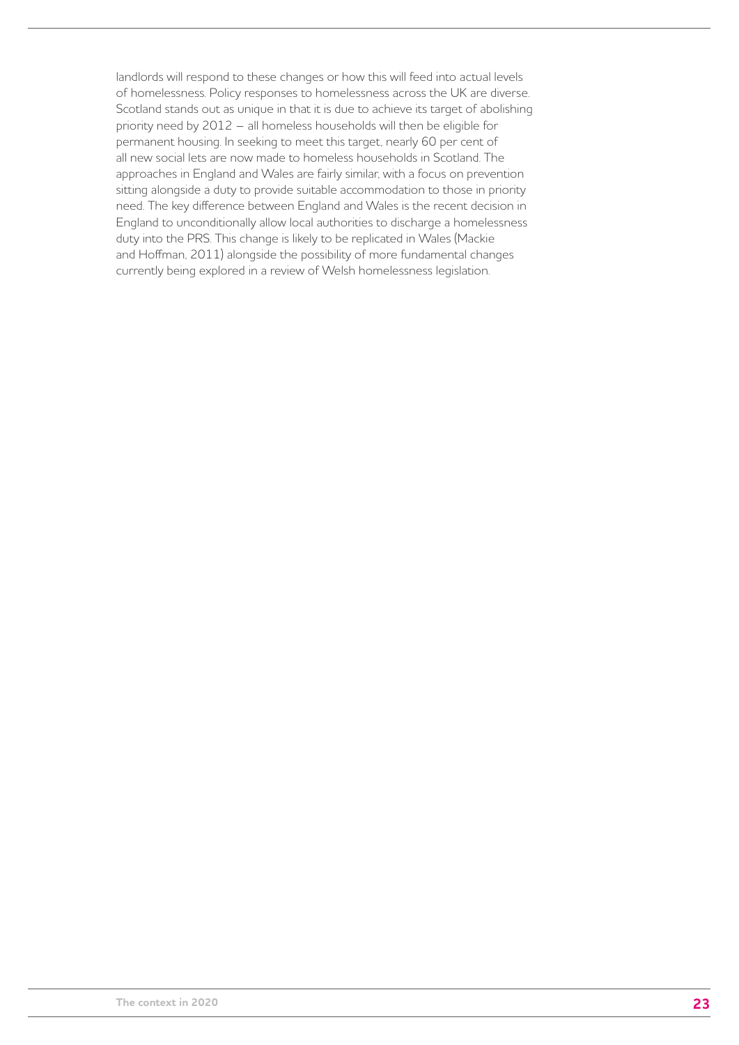landlords will respond to these changes or how this will feed into actual levels of homelessness. Policy responses to homelessness across the UK are diverse. Scotland stands out as unique in that it is due to achieve its target of abolishing priority need by 2012 – all homeless households will then be eligible for permanent housing. In seeking to meet this target, nearly 60 per cent of all new social lets are now made to homeless households in Scotland. The approaches in England and Wales are fairly similar, with a focus on prevention sitting alongside a duty to provide suitable accommodation to those in priority need. The key difference between England and Wales is the recent decision in England to unconditionally allow local authorities to discharge a homelessness duty into the PRS. This change is likely to be replicated in Wales (Mackie and Hoffman, 2011) alongside the possibility of more fundamental changes currently being explored in a review of Welsh homelessness legislation.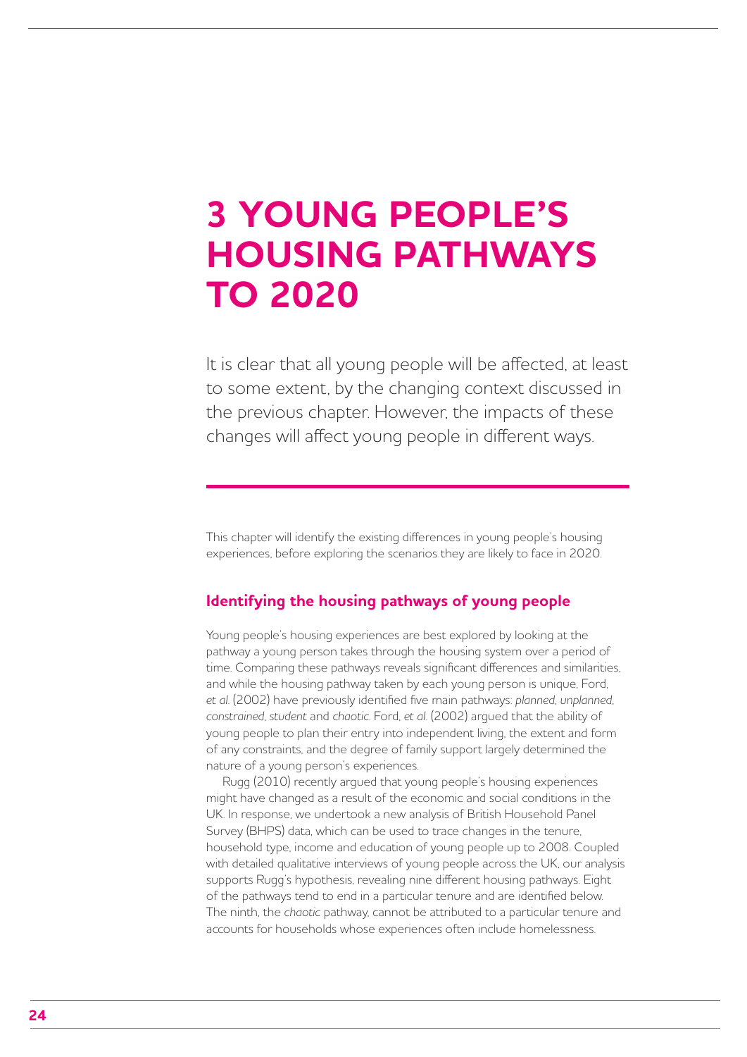# 3 YOUNG PEOPLE'S HOUSING PATHWAYS TO 2020

It is clear that all young people will be affected, at least to some extent, by the changing context discussed in the previous chapter. However, the impacts of these changes will affect young people in different ways.

This chapter will identify the existing differences in young people's housing experiences, before exploring the scenarios they are likely to face in 2020.

## Identifying the housing pathways of young people

Young people's housing experiences are best explored by looking at the pathway a young person takes through the housing system over a period of time. Comparing these pathways reveals significant differences and similarities, and while the housing pathway taken by each young person is unique, Ford, *et al.* (2002) have previously identified five main pathways: *planned*, *unplanned*, *constrained*, *student* and *chaotic*. Ford, *et al.* (2002) argued that the ability of young people to plan their entry into independent living, the extent and form of any constraints, and the degree of family support largely determined the nature of a young person's experiences.

Rugg (2010) recently argued that young people's housing experiences might have changed as a result of the economic and social conditions in the UK. In response, we undertook a new analysis of British Household Panel Survey (BHPS) data, which can be used to trace changes in the tenure, household type, income and education of young people up to 2008. Coupled with detailed qualitative interviews of young people across the UK, our analysis supports Rugg's hypothesis, revealing nine different housing pathways. Eight of the pathways tend to end in a particular tenure and are identified below. The ninth, the *chaotic* pathway, cannot be attributed to a particular tenure and accounts for households whose experiences often include homelessness.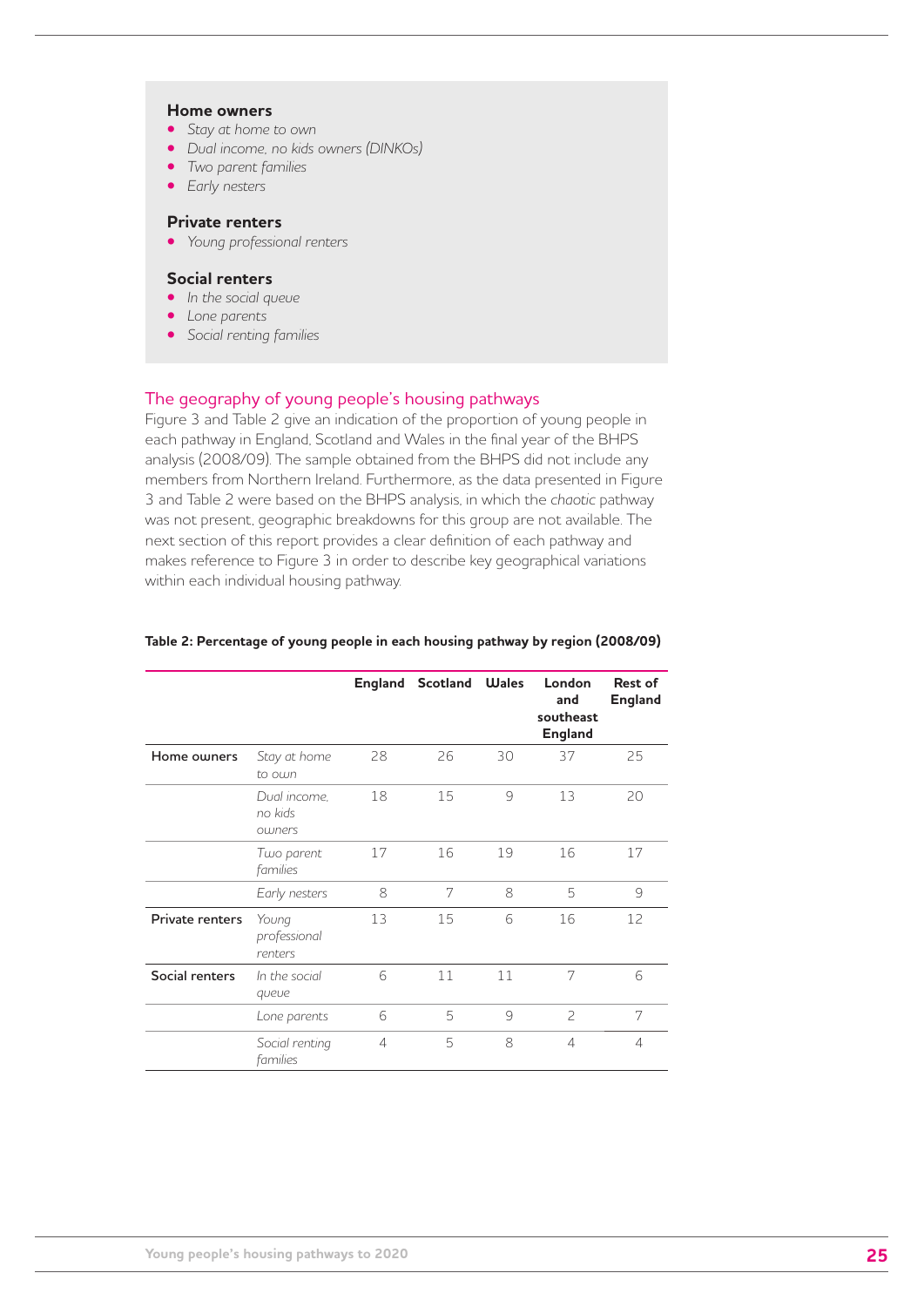**Home owners**

- *Stay at home to own*
- *Dual income, no kids owners (DINKOs)*
- *Two parent families*
- *Early nesters*

**Private renters**

- *Young professional renters*

**Social renters**

- *In the social queue*
- *Lone parents*
- *Social renting families*

## The geography of young people's housing pathways

Figure 3 and Table 2 give an indication of the proportion of young people in each pathway in England, Scotland and Wales in the final year of the BHPS analysis (2008/09). The sample obtained from the BHPS did not include any members from Northern Ireland. Furthermore, as the data presented in Figure 3 and Table 2 were based on the BHPS analysis, in which the *chaotic* pathway was not present, geographic breakdowns for this group are not available. The next section of this report provides a clear definition of each pathway and makes reference to Figure 3 in order to describe key geographical variations within each individual housing pathway.

**Table 2: Percentage of young people in each housing pathway by region (2008/09)**

| | | England | Scotland | Wales | London and southeast England | Rest of England |
|---|---|---|---|---|---|---|
| Home owners | *Stay at home to own* | 28 | 26 | 30 | 37 | 25 |
| | *Dual income, no kids owners* | 18 | 15 | 9 | 13 | 20 |
| | *Two parent families* | 17 | 16 | 19 | 16 | 17 |
| | *Early nesters* | 8 | 7 | 8 | 5 | 9 |
| Private renters | *Young professional renters* | 13 | 15 | 6 | 16 | 12 |
| Social renters | *In the social queue* | 6 | 11 | 11 | 7 | 6 |
| | *Lone parents* | 6 | 5 | 9 | 2 | 7 |
| | *Social renting families* | 4 | 5 | 8 | 4 | 4 |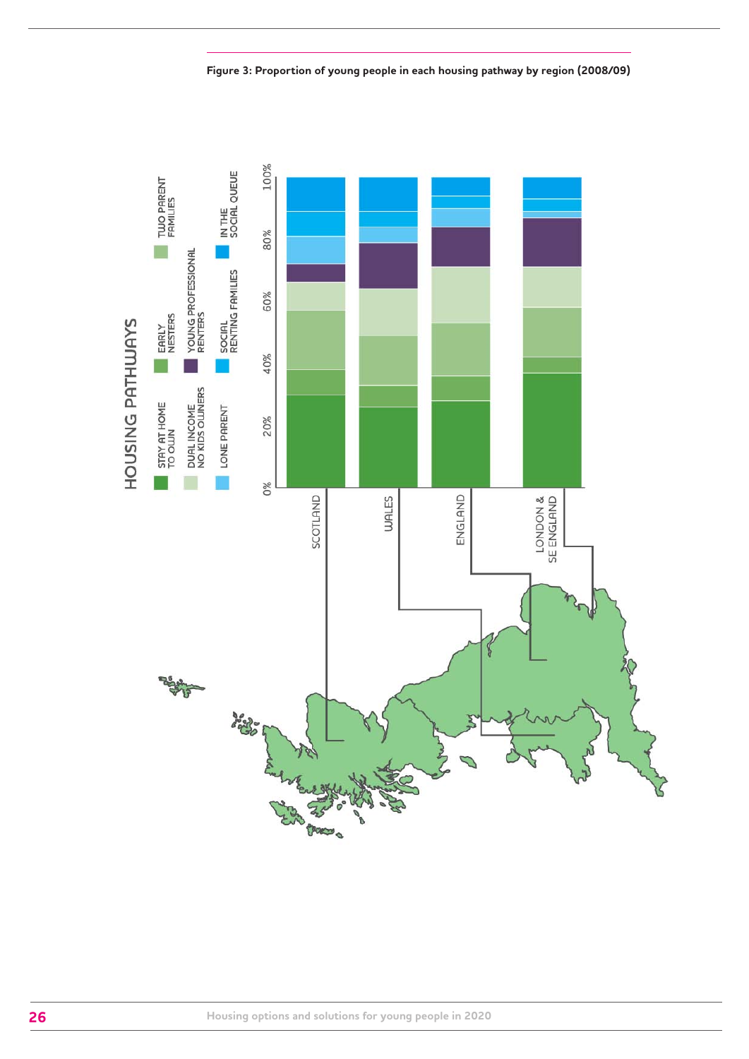**Figure 3: Proportion of young people in each housing pathway by region (2008/09)**

HOUSING PATHWAYS

- STAY AT HOME TO OWN
- EARLY NESTERS
- TWO PARENT FAMILIES
- DUAL INCOME NO KIDS OWNERS
- YOUNG PROFESSIONAL RENTERS
- LONE PARENT
- SOCIAL RENTING FAMILIES
- IN THE SOCIAL QUEUE

0% 20% 40% 60% 80% 100%

SCOTLAND

WALES

ENGLAND

LONDON & SE ENGLAND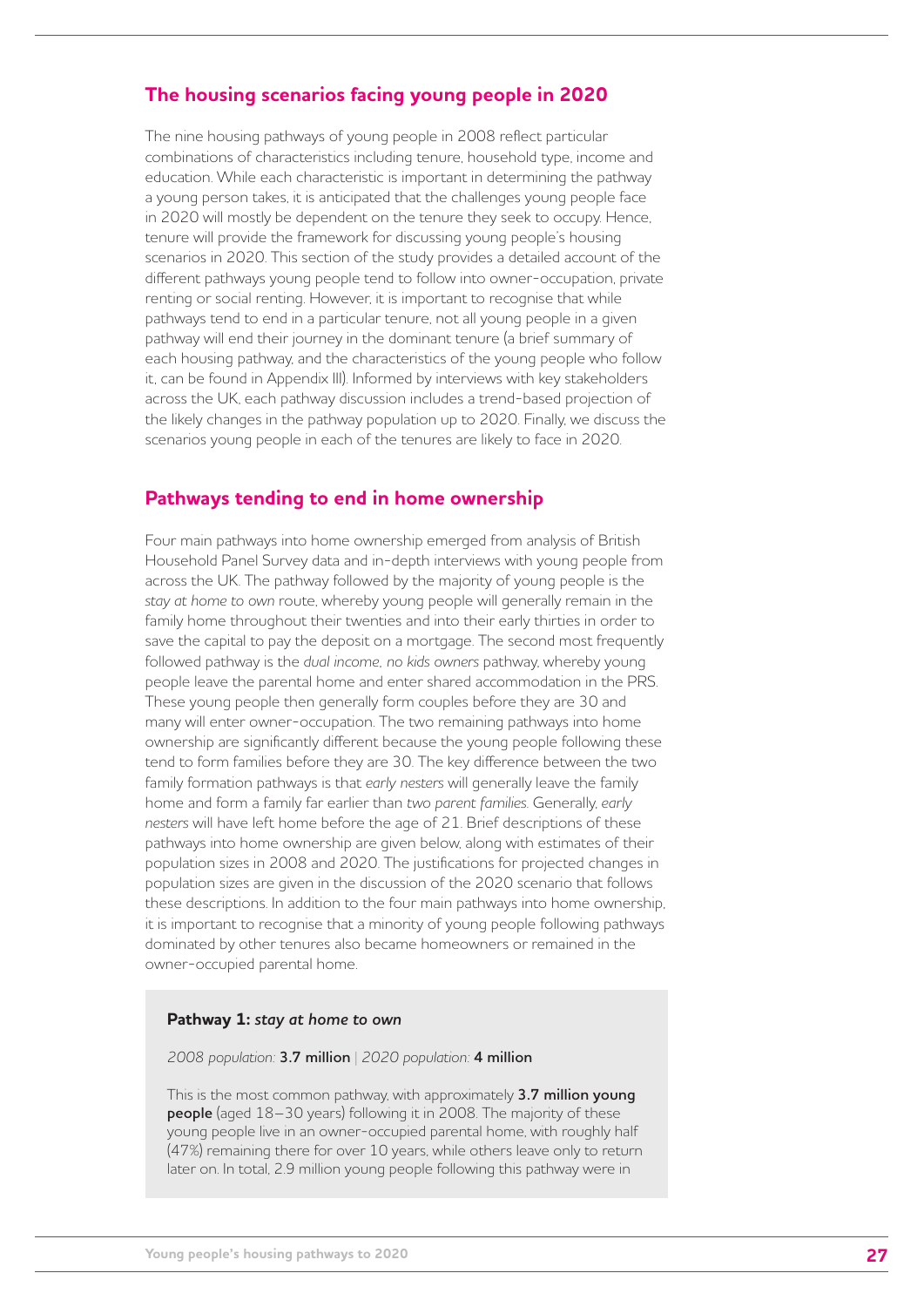## The housing scenarios facing young people in 2020

The nine housing pathways of young people in 2008 reflect particular combinations of characteristics including tenure, household type, income and education. While each characteristic is important in determining the pathway a young person takes, it is anticipated that the challenges young people face in 2020 will mostly be dependent on the tenure they seek to occupy. Hence, tenure will provide the framework for discussing young people's housing scenarios in 2020. This section of the study provides a detailed account of the different pathways young people tend to follow into owner-occupation, private renting or social renting. However, it is important to recognise that while pathways tend to end in a particular tenure, not all young people in a given pathway will end their journey in the dominant tenure (a brief summary of each housing pathway, and the characteristics of the young people who follow it, can be found in Appendix III). Informed by interviews with key stakeholders across the UK, each pathway discussion includes a trend-based projection of the likely changes in the pathway population up to 2020. Finally, we discuss the scenarios young people in each of the tenures are likely to face in 2020.

## Pathways tending to end in home ownership

Four main pathways into home ownership emerged from analysis of British Household Panel Survey data and in-depth interviews with young people from across the UK. The pathway followed by the majority of young people is the *stay at home to own* route, whereby young people will generally remain in the family home throughout their twenties and into their early thirties in order to save the capital to pay the deposit on a mortgage. The second most frequently followed pathway is the *dual income, no kids owners* pathway, whereby young people leave the parental home and enter shared accommodation in the PRS. These young people then generally form couples before they are 30 and many will enter owner-occupation. The two remaining pathways into home ownership are significantly different because the young people following these tend to form families before they are 30. The key difference between the two family formation pathways is that *early nesters* will generally leave the family home and form a family far earlier than *two parent families*. Generally, *early nesters* will have left home before the age of 21. Brief descriptions of these pathways into home ownership are given below, along with estimates of their population sizes in 2008 and 2020. The justifications for projected changes in population sizes are given in the discussion of the 2020 scenario that follows these descriptions. In addition to the four main pathways into home ownership, it is important to recognise that a minority of young people following pathways dominated by other tenures also became homeowners or remained in the owner-occupied parental home.

**Pathway 1:** ***stay at home to own***

*2008 population:* **3.7 million** | *2020 population:* **4 million**

This is the most common pathway, with approximately **3.7 million young people** (aged 18–30 years) following it in 2008. The majority of these young people live in an owner-occupied parental home, with roughly half (47%) remaining there for over 10 years, while others leave only to return later on. In total, 2.9 million young people following this pathway were in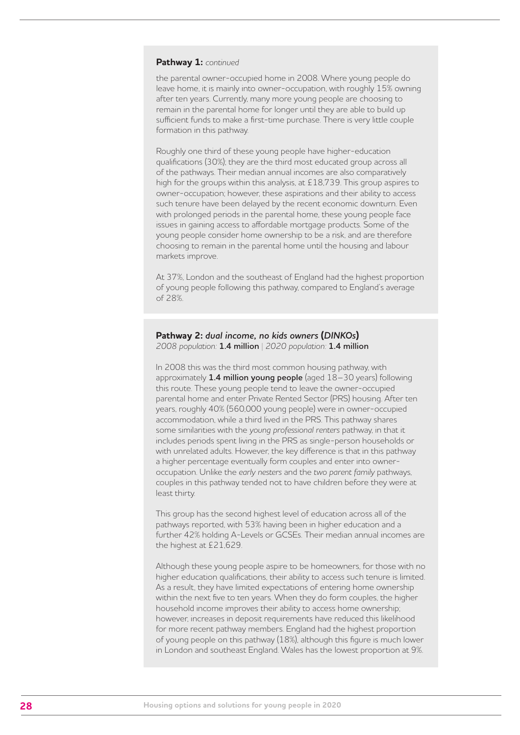**Pathway 1:** *continued*

the parental owner-occupied home in 2008. Where young people do leave home, it is mainly into owner-occupation, with roughly 15% owning after ten years. Currently, many more young people are choosing to remain in the parental home for longer until they are able to build up sufficient funds to make a first-time purchase. There is very little couple formation in this pathway.

Roughly one third of these young people have higher-education qualifications (30%); they are the third most educated group across all of the pathways. Their median annual incomes are also comparatively high for the groups within this analysis, at £18,739. This group aspires to owner-occupation; however, these aspirations and their ability to access such tenure have been delayed by the recent economic downturn. Even with prolonged periods in the parental home, these young people face issues in gaining access to affordable mortgage products. Some of the young people consider home ownership to be a risk, and are therefore choosing to remain in the parental home until the housing and labour markets improve.

At 37%, London and the southeast of England had the highest proportion of young people following this pathway, compared to England's average of 28%.

**Pathway 2:** ***dual income, no kids owners* (*DINKOs*)**
*2008 population:* **1.4 million** | *2020 population:* **1.4 million**

In 2008 this was the third most common housing pathway, with approximately **1.4 million young people** (aged 18–30 years) following this route. These young people tend to leave the owner-occupied parental home and enter Private Rented Sector (PRS) housing. After ten years, roughly 40% (560,000 young people) were in owner-occupied accommodation, while a third lived in the PRS. This pathway shares some similarities with the *young professional renters* pathway, in that it includes periods spent living in the PRS as single-person households or with unrelated adults. However, the key difference is that in this pathway a higher percentage eventually form couples and enter into owner-occupation. Unlike the *early nesters* and the *two parent family* pathways, couples in this pathway tended not to have children before they were at least thirty.

This group has the second highest level of education across all of the pathways reported, with 53% having been in higher education and a further 42% holding A-Levels or GCSEs. Their median annual incomes are the highest at £21,629.

Although these young people aspire to be homeowners, for those with no higher education qualifications, their ability to access such tenure is limited. As a result, they have limited expectations of entering home ownership within the next five to ten years. When they do form couples, the higher household income improves their ability to access home ownership; however, increases in deposit requirements have reduced this likelihood for more recent pathway members. England had the highest proportion of young people on this pathway (18%), although this figure is much lower in London and southeast England. Wales has the lowest proportion at 9%.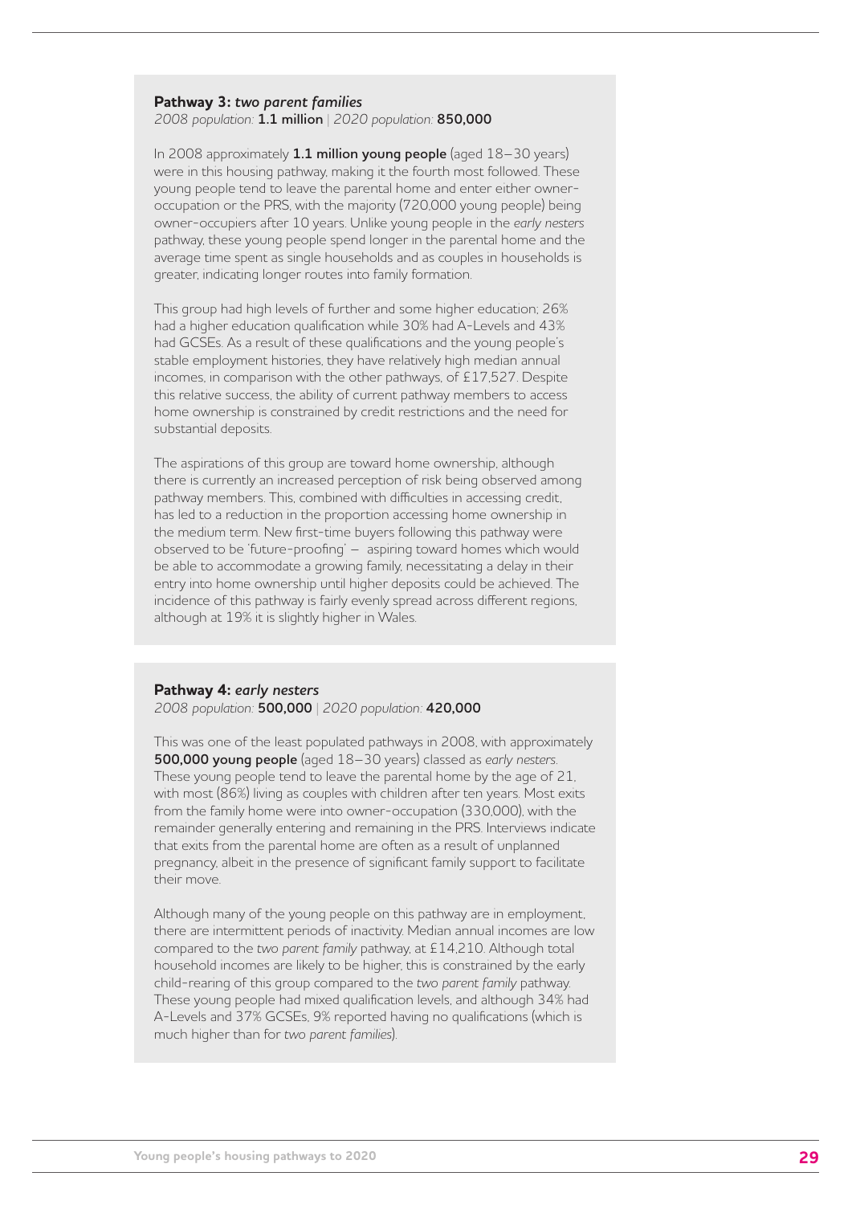**Pathway 3:** ***two parent families***

*2008 population:* **1.1 million** | *2020 population:* **850,000**

In 2008 approximately **1.1 million young people** (aged 18–30 years) were in this housing pathway, making it the fourth most followed. These young people tend to leave the parental home and enter either owner-occupation or the PRS, with the majority (720,000 young people) being owner-occupiers after 10 years. Unlike young people in the *early nesters* pathway, these young people spend longer in the parental home and the average time spent as single households and as couples in households is greater, indicating longer routes into family formation.

This group had high levels of further and some higher education; 26% had a higher education qualification while 30% had A-Levels and 43% had GCSEs. As a result of these qualifications and the young people's stable employment histories, they have relatively high median annual incomes, in comparison with the other pathways, of £17,527. Despite this relative success, the ability of current pathway members to access home ownership is constrained by credit restrictions and the need for substantial deposits.

The aspirations of this group are toward home ownership, although there is currently an increased perception of risk being observed among pathway members. This, combined with difficulties in accessing credit, has led to a reduction in the proportion accessing home ownership in the medium term. New first-time buyers following this pathway were observed to be 'future-proofing' – aspiring toward homes which would be able to accommodate a growing family, necessitating a delay in their entry into home ownership until higher deposits could be achieved. The incidence of this pathway is fairly evenly spread across different regions, although at 19% it is slightly higher in Wales.

**Pathway 4:** ***early nesters***

*2008 population:* **500,000** | *2020 population:* **420,000**

This was one of the least populated pathways in 2008, with approximately **500,000 young people** (aged 18–30 years) classed as *early nesters*. These young people tend to leave the parental home by the age of 21, with most (86%) living as couples with children after ten years. Most exits from the family home were into owner-occupation (330,000), with the remainder generally entering and remaining in the PRS. Interviews indicate that exits from the parental home are often as a result of unplanned pregnancy, albeit in the presence of significant family support to facilitate their move.

Although many of the young people on this pathway are in employment, there are intermittent periods of inactivity. Median annual incomes are low compared to the *two parent family* pathway, at £14,210. Although total household incomes are likely to be higher, this is constrained by the early child-rearing of this group compared to the *two parent family* pathway. These young people had mixed qualification levels, and although 34% had A-Levels and 37% GCSEs, 9% reported having no qualifications (which is much higher than for *two parent families*).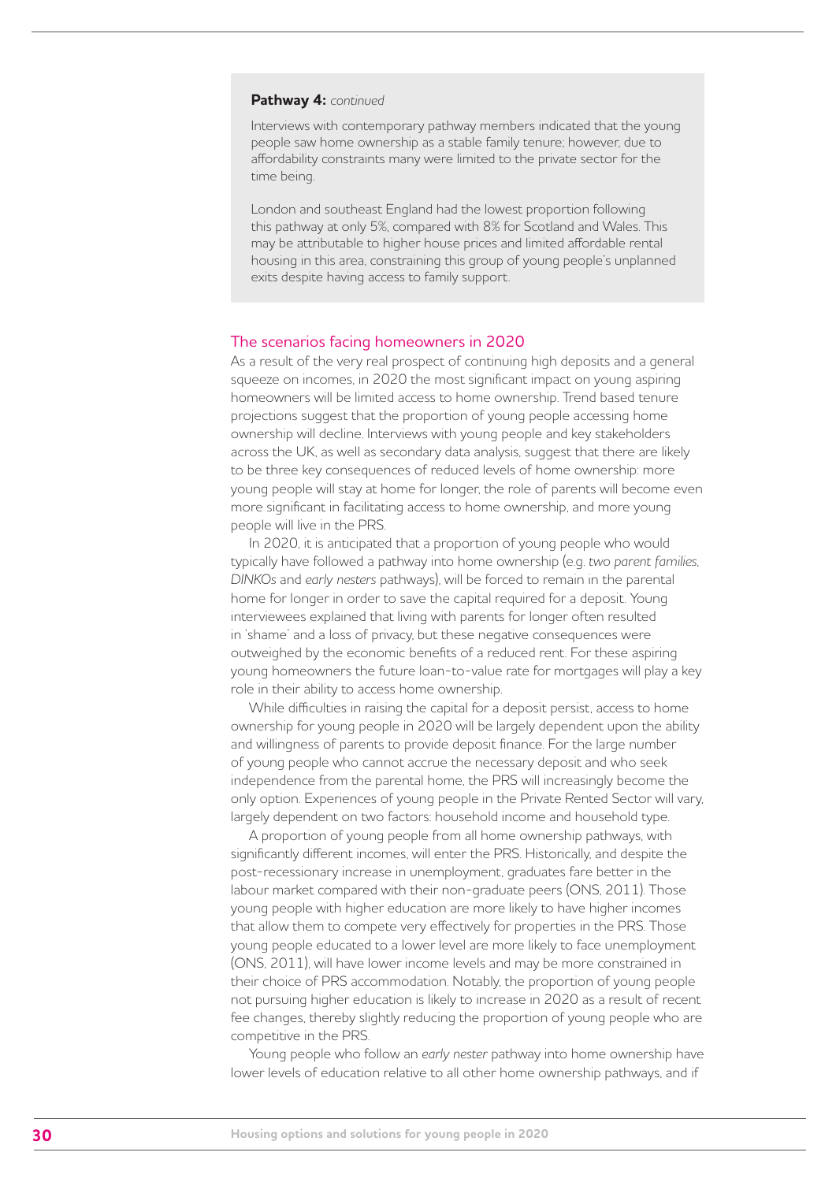**Pathway 4:** *continued*

Interviews with contemporary pathway members indicated that the young people saw home ownership as a stable family tenure; however, due to affordability constraints many were limited to the private sector for the time being.

London and southeast England had the lowest proportion following this pathway at only 5%, compared with 8% for Scotland and Wales. This may be attributable to higher house prices and limited affordable rental housing in this area, constraining this group of young people's unplanned exits despite having access to family support.

## The scenarios facing homeowners in 2020

As a result of the very real prospect of continuing high deposits and a general squeeze on incomes, in 2020 the most significant impact on young aspiring homeowners will be limited access to home ownership. Trend based tenure projections suggest that the proportion of young people accessing home ownership will decline. Interviews with young people and key stakeholders across the UK, as well as secondary data analysis, suggest that there are likely to be three key consequences of reduced levels of home ownership: more young people will stay at home for longer, the role of parents will become even more significant in facilitating access to home ownership, and more young people will live in the PRS.

In 2020, it is anticipated that a proportion of young people who would typically have followed a pathway into home ownership (e.g. *two parent families*, *DINKOs* and *early nesters* pathways), will be forced to remain in the parental home for longer in order to save the capital required for a deposit. Young interviewees explained that living with parents for longer often resulted in 'shame' and a loss of privacy, but these negative consequences were outweighed by the economic benefits of a reduced rent. For these aspiring young homeowners the future loan-to-value rate for mortgages will play a key role in their ability to access home ownership.

While difficulties in raising the capital for a deposit persist, access to home ownership for young people in 2020 will be largely dependent upon the ability and willingness of parents to provide deposit finance. For the large number of young people who cannot accrue the necessary deposit and who seek independence from the parental home, the PRS will increasingly become the only option. Experiences of young people in the Private Rented Sector will vary, largely dependent on two factors: household income and household type.

A proportion of young people from all home ownership pathways, with significantly different incomes, will enter the PRS. Historically, and despite the post-recessionary increase in unemployment, graduates fare better in the labour market compared with their non-graduate peers (ONS, 2011). Those young people with higher education are more likely to have higher incomes that allow them to compete very effectively for properties in the PRS. Those young people educated to a lower level are more likely to face unemployment (ONS, 2011), will have lower income levels and may be more constrained in their choice of PRS accommodation. Notably, the proportion of young people not pursuing higher education is likely to increase in 2020 as a result of recent fee changes, thereby slightly reducing the proportion of young people who are competitive in the PRS.

Young people who follow an *early nester* pathway into home ownership have lower levels of education relative to all other home ownership pathways, and if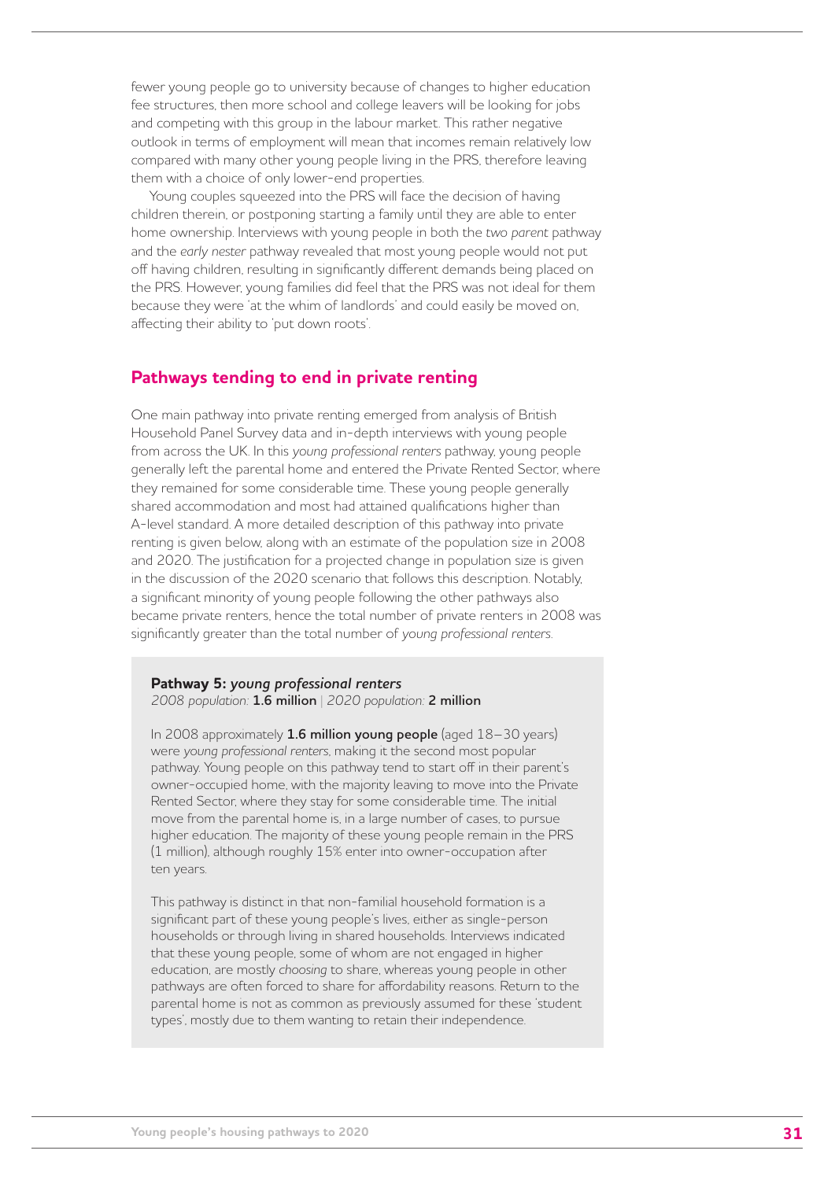fewer young people go to university because of changes to higher education fee structures, then more school and college leavers will be looking for jobs and competing with this group in the labour market. This rather negative outlook in terms of employment will mean that incomes remain relatively low compared with many other young people living in the PRS, therefore leaving them with a choice of only lower-end properties.

Young couples squeezed into the PRS will face the decision of having children therein, or postponing starting a family until they are able to enter home ownership. Interviews with young people in both the *two parent* pathway and the *early nester* pathway revealed that most young people would not put off having children, resulting in significantly different demands being placed on the PRS. However, young families did feel that the PRS was not ideal for them because they were 'at the whim of landlords' and could easily be moved on, affecting their ability to 'put down roots'.

## Pathways tending to end in private renting

One main pathway into private renting emerged from analysis of British Household Panel Survey data and in-depth interviews with young people from across the UK. In this *young professional renters* pathway, young people generally left the parental home and entered the Private Rented Sector, where they remained for some considerable time. These young people generally shared accommodation and most had attained qualifications higher than A-level standard. A more detailed description of this pathway into private renting is given below, along with an estimate of the population size in 2008 and 2020. The justification for a projected change in population size is given in the discussion of the 2020 scenario that follows this description. Notably, a significant minority of young people following the other pathways also became private renters, hence the total number of private renters in 2008 was significantly greater than the total number of *young professional renters*.

**Pathway 5:** ***young professional renters***
*2008 population:* **1.6 million** | *2020 population:* **2 million**

In 2008 approximately **1.6 million young people** (aged 18–30 years) were *young professional renters*, making it the second most popular pathway. Young people on this pathway tend to start off in their parent's owner-occupied home, with the majority leaving to move into the Private Rented Sector, where they stay for some considerable time. The initial move from the parental home is, in a large number of cases, to pursue higher education. The majority of these young people remain in the PRS (1 million), although roughly 15% enter into owner-occupation after ten years.

This pathway is distinct in that non-familial household formation is a significant part of these young people's lives, either as single-person households or through living in shared households. Interviews indicated that these young people, some of whom are not engaged in higher education, are mostly *choosing* to share, whereas young people in other pathways are often forced to share for affordability reasons. Return to the parental home is not as common as previously assumed for these 'student types', mostly due to them wanting to retain their independence.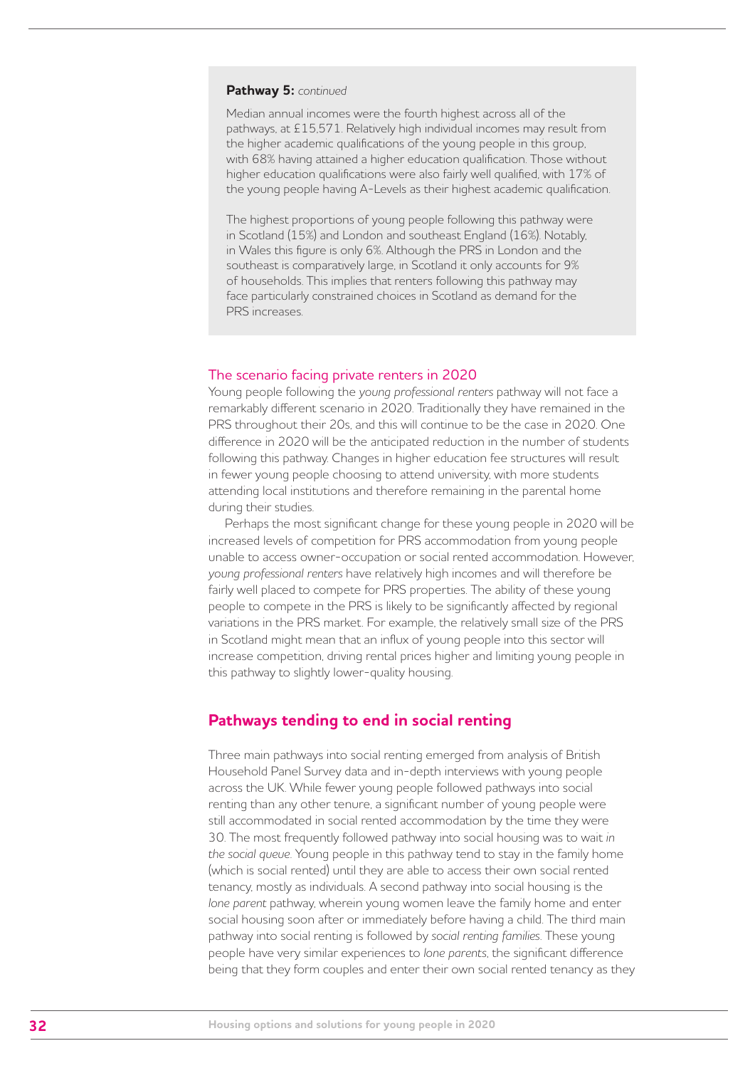**Pathway 5:** *continued*

Median annual incomes were the fourth highest across all of the pathways, at £15,571. Relatively high individual incomes may result from the higher academic qualifications of the young people in this group, with 68% having attained a higher education qualification. Those without higher education qualifications were also fairly well qualified, with 17% of the young people having A-Levels as their highest academic qualification.

The highest proportions of young people following this pathway were in Scotland (15%) and London and southeast England (16%). Notably, in Wales this figure is only 6%. Although the PRS in London and the southeast is comparatively large, in Scotland it only accounts for 9% of households. This implies that renters following this pathway may face particularly constrained choices in Scotland as demand for the PRS increases.

### The scenario facing private renters in 2020

Young people following the *young professional renters* pathway will not face a remarkably different scenario in 2020. Traditionally they have remained in the PRS throughout their 20s, and this will continue to be the case in 2020. One difference in 2020 will be the anticipated reduction in the number of students following this pathway. Changes in higher education fee structures will result in fewer young people choosing to attend university, with more students attending local institutions and therefore remaining in the parental home during their studies.

Perhaps the most significant change for these young people in 2020 will be increased levels of competition for PRS accommodation from young people unable to access owner-occupation or social rented accommodation. However, *young professional renters* have relatively high incomes and will therefore be fairly well placed to compete for PRS properties. The ability of these young people to compete in the PRS is likely to be significantly affected by regional variations in the PRS market. For example, the relatively small size of the PRS in Scotland might mean that an influx of young people into this sector will increase competition, driving rental prices higher and limiting young people in this pathway to slightly lower-quality housing.

## Pathways tending to end in social renting

Three main pathways into social renting emerged from analysis of British Household Panel Survey data and in-depth interviews with young people across the UK. While fewer young people followed pathways into social renting than any other tenure, a significant number of young people were still accommodated in social rented accommodation by the time they were 30. The most frequently followed pathway into social housing was to wait *in the social queue*. Young people in this pathway tend to stay in the family home (which is social rented) until they are able to access their own social rented tenancy, mostly as individuals. A second pathway into social housing is the *lone parent* pathway, wherein young women leave the family home and enter social housing soon after or immediately before having a child. The third main pathway into social renting is followed by *social renting families*. These young people have very similar experiences to *lone parents*, the significant difference being that they form couples and enter their own social rented tenancy as they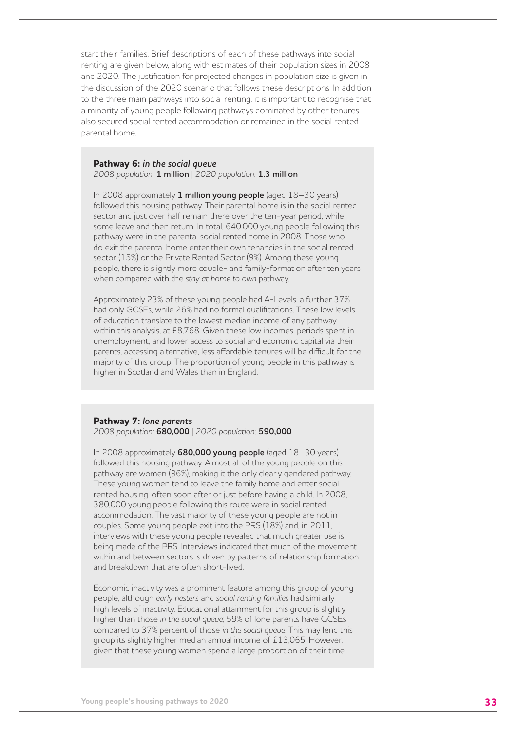start their families. Brief descriptions of each of these pathways into social renting are given below, along with estimates of their population sizes in 2008 and 2020. The justification for projected changes in population size is given in the discussion of the 2020 scenario that follows these descriptions. In addition to the three main pathways into social renting, it is important to recognise that a minority of young people following pathways dominated by other tenures also secured social rented accommodation or remained in the social rented parental home.

### Pathway 6: *in the social queue*

*2008 population:* **1 million** | *2020 population:* **1.3 million**

In 2008 approximately **1 million young people** (aged 18–30 years) followed this housing pathway. Their parental home is in the social rented sector and just over half remain there over the ten-year period, while some leave and then return. In total, 640,000 young people following this pathway were in the parental social rented home in 2008. Those who do exit the parental home enter their own tenancies in the social rented sector (15%) or the Private Rented Sector (9%). Among these young people, there is slightly more couple- and family-formation after ten years when compared with the *stay at home to own* pathway.

Approximately 23% of these young people had A-Levels; a further 37% had only GCSEs, while 26% had no formal qualifications. These low levels of education translate to the lowest median income of any pathway within this analysis, at £8,768. Given these low incomes, periods spent in unemployment, and lower access to social and economic capital via their parents, accessing alternative, less affordable tenures will be difficult for the majority of this group. The proportion of young people in this pathway is higher in Scotland and Wales than in England.

### Pathway 7: *lone parents*

*2008 population:* **680,000** | *2020 population:* **590,000**

In 2008 approximately **680,000 young people** (aged 18–30 years) followed this housing pathway. Almost all of the young people on this pathway are women (96%), making it the only clearly gendered pathway. These young women tend to leave the family home and enter social rented housing, often soon after or just before having a child. In 2008, 380,000 young people following this route were in social rented accommodation. The vast majority of these young people are not in couples. Some young people exit into the PRS (18%) and, in 2011, interviews with these young people revealed that much greater use is being made of the PRS. Interviews indicated that much of the movement within and between sectors is driven by patterns of relationship formation and breakdown that are often short-lived.

Economic inactivity was a prominent feature among this group of young people, although *early nesters* and *social renting families* had similarly high levels of inactivity. Educational attainment for this group is slightly higher than those *in the social queue*; 59% of lone parents have GCSEs compared to 37% percent of those *in the social queue*. This may lend this group its slightly higher median annual income of £13,065. However, given that these young women spend a large proportion of their time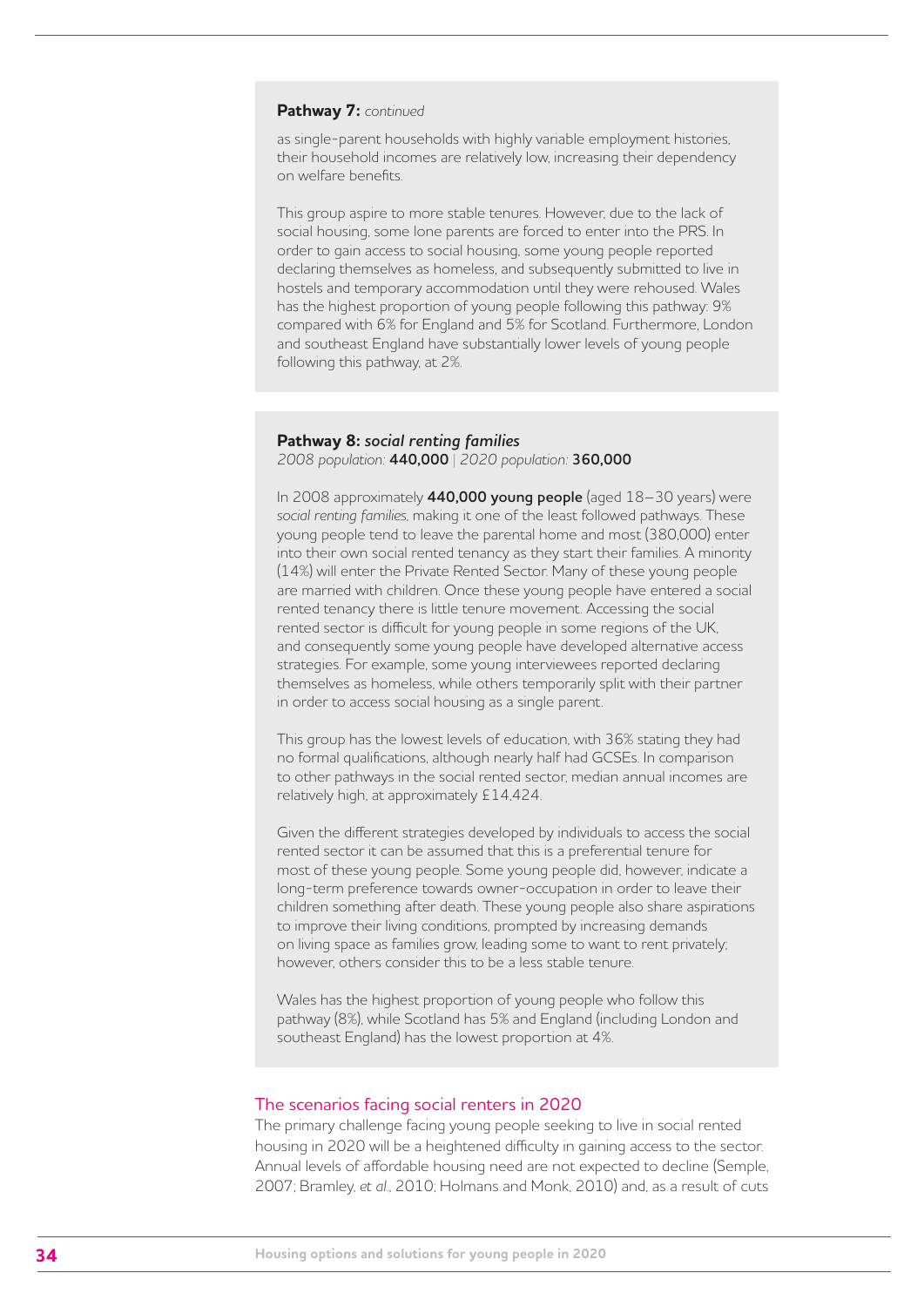**Pathway 7:** *continued*

as single-parent households with highly variable employment histories, their household incomes are relatively low, increasing their dependency on welfare benefits.

This group aspire to more stable tenures. However, due to the lack of social housing, some lone parents are forced to enter into the PRS. In order to gain access to social housing, some young people reported declaring themselves as homeless, and subsequently submitted to live in hostels and temporary accommodation until they were rehoused. Wales has the highest proportion of young people following this pathway: 9% compared with 6% for England and 5% for Scotland. Furthermore, London and southeast England have substantially lower levels of young people following this pathway, at 2%.

**Pathway 8: *social renting families***
*2008 population:* **440,000** | *2020 population:* **360,000**

In 2008 approximately **440,000 young people** (aged 18–30 years) were *social renting families*, making it one of the least followed pathways. These young people tend to leave the parental home and most (380,000) enter into their own social rented tenancy as they start their families. A minority (14%) will enter the Private Rented Sector. Many of these young people are married with children. Once these young people have entered a social rented tenancy there is little tenure movement. Accessing the social rented sector is difficult for young people in some regions of the UK, and consequently some young people have developed alternative access strategies. For example, some young interviewees reported declaring themselves as homeless, while others temporarily split with their partner in order to access social housing as a single parent.

This group has the lowest levels of education, with 36% stating they had no formal qualifications, although nearly half had GCSEs. In comparison to other pathways in the social rented sector, median annual incomes are relatively high, at approximately £14,424.

Given the different strategies developed by individuals to access the social rented sector it can be assumed that this is a preferential tenure for most of these young people. Some young people did, however, indicate a long-term preference towards owner-occupation in order to leave their children something after death. These young people also share aspirations to improve their living conditions, prompted by increasing demands on living space as families grow, leading some to want to rent privately; however, others consider this to be a less stable tenure.

Wales has the highest proportion of young people who follow this pathway (8%), while Scotland has 5% and England (including London and southeast England) has the lowest proportion at 4%.

## The scenarios facing social renters in 2020

The primary challenge facing young people seeking to live in social rented housing in 2020 will be a heightened difficulty in gaining access to the sector. Annual levels of affordable housing need are not expected to decline (Semple, 2007; Bramley, *et al.*, 2010; Holmans and Monk, 2010) and, as a result of cuts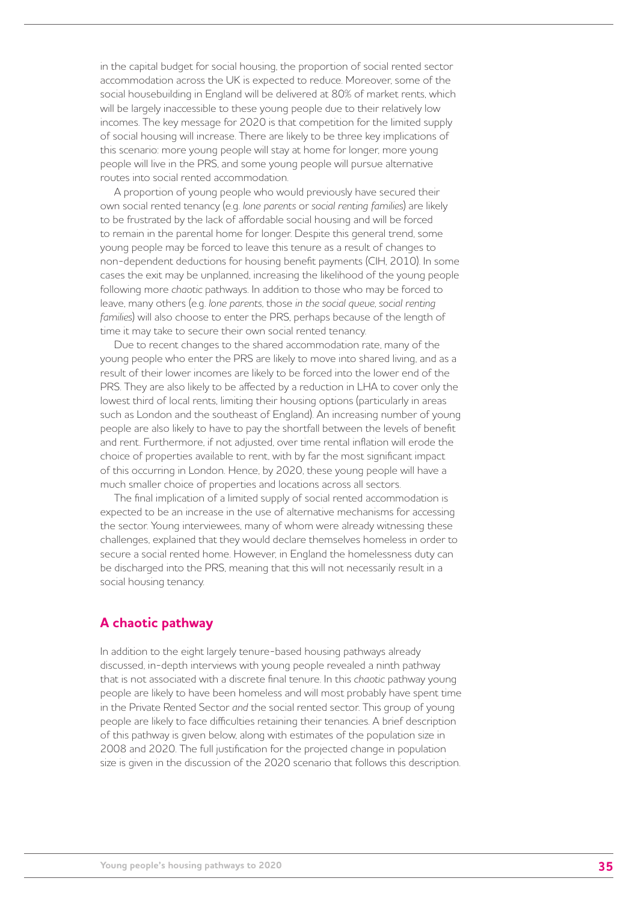in the capital budget for social housing, the proportion of social rented sector accommodation across the UK is expected to reduce. Moreover, some of the social housebuilding in England will be delivered at 80% of market rents, which will be largely inaccessible to these young people due to their relatively low incomes. The key message for 2020 is that competition for the limited supply of social housing will increase. There are likely to be three key implications of this scenario: more young people will stay at home for longer, more young people will live in the PRS, and some young people will pursue alternative routes into social rented accommodation.

A proportion of young people who would previously have secured their own social rented tenancy (e.g. *lone parents* or *social renting families*) are likely to be frustrated by the lack of affordable social housing and will be forced to remain in the parental home for longer. Despite this general trend, some young people may be forced to leave this tenure as a result of changes to non-dependent deductions for housing benefit payments (CIH, 2010). In some cases the exit may be unplanned, increasing the likelihood of the young people following more *chaotic* pathways. In addition to those who may be forced to leave, many others (e.g. *lone parents*, those *in the social queue*, *social renting families*) will also choose to enter the PRS, perhaps because of the length of time it may take to secure their own social rented tenancy.

Due to recent changes to the shared accommodation rate, many of the young people who enter the PRS are likely to move into shared living, and as a result of their lower incomes are likely to be forced into the lower end of the PRS. They are also likely to be affected by a reduction in LHA to cover only the lowest third of local rents, limiting their housing options (particularly in areas such as London and the southeast of England). An increasing number of young people are also likely to have to pay the shortfall between the levels of benefit and rent. Furthermore, if not adjusted, over time rental inflation will erode the choice of properties available to rent, with by far the most significant impact of this occurring in London. Hence, by 2020, these young people will have a much smaller choice of properties and locations across all sectors.

The final implication of a limited supply of social rented accommodation is expected to be an increase in the use of alternative mechanisms for accessing the sector. Young interviewees, many of whom were already witnessing these challenges, explained that they would declare themselves homeless in order to secure a social rented home. However, in England the homelessness duty can be discharged into the PRS, meaning that this will not necessarily result in a social housing tenancy.

## A chaotic pathway

In addition to the eight largely tenure-based housing pathways already discussed, in-depth interviews with young people revealed a ninth pathway that is not associated with a discrete final tenure. In this *chaotic* pathway young people are likely to have been homeless and will most probably have spent time in the Private Rented Sector *and* the social rented sector. This group of young people are likely to face difficulties retaining their tenancies. A brief description of this pathway is given below, along with estimates of the population size in 2008 and 2020. The full justification for the projected change in population size is given in the discussion of the 2020 scenario that follows this description.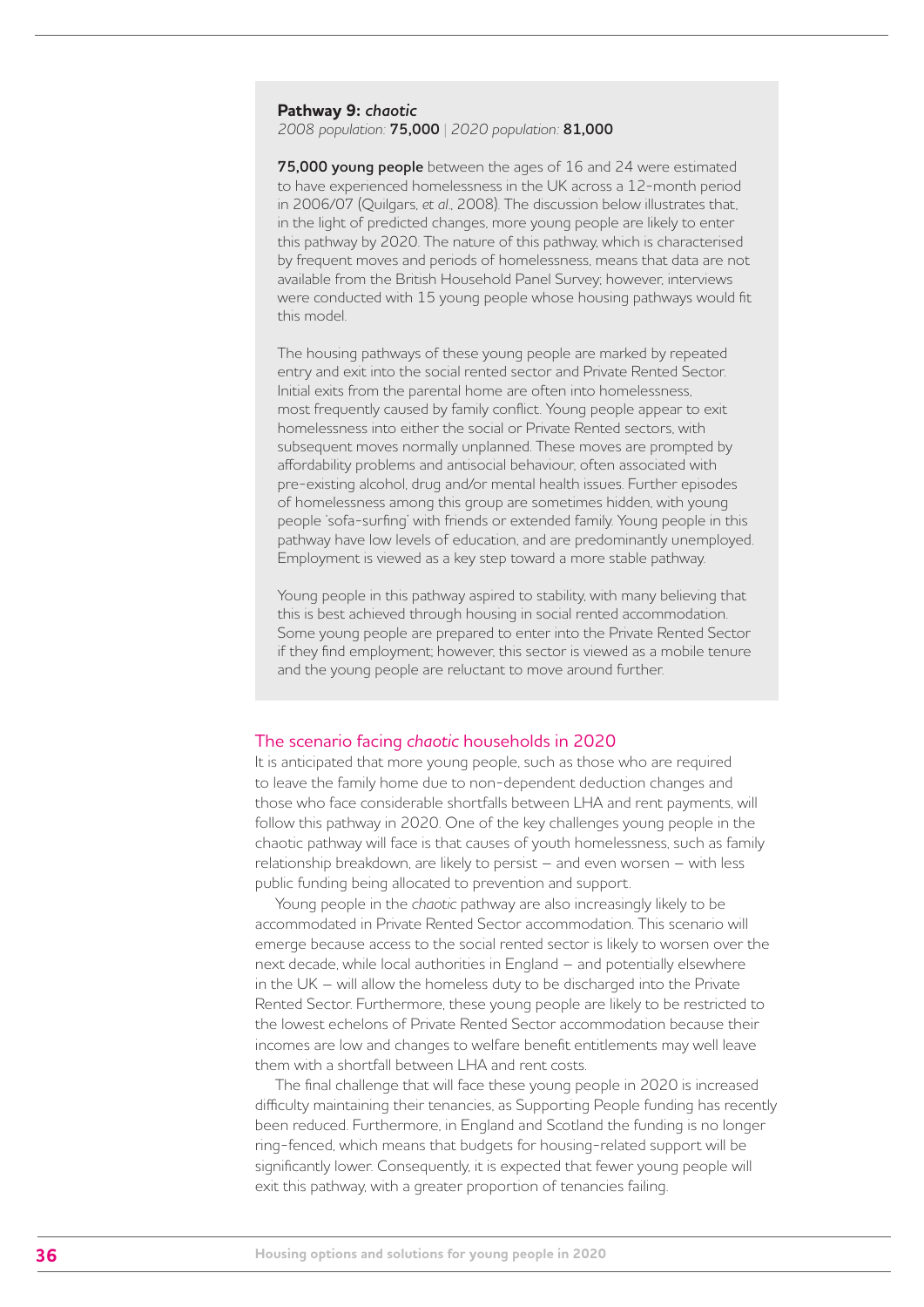**Pathway 9:** ***chaotic***

*2008 population:* **75,000** | *2020 population:* **81,000**

**75,000 young people** between the ages of 16 and 24 were estimated to have experienced homelessness in the UK across a 12-month period in 2006/07 (Quilgars, *et al.*, 2008). The discussion below illustrates that, in the light of predicted changes, more young people are likely to enter this pathway by 2020. The nature of this pathway, which is characterised by frequent moves and periods of homelessness, means that data are not available from the British Household Panel Survey; however, interviews were conducted with 15 young people whose housing pathways would fit this model.

The housing pathways of these young people are marked by repeated entry and exit into the social rented sector and Private Rented Sector. Initial exits from the parental home are often into homelessness, most frequently caused by family conflict. Young people appear to exit homelessness into either the social or Private Rented sectors, with subsequent moves normally unplanned. These moves are prompted by affordability problems and antisocial behaviour, often associated with pre-existing alcohol, drug and/or mental health issues. Further episodes of homelessness among this group are sometimes hidden, with young people 'sofa-surfing' with friends or extended family. Young people in this pathway have low levels of education, and are predominantly unemployed. Employment is viewed as a key step toward a more stable pathway.

Young people in this pathway aspired to stability, with many believing that this is best achieved through housing in social rented accommodation. Some young people are prepared to enter into the Private Rented Sector if they find employment; however, this sector is viewed as a mobile tenure and the young people are reluctant to move around further.

## The scenario facing *chaotic* households in 2020

It is anticipated that more young people, such as those who are required to leave the family home due to non-dependent deduction changes and those who face considerable shortfalls between LHA and rent payments, will follow this pathway in 2020. One of the key challenges young people in the chaotic pathway will face is that causes of youth homelessness, such as family relationship breakdown, are likely to persist – and even worsen – with less public funding being allocated to prevention and support.

Young people in the *chaotic* pathway are also increasingly likely to be accommodated in Private Rented Sector accommodation. This scenario will emerge because access to the social rented sector is likely to worsen over the next decade, while local authorities in England – and potentially elsewhere in the UK – will allow the homeless duty to be discharged into the Private Rented Sector. Furthermore, these young people are likely to be restricted to the lowest echelons of Private Rented Sector accommodation because their incomes are low and changes to welfare benefit entitlements may well leave them with a shortfall between LHA and rent costs.

The final challenge that will face these young people in 2020 is increased difficulty maintaining their tenancies, as Supporting People funding has recently been reduced. Furthermore, in England and Scotland the funding is no longer ring-fenced, which means that budgets for housing-related support will be significantly lower. Consequently, it is expected that fewer young people will exit this pathway, with a greater proportion of tenancies failing.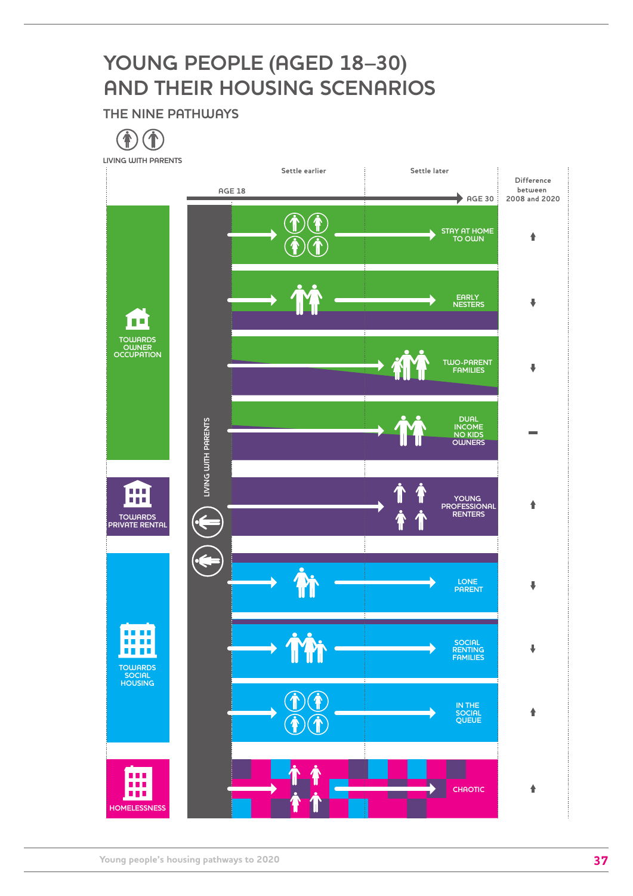# YOUNG PEOPLE (AGED 18–30) AND THEIR HOUSING SCENARIOS

## THE NINE PATHWAYS

LIVING WITH PARENTS

| Tenure direction | Pathway (Age 18 → Age 30) | Settle earlier / Settle later | Difference between 2008 and 2020 |
|---|---|---|---|
| TOWARDS OWNER OCCUPATION | STAY AT HOME TO OWN | Settle later | ↑ |
| TOWARDS OWNER OCCUPATION | EARLY NESTERS | Settle earlier | ↓ |
| TOWARDS OWNER OCCUPATION | TWO-PARENT FAMILIES | Settle later | ↓ |
| TOWARDS OWNER OCCUPATION | DUAL INCOME NO KIDS OWNERS | Settle later | – |
| TOWARDS PRIVATE RENTAL | YOUNG PROFESSIONAL RENTERS | Settle later | ↑ |
| TOWARDS SOCIAL HOUSING | LONE PARENT | Settle earlier | ↓ |
| TOWARDS SOCIAL HOUSING | SOCIAL RENTING FAMILIES | Settle earlier | ↓ |
| TOWARDS SOCIAL HOUSING | IN THE SOCIAL QUEUE | Settle earlier | ↑ |
| HOMELESSNESS | CHAOTIC | Settle earlier | ↑ |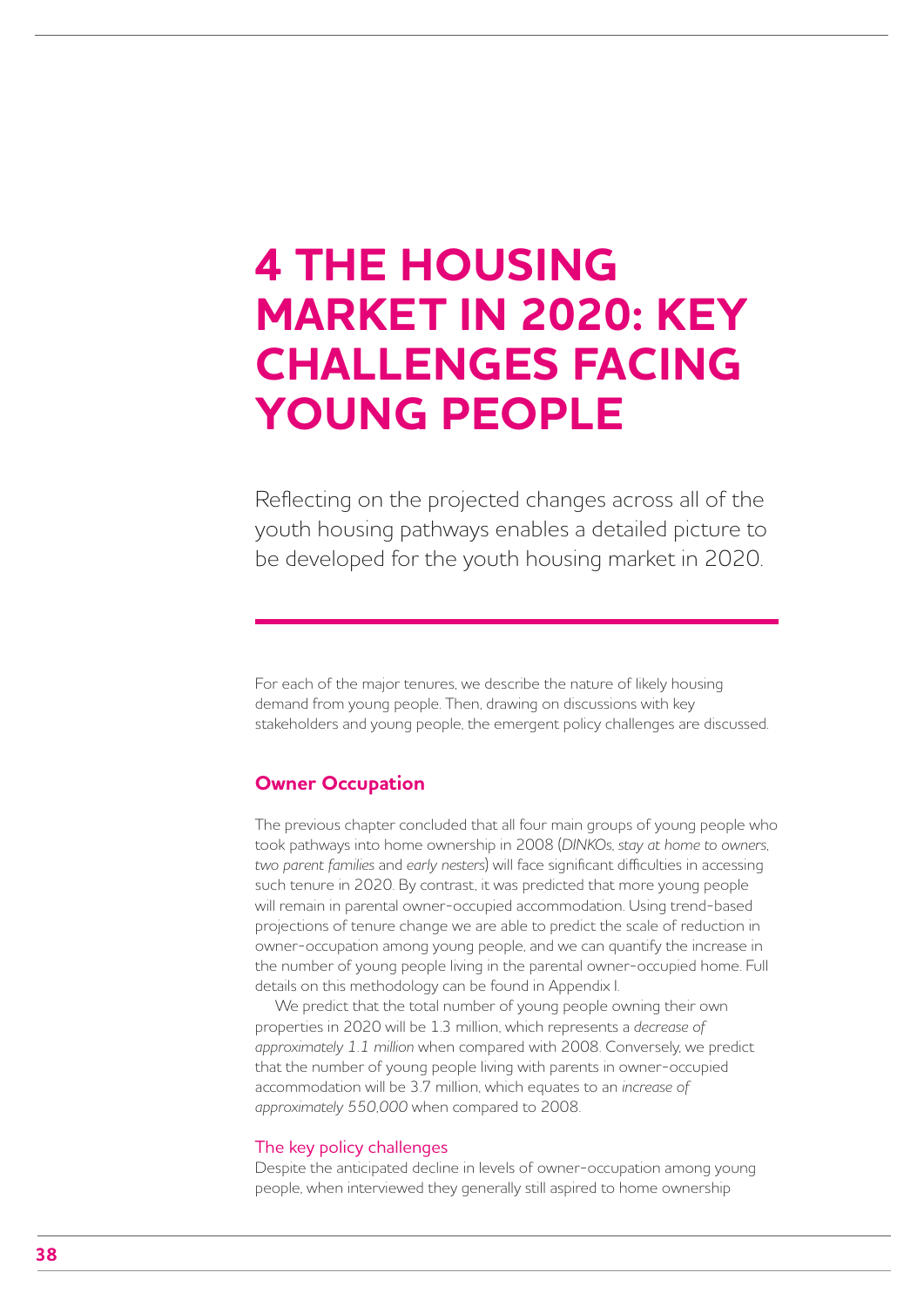# 4 THE HOUSING MARKET IN 2020: KEY CHALLENGES FACING YOUNG PEOPLE

Reflecting on the projected changes across all of the youth housing pathways enables a detailed picture to be developed for the youth housing market in 2020.

For each of the major tenures, we describe the nature of likely housing demand from young people. Then, drawing on discussions with key stakeholders and young people, the emergent policy challenges are discussed.

## Owner Occupation

The previous chapter concluded that all four main groups of young people who took pathways into home ownership in 2008 (*DINKOs*, *stay at home to owners*, *two parent families* and *early nesters*) will face significant difficulties in accessing such tenure in 2020. By contrast, it was predicted that more young people will remain in parental owner-occupied accommodation. Using trend-based projections of tenure change we are able to predict the scale of reduction in owner-occupation among young people, and we can quantify the increase in the number of young people living in the parental owner-occupied home. Full details on this methodology can be found in Appendix I.

We predict that the total number of young people owning their own properties in 2020 will be 1.3 million, which represents a *decrease of approximately 1.1 million* when compared with 2008. Conversely, we predict that the number of young people living with parents in owner-occupied accommodation will be 3.7 million, which equates to an *increase of approximately 550,000* when compared to 2008.

### The key policy challenges

Despite the anticipated decline in levels of owner-occupation among young people, when interviewed they generally still aspired to home ownership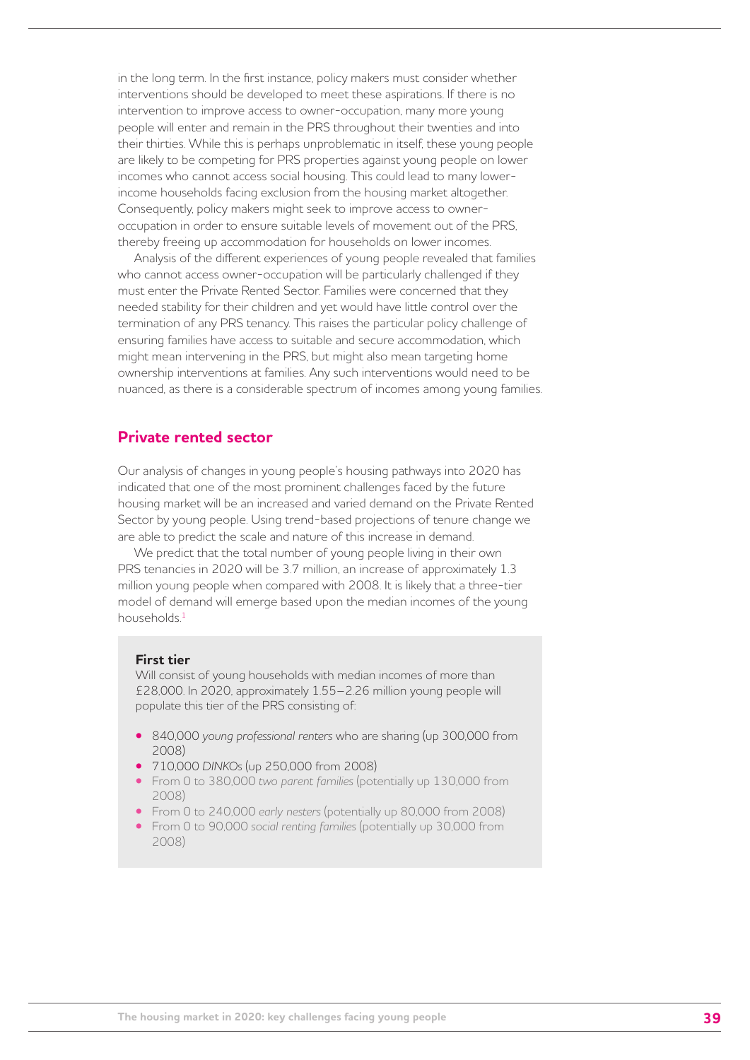in the long term. In the first instance, policy makers must consider whether interventions should be developed to meet these aspirations. If there is no intervention to improve access to owner-occupation, many more young people will enter and remain in the PRS throughout their twenties and into their thirties. While this is perhaps unproblematic in itself, these young people are likely to be competing for PRS properties against young people on lower incomes who cannot access social housing. This could lead to many lower-income households facing exclusion from the housing market altogether. Consequently, policy makers might seek to improve access to owner-occupation in order to ensure suitable levels of movement out of the PRS, thereby freeing up accommodation for households on lower incomes.

Analysis of the different experiences of young people revealed that families who cannot access owner-occupation will be particularly challenged if they must enter the Private Rented Sector. Families were concerned that they needed stability for their children and yet would have little control over the termination of any PRS tenancy. This raises the particular policy challenge of ensuring families have access to suitable and secure accommodation, which might mean intervening in the PRS, but might also mean targeting home ownership interventions at families. Any such interventions would need to be nuanced, as there is a considerable spectrum of incomes among young families.

## Private rented sector

Our analysis of changes in young people's housing pathways into 2020 has indicated that one of the most prominent challenges faced by the future housing market will be an increased and varied demand on the Private Rented Sector by young people. Using trend-based projections of tenure change we are able to predict the scale and nature of this increase in demand.

We predict that the total number of young people living in their own PRS tenancies in 2020 will be 3.7 million, an increase of approximately 1.3 million young people when compared with 2008. It is likely that a three-tier model of demand will emerge based upon the median incomes of the young households.[1]

**First tier**

Will consist of young households with median incomes of more than £28,000. In 2020, approximately 1.55–2.26 million young people will populate this tier of the PRS consisting of:

- 840,000 *young professional renters* who are sharing (up 300,000 from 2008)
- 710,000 *DINKOs* (up 250,000 from 2008)
- From 0 to 380,000 *two parent families* (potentially up 130,000 from 2008)
- From 0 to 240,000 *early nesters* (potentially up 80,000 from 2008)
- From 0 to 90,000 *social renting families* (potentially up 30,000 from 2008)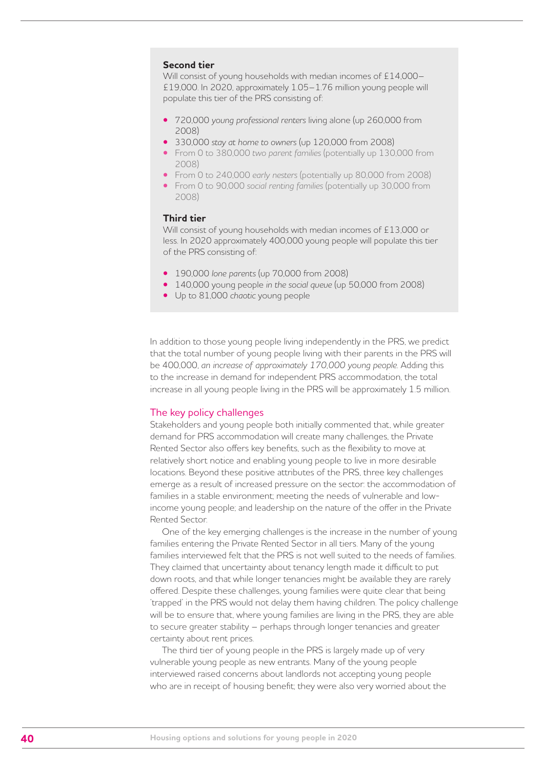**Second tier**

Will consist of young households with median incomes of £14,000–£19,000. In 2020, approximately 1.05–1.76 million young people will populate this tier of the PRS consisting of:

- 720,000 *young professional renters* living alone (up 260,000 from 2008)
- 330,000 *stay at home to owners* (up 120,000 from 2008)
- From 0 to 380,000 *two parent families* (potentially up 130,000 from 2008)
- From 0 to 240,000 *early nesters* (potentially up 80,000 from 2008)
- From 0 to 90,000 *social renting families* (potentially up 30,000 from 2008)

**Third tier**

Will consist of young households with median incomes of £13,000 or less. In 2020 approximately 400,000 young people will populate this tier of the PRS consisting of:

- 190,000 *lone parents* (up 70,000 from 2008)
- 140,000 young people *in the social queue* (up 50,000 from 2008)
- Up to 81,000 *chaotic* young people

In addition to those young people living independently in the PRS, we predict that the total number of young people living with their parents in the PRS will be 400,000, *an increase of approximately 170,000 young people*. Adding this to the increase in demand for independent PRS accommodation, the total increase in all young people living in the PRS will be approximately 1.5 million.

## The key policy challenges

Stakeholders and young people both initially commented that, while greater demand for PRS accommodation will create many challenges, the Private Rented Sector also offers key benefits, such as the flexibility to move at relatively short notice and enabling young people to live in more desirable locations. Beyond these positive attributes of the PRS, three key challenges emerge as a result of increased pressure on the sector: the accommodation of families in a stable environment; meeting the needs of vulnerable and low-income young people; and leadership on the nature of the offer in the Private Rented Sector.

One of the key emerging challenges is the increase in the number of young families entering the Private Rented Sector in all tiers. Many of the young families interviewed felt that the PRS is not well suited to the needs of families. They claimed that uncertainty about tenancy length made it difficult to put down roots, and that while longer tenancies might be available they are rarely offered. Despite these challenges, young families were quite clear that being 'trapped' in the PRS would not delay them having children. The policy challenge will be to ensure that, where young families are living in the PRS, they are able to secure greater stability – perhaps through longer tenancies and greater certainty about rent prices.

The third tier of young people in the PRS is largely made up of very vulnerable young people as new entrants. Many of the young people interviewed raised concerns about landlords not accepting young people who are in receipt of housing benefit; they were also very worried about the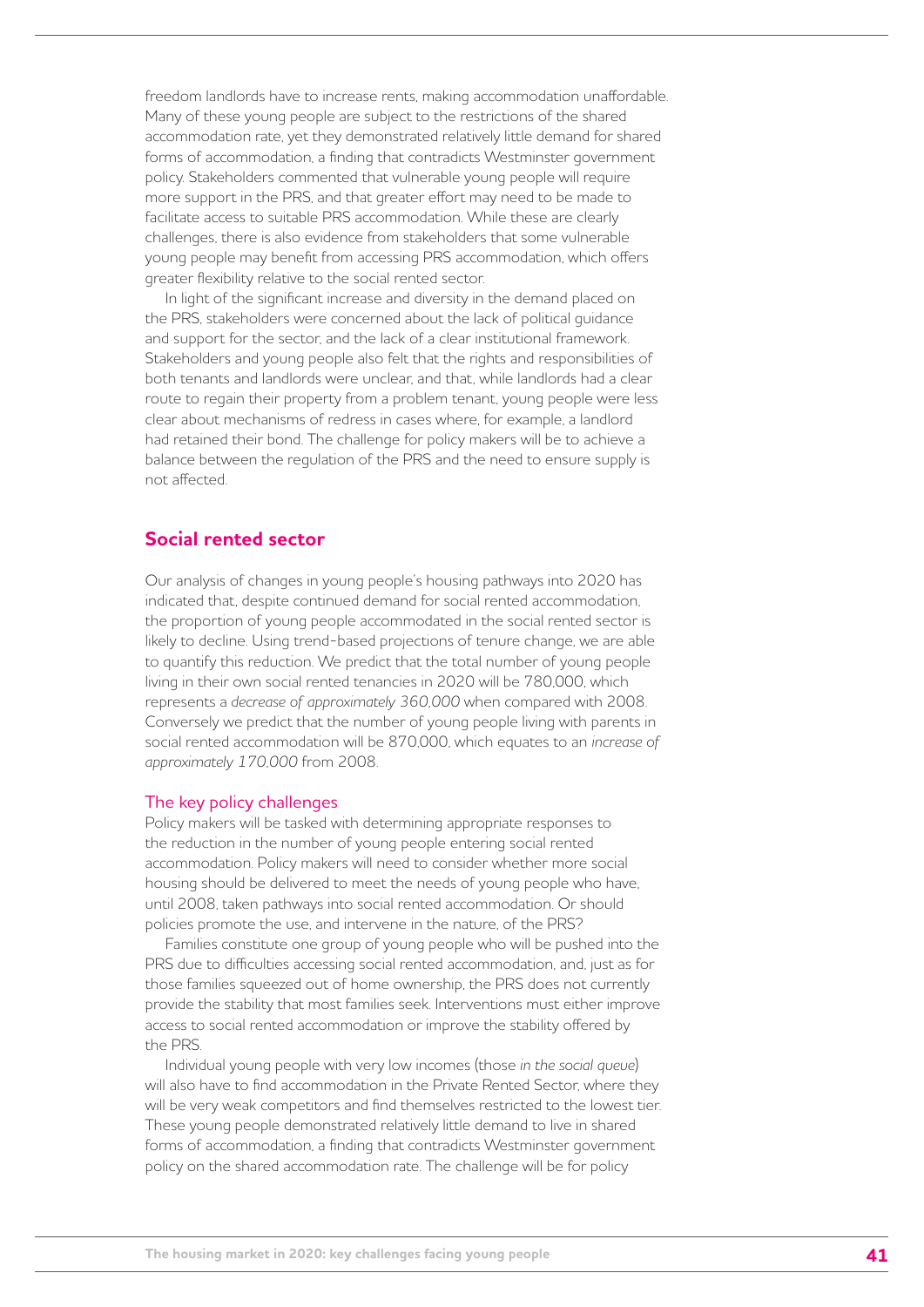freedom landlords have to increase rents, making accommodation unaffordable. Many of these young people are subject to the restrictions of the shared accommodation rate, yet they demonstrated relatively little demand for shared forms of accommodation, a finding that contradicts Westminster government policy. Stakeholders commented that vulnerable young people will require more support in the PRS, and that greater effort may need to be made to facilitate access to suitable PRS accommodation. While these are clearly challenges, there is also evidence from stakeholders that some vulnerable young people may benefit from accessing PRS accommodation, which offers greater flexibility relative to the social rented sector.

In light of the significant increase and diversity in the demand placed on the PRS, stakeholders were concerned about the lack of political guidance and support for the sector, and the lack of a clear institutional framework. Stakeholders and young people also felt that the rights and responsibilities of both tenants and landlords were unclear, and that, while landlords had a clear route to regain their property from a problem tenant, young people were less clear about mechanisms of redress in cases where, for example, a landlord had retained their bond. The challenge for policy makers will be to achieve a balance between the regulation of the PRS and the need to ensure supply is not affected.

## Social rented sector

Our analysis of changes in young people's housing pathways into 2020 has indicated that, despite continued demand for social rented accommodation, the proportion of young people accommodated in the social rented sector is likely to decline. Using trend-based projections of tenure change, we are able to quantify this reduction. We predict that the total number of young people living in their own social rented tenancies in 2020 will be 780,000, which represents a *decrease of approximately 360,000* when compared with 2008. Conversely we predict that the number of young people living with parents in social rented accommodation will be 870,000, which equates to an *increase of approximately 170,000* from 2008.

### The key policy challenges

Policy makers will be tasked with determining appropriate responses to the reduction in the number of young people entering social rented accommodation. Policy makers will need to consider whether more social housing should be delivered to meet the needs of young people who have, until 2008, taken pathways into social rented accommodation. Or should policies promote the use, and intervene in the nature, of the PRS?

Families constitute one group of young people who will be pushed into the PRS due to difficulties accessing social rented accommodation, and, just as for those families squeezed out of home ownership, the PRS does not currently provide the stability that most families seek. Interventions must either improve access to social rented accommodation or improve the stability offered by the PRS.

Individual young people with very low incomes (those *in the social queue*) will also have to find accommodation in the Private Rented Sector, where they will be very weak competitors and find themselves restricted to the lowest tier. These young people demonstrated relatively little demand to live in shared forms of accommodation, a finding that contradicts Westminster government policy on the shared accommodation rate. The challenge will be for policy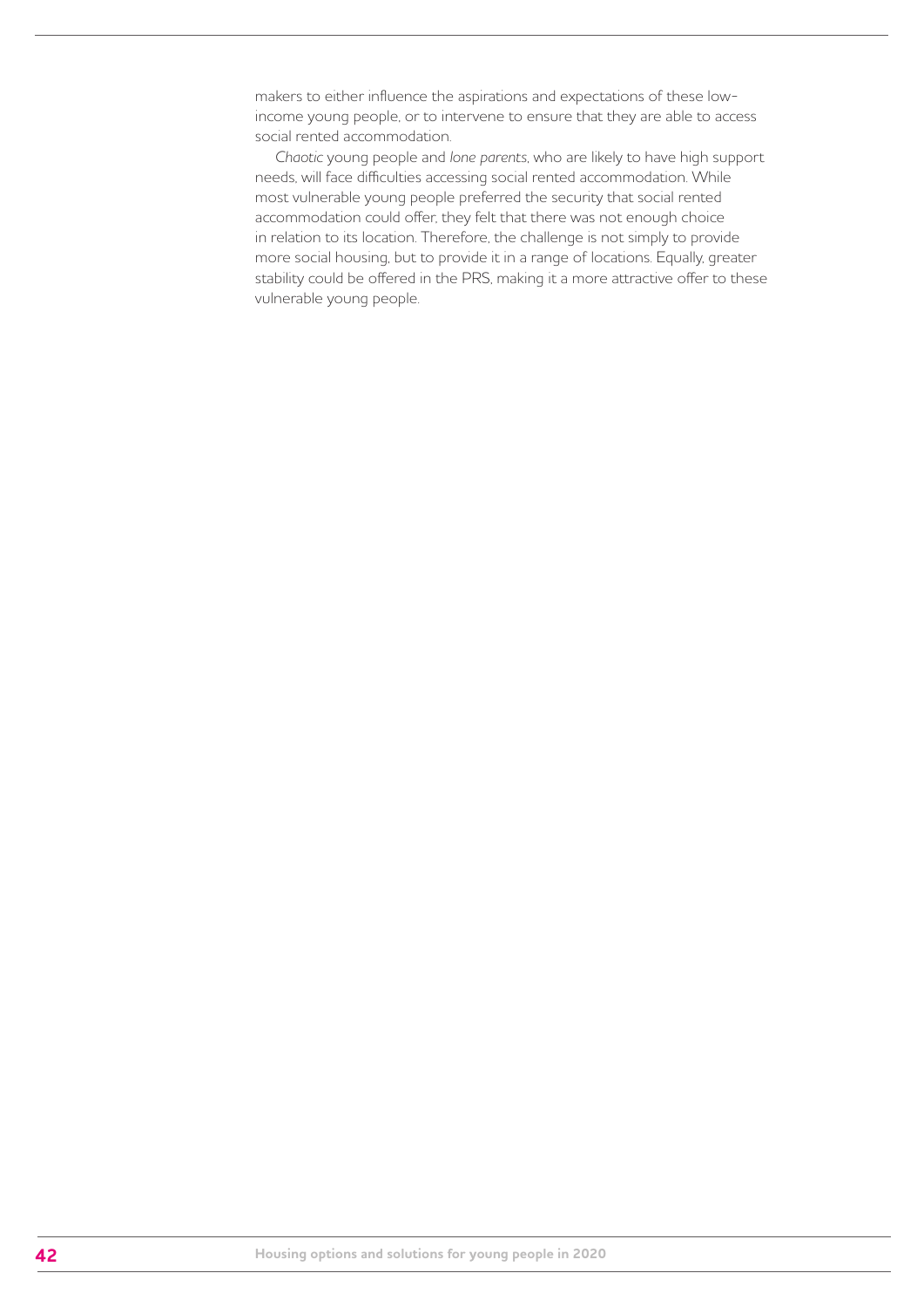makers to either influence the aspirations and expectations of these low-income young people, or to intervene to ensure that they are able to access social rented accommodation.

*Chaotic* young people and *lone parents*, who are likely to have high support needs, will face difficulties accessing social rented accommodation. While most vulnerable young people preferred the security that social rented accommodation could offer, they felt that there was not enough choice in relation to its location. Therefore, the challenge is not simply to provide more social housing, but to provide it in a range of locations. Equally, greater stability could be offered in the PRS, making it a more attractive offer to these vulnerable young people.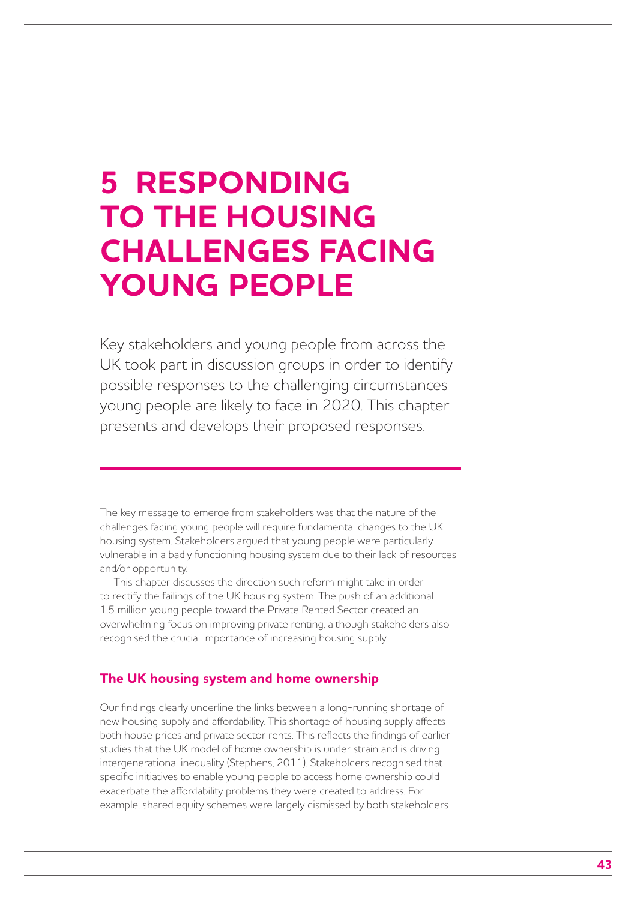# 5 RESPONDING TO THE HOUSING CHALLENGES FACING YOUNG PEOPLE

Key stakeholders and young people from across the UK took part in discussion groups in order to identify possible responses to the challenging circumstances young people are likely to face in 2020. This chapter presents and develops their proposed responses.

The key message to emerge from stakeholders was that the nature of the challenges facing young people will require fundamental changes to the UK housing system. Stakeholders argued that young people were particularly vulnerable in a badly functioning housing system due to their lack of resources and/or opportunity.

This chapter discusses the direction such reform might take in order to rectify the failings of the UK housing system. The push of an additional 1.5 million young people toward the Private Rented Sector created an overwhelming focus on improving private renting, although stakeholders also recognised the crucial importance of increasing housing supply.

## The UK housing system and home ownership

Our findings clearly underline the links between a long-running shortage of new housing supply and affordability. This shortage of housing supply affects both house prices and private sector rents. This reflects the findings of earlier studies that the UK model of home ownership is under strain and is driving intergenerational inequality (Stephens, 2011). Stakeholders recognised that specific initiatives to enable young people to access home ownership could exacerbate the affordability problems they were created to address. For example, shared equity schemes were largely dismissed by both stakeholders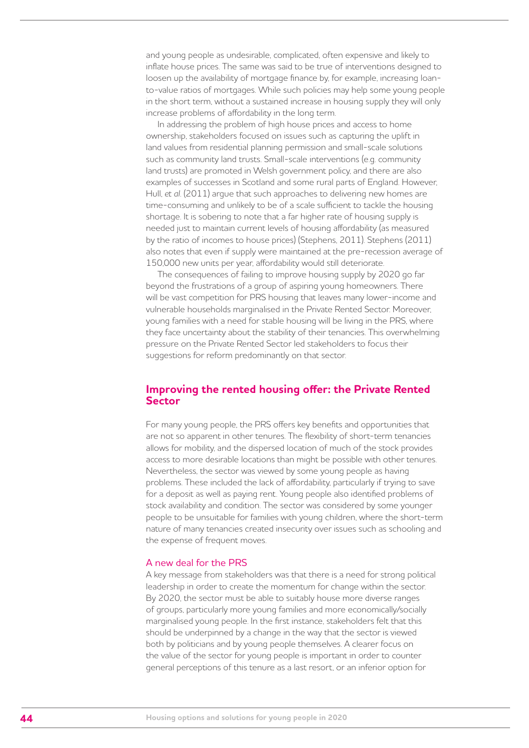and young people as undesirable, complicated, often expensive and likely to inflate house prices. The same was said to be true of interventions designed to loosen up the availability of mortgage finance by, for example, increasing loan-to-value ratios of mortgages. While such policies may help some young people in the short term, without a sustained increase in housing supply they will only increase problems of affordability in the long term.

In addressing the problem of high house prices and access to home ownership, stakeholders focused on issues such as capturing the uplift in land values from residential planning permission and small-scale solutions such as community land trusts. Small-scale interventions (e.g. community land trusts) are promoted in Welsh government policy, and there are also examples of successes in Scotland and some rural parts of England. However, Hull, *et al.* (2011) argue that such approaches to delivering new homes are time-consuming and unlikely to be of a scale sufficient to tackle the housing shortage. It is sobering to note that a far higher rate of housing supply is needed just to maintain current levels of housing affordability (as measured by the ratio of incomes to house prices) (Stephens, 2011). Stephens (2011) also notes that even if supply were maintained at the pre-recession average of 150,000 new units per year, affordability would still deteriorate.

The consequences of failing to improve housing supply by 2020 go far beyond the frustrations of a group of aspiring young homeowners. There will be vast competition for PRS housing that leaves many lower-income and vulnerable households marginalised in the Private Rented Sector. Moreover, young families with a need for stable housing will be living in the PRS, where they face uncertainty about the stability of their tenancies. This overwhelming pressure on the Private Rented Sector led stakeholders to focus their suggestions for reform predominantly on that sector.

## Improving the rented housing offer: the Private Rented Sector

For many young people, the PRS offers key benefits and opportunities that are not so apparent in other tenures. The flexibility of short-term tenancies allows for mobility, and the dispersed location of much of the stock provides access to more desirable locations than might be possible with other tenures. Nevertheless, the sector was viewed by some young people as having problems. These included the lack of affordability, particularly if trying to save for a deposit as well as paying rent. Young people also identified problems of stock availability and condition. The sector was considered by some younger people to be unsuitable for families with young children, where the short-term nature of many tenancies created insecurity over issues such as schooling and the expense of frequent moves.

### A new deal for the PRS

A key message from stakeholders was that there is a need for strong political leadership in order to create the momentum for change within the sector. By 2020, the sector must be able to suitably house more diverse ranges of groups, particularly more young families and more economically/socially marginalised young people. In the first instance, stakeholders felt that this should be underpinned by a change in the way that the sector is viewed both by politicians and by young people themselves. A clearer focus on the value of the sector for young people is important in order to counter general perceptions of this tenure as a last resort, or an inferior option for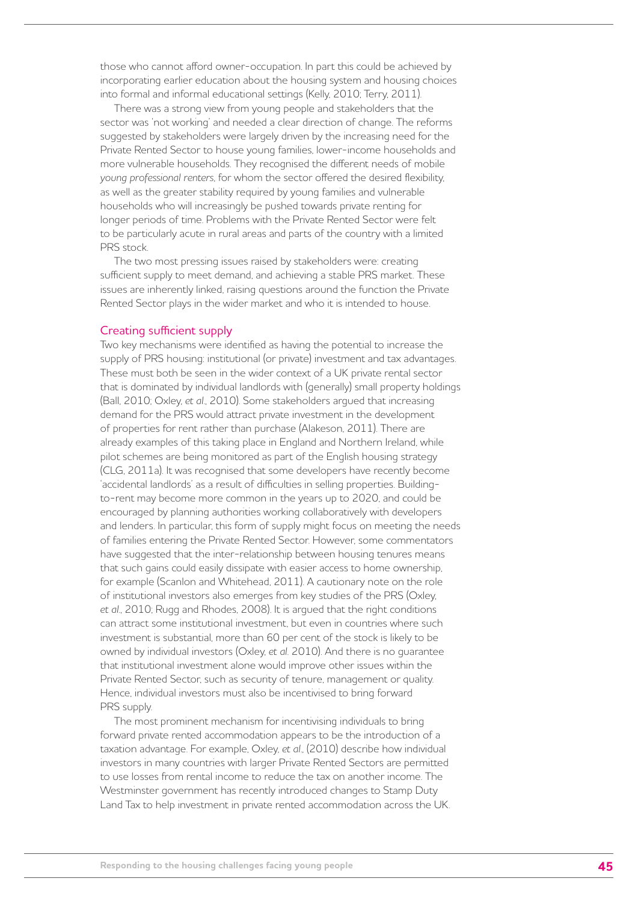those who cannot afford owner-occupation. In part this could be achieved by incorporating earlier education about the housing system and housing choices into formal and informal educational settings (Kelly, 2010; Terry, 2011).

There was a strong view from young people and stakeholders that the sector was 'not working' and needed a clear direction of change. The reforms suggested by stakeholders were largely driven by the increasing need for the Private Rented Sector to house young families, lower-income households and more vulnerable households. They recognised the different needs of mobile *young professional renters*, for whom the sector offered the desired flexibility, as well as the greater stability required by young families and vulnerable households who will increasingly be pushed towards private renting for longer periods of time. Problems with the Private Rented Sector were felt to be particularly acute in rural areas and parts of the country with a limited PRS stock.

The two most pressing issues raised by stakeholders were: creating sufficient supply to meet demand, and achieving a stable PRS market. These issues are inherently linked, raising questions around the function the Private Rented Sector plays in the wider market and who it is intended to house.

### Creating sufficient supply

Two key mechanisms were identified as having the potential to increase the supply of PRS housing: institutional (or private) investment and tax advantages. These must both be seen in the wider context of a UK private rental sector that is dominated by individual landlords with (generally) small property holdings (Ball, 2010; Oxley, *et al.*, 2010). Some stakeholders argued that increasing demand for the PRS would attract private investment in the development of properties for rent rather than purchase (Alakeson, 2011). There are already examples of this taking place in England and Northern Ireland, while pilot schemes are being monitored as part of the English housing strategy (CLG, 2011a). It was recognised that some developers have recently become 'accidental landlords' as a result of difficulties in selling properties. Building-to-rent may become more common in the years up to 2020, and could be encouraged by planning authorities working collaboratively with developers and lenders. In particular, this form of supply might focus on meeting the needs of families entering the Private Rented Sector. However, some commentators have suggested that the inter-relationship between housing tenures means that such gains could easily dissipate with easier access to home ownership, for example (Scanlon and Whitehead, 2011). A cautionary note on the role of institutional investors also emerges from key studies of the PRS (Oxley, *et al.*, 2010; Rugg and Rhodes, 2008). It is argued that the right conditions can attract some institutional investment, but even in countries where such investment is substantial, more than 60 per cent of the stock is likely to be owned by individual investors (Oxley, *et al.* 2010). And there is no guarantee that institutional investment alone would improve other issues within the Private Rented Sector, such as security of tenure, management or quality. Hence, individual investors must also be incentivised to bring forward PRS supply.

The most prominent mechanism for incentivising individuals to bring forward private rented accommodation appears to be the introduction of a taxation advantage. For example, Oxley, *et al.*, (2010) describe how individual investors in many countries with larger Private Rented Sectors are permitted to use losses from rental income to reduce the tax on another income. The Westminster government has recently introduced changes to Stamp Duty Land Tax to help investment in private rented accommodation across the UK.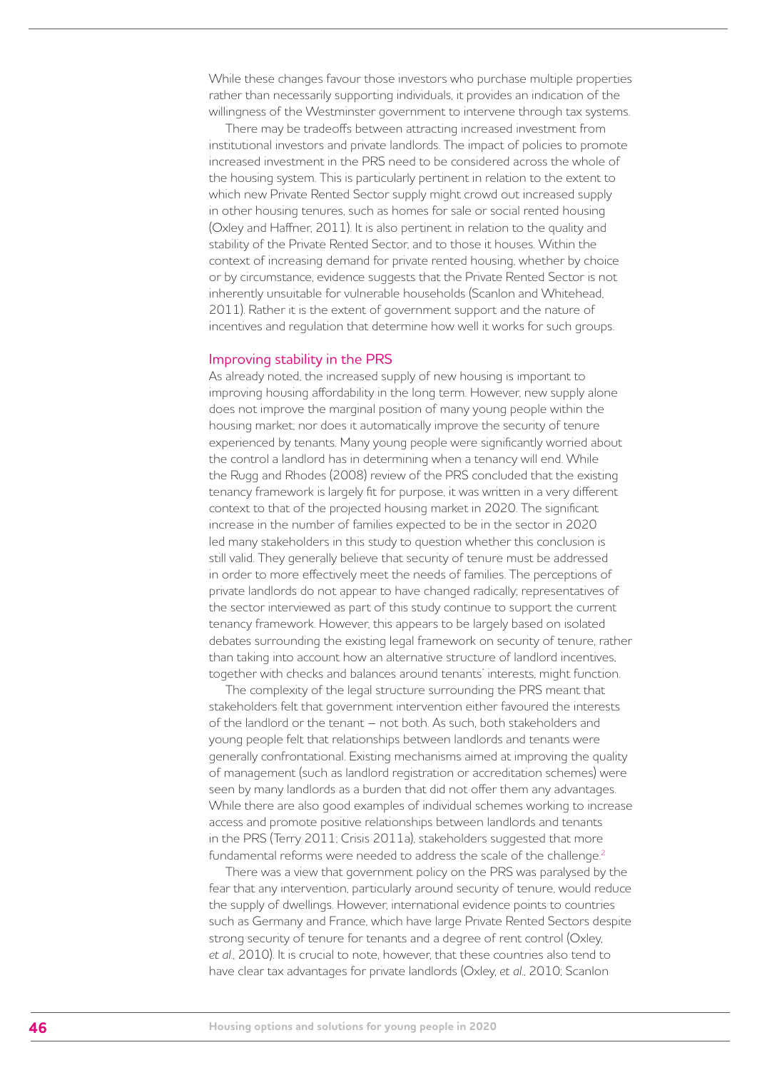While these changes favour those investors who purchase multiple properties rather than necessarily supporting individuals, it provides an indication of the willingness of the Westminster government to intervene through tax systems.

There may be tradeoffs between attracting increased investment from institutional investors and private landlords. The impact of policies to promote increased investment in the PRS need to be considered across the whole of the housing system. This is particularly pertinent in relation to the extent to which new Private Rented Sector supply might crowd out increased supply in other housing tenures, such as homes for sale or social rented housing (Oxley and Haffner, 2011). It is also pertinent in relation to the quality and stability of the Private Rented Sector, and to those it houses. Within the context of increasing demand for private rented housing, whether by choice or by circumstance, evidence suggests that the Private Rented Sector is not inherently unsuitable for vulnerable households (Scanlon and Whitehead, 2011). Rather it is the extent of government support and the nature of incentives and regulation that determine how well it works for such groups.

## Improving stability in the PRS

As already noted, the increased supply of new housing is important to improving housing affordability in the long term. However, new supply alone does not improve the marginal position of many young people within the housing market; nor does it automatically improve the security of tenure experienced by tenants. Many young people were significantly worried about the control a landlord has in determining when a tenancy will end. While the Rugg and Rhodes (2008) review of the PRS concluded that the existing tenancy framework is largely fit for purpose, it was written in a very different context to that of the projected housing market in 2020. The significant increase in the number of families expected to be in the sector in 2020 led many stakeholders in this study to question whether this conclusion is still valid. They generally believe that security of tenure must be addressed in order to more effectively meet the needs of families. The perceptions of private landlords do not appear to have changed radically; representatives of the sector interviewed as part of this study continue to support the current tenancy framework. However, this appears to be largely based on isolated debates surrounding the existing legal framework on security of tenure, rather than taking into account how an alternative structure of landlord incentives, together with checks and balances around tenants' interests, might function.

The complexity of the legal structure surrounding the PRS meant that stakeholders felt that government intervention either favoured the interests of the landlord or the tenant – not both. As such, both stakeholders and young people felt that relationships between landlords and tenants were generally confrontational. Existing mechanisms aimed at improving the quality of management (such as landlord registration or accreditation schemes) were seen by many landlords as a burden that did not offer them any advantages. While there are also good examples of individual schemes working to increase access and promote positive relationships between landlords and tenants in the PRS (Terry 2011; Crisis 2011a), stakeholders suggested that more fundamental reforms were needed to address the scale of the challenge.[2]

There was a view that government policy on the PRS was paralysed by the fear that any intervention, particularly around security of tenure, would reduce the supply of dwellings. However, international evidence points to countries such as Germany and France, which have large Private Rented Sectors despite strong security of tenure for tenants and a degree of rent control (Oxley, *et al.*, 2010). It is crucial to note, however, that these countries also tend to have clear tax advantages for private landlords (Oxley, *et al.*, 2010; Scanlon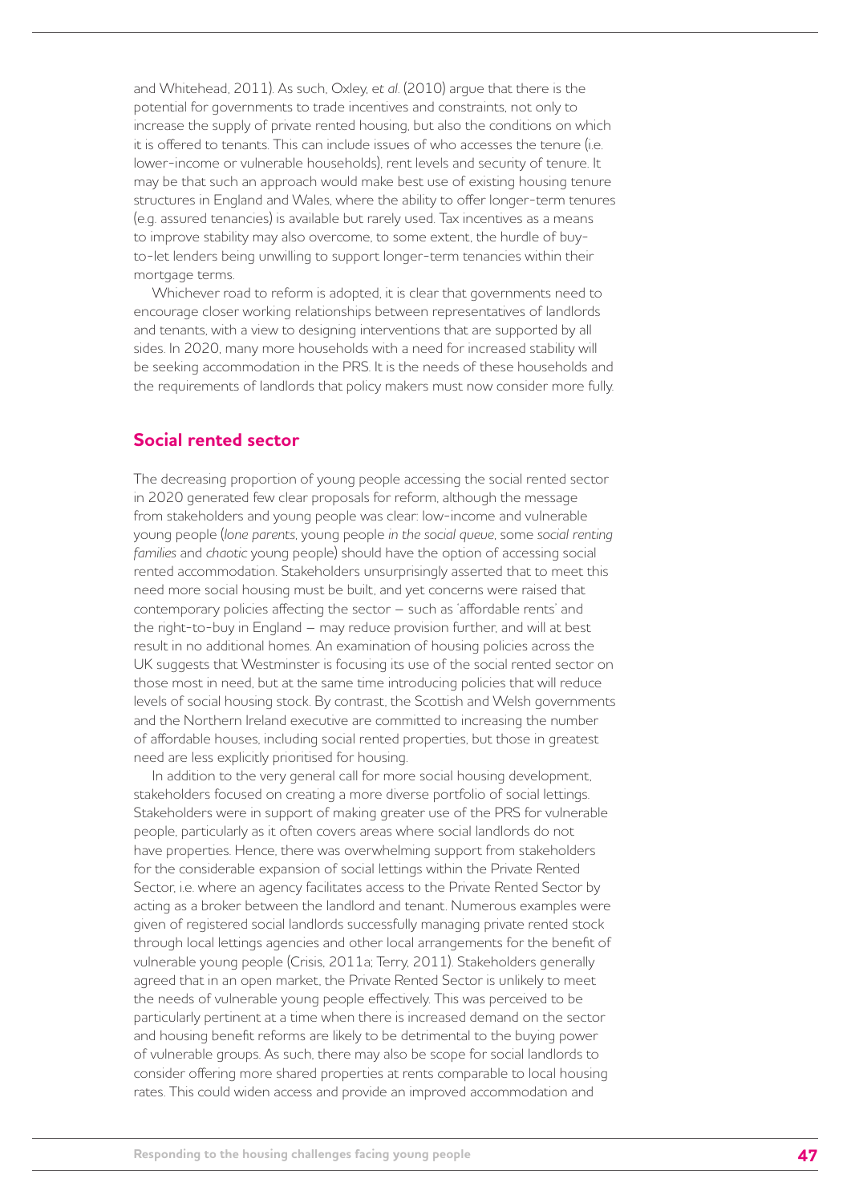and Whitehead, 2011). As such, Oxley, *et al.* (2010) argue that there is the potential for governments to trade incentives and constraints, not only to increase the supply of private rented housing, but also the conditions on which it is offered to tenants. This can include issues of who accesses the tenure (i.e. lower-income or vulnerable households), rent levels and security of tenure. It may be that such an approach would make best use of existing housing tenure structures in England and Wales, where the ability to offer longer-term tenures (e.g. assured tenancies) is available but rarely used. Tax incentives as a means to improve stability may also overcome, to some extent, the hurdle of buy-to-let lenders being unwilling to support longer-term tenancies within their mortgage terms.

Whichever road to reform is adopted, it is clear that governments need to encourage closer working relationships between representatives of landlords and tenants, with a view to designing interventions that are supported by all sides. In 2020, many more households with a need for increased stability will be seeking accommodation in the PRS. It is the needs of these households and the requirements of landlords that policy makers must now consider more fully.

## Social rented sector

The decreasing proportion of young people accessing the social rented sector in 2020 generated few clear proposals for reform, although the message from stakeholders and young people was clear: low-income and vulnerable young people (*lone parents*, young people *in the social queue*, some *social renting families* and *chaotic* young people) should have the option of accessing social rented accommodation. Stakeholders unsurprisingly asserted that to meet this need more social housing must be built, and yet concerns were raised that contemporary policies affecting the sector – such as 'affordable rents' and the right-to-buy in England – may reduce provision further, and will at best result in no additional homes. An examination of housing policies across the UK suggests that Westminster is focusing its use of the social rented sector on those most in need, but at the same time introducing policies that will reduce levels of social housing stock. By contrast, the Scottish and Welsh governments and the Northern Ireland executive are committed to increasing the number of affordable houses, including social rented properties, but those in greatest need are less explicitly prioritised for housing.

In addition to the very general call for more social housing development, stakeholders focused on creating a more diverse portfolio of social lettings. Stakeholders were in support of making greater use of the PRS for vulnerable people, particularly as it often covers areas where social landlords do not have properties. Hence, there was overwhelming support from stakeholders for the considerable expansion of social lettings within the Private Rented Sector, i.e. where an agency facilitates access to the Private Rented Sector by acting as a broker between the landlord and tenant. Numerous examples were given of registered social landlords successfully managing private rented stock through local lettings agencies and other local arrangements for the benefit of vulnerable young people (Crisis, 2011a; Terry, 2011). Stakeholders generally agreed that in an open market, the Private Rented Sector is unlikely to meet the needs of vulnerable young people effectively. This was perceived to be particularly pertinent at a time when there is increased demand on the sector and housing benefit reforms are likely to be detrimental to the buying power of vulnerable groups. As such, there may also be scope for social landlords to consider offering more shared properties at rents comparable to local housing rates. This could widen access and provide an improved accommodation and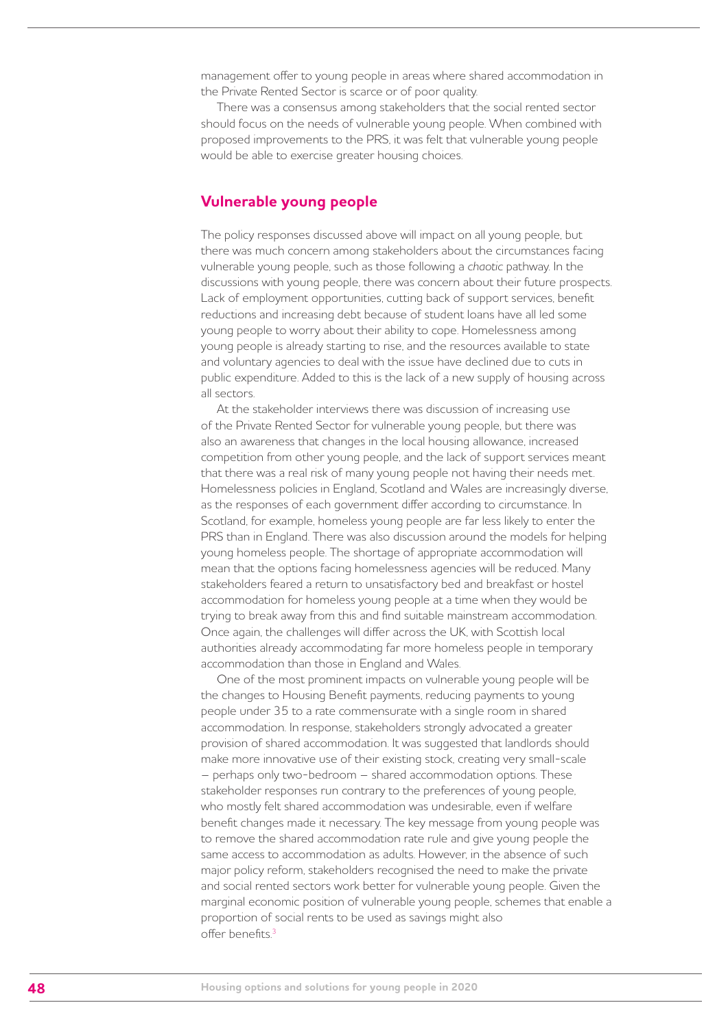management offer to young people in areas where shared accommodation in the Private Rented Sector is scarce or of poor quality.

There was a consensus among stakeholders that the social rented sector should focus on the needs of vulnerable young people. When combined with proposed improvements to the PRS, it was felt that vulnerable young people would be able to exercise greater housing choices.

## Vulnerable young people

The policy responses discussed above will impact on all young people, but there was much concern among stakeholders about the circumstances facing vulnerable young people, such as those following a *chaotic* pathway. In the discussions with young people, there was concern about their future prospects. Lack of employment opportunities, cutting back of support services, benefit reductions and increasing debt because of student loans have all led some young people to worry about their ability to cope. Homelessness among young people is already starting to rise, and the resources available to state and voluntary agencies to deal with the issue have declined due to cuts in public expenditure. Added to this is the lack of a new supply of housing across all sectors.

At the stakeholder interviews there was discussion of increasing use of the Private Rented Sector for vulnerable young people, but there was also an awareness that changes in the local housing allowance, increased competition from other young people, and the lack of support services meant that there was a real risk of many young people not having their needs met. Homelessness policies in England, Scotland and Wales are increasingly diverse, as the responses of each government differ according to circumstance. In Scotland, for example, homeless young people are far less likely to enter the PRS than in England. There was also discussion around the models for helping young homeless people. The shortage of appropriate accommodation will mean that the options facing homelessness agencies will be reduced. Many stakeholders feared a return to unsatisfactory bed and breakfast or hostel accommodation for homeless young people at a time when they would be trying to break away from this and find suitable mainstream accommodation. Once again, the challenges will differ across the UK, with Scottish local authorities already accommodating far more homeless people in temporary accommodation than those in England and Wales.

One of the most prominent impacts on vulnerable young people will be the changes to Housing Benefit payments, reducing payments to young people under 35 to a rate commensurate with a single room in shared accommodation. In response, stakeholders strongly advocated a greater provision of shared accommodation. It was suggested that landlords should make more innovative use of their existing stock, creating very small-scale – perhaps only two-bedroom – shared accommodation options. These stakeholder responses run contrary to the preferences of young people, who mostly felt shared accommodation was undesirable, even if welfare benefit changes made it necessary. The key message from young people was to remove the shared accommodation rate rule and give young people the same access to accommodation as adults. However, in the absence of such major policy reform, stakeholders recognised the need to make the private and social rented sectors work better for vulnerable young people. Given the marginal economic position of vulnerable young people, schemes that enable a proportion of social rents to be used as savings might also offer benefits.[3]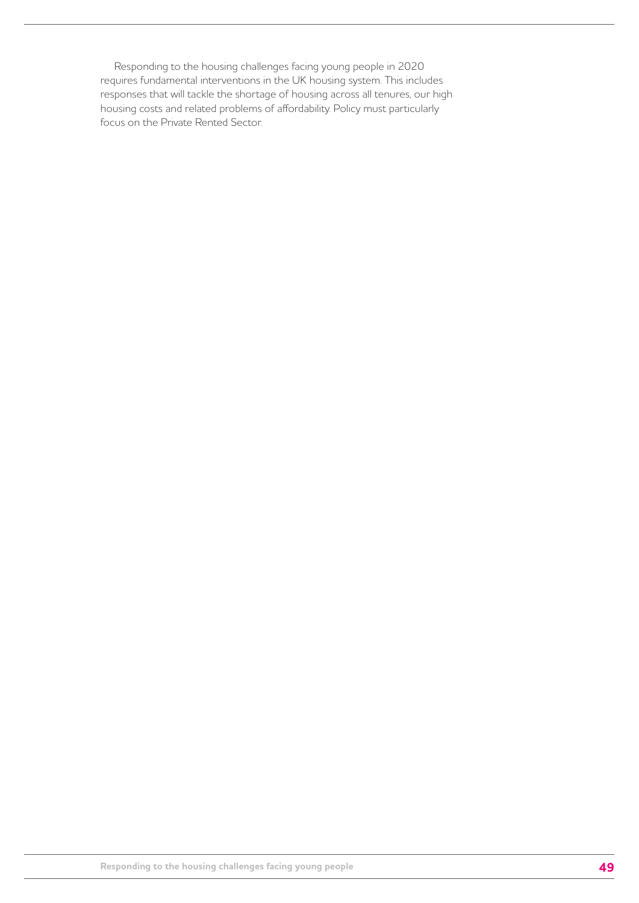Responding to the housing challenges facing young people in 2020 requires fundamental interventions in the UK housing system. This includes responses that will tackle the shortage of housing across all tenures, our high housing costs and related problems of affordability. Policy must particularly focus on the Private Rented Sector.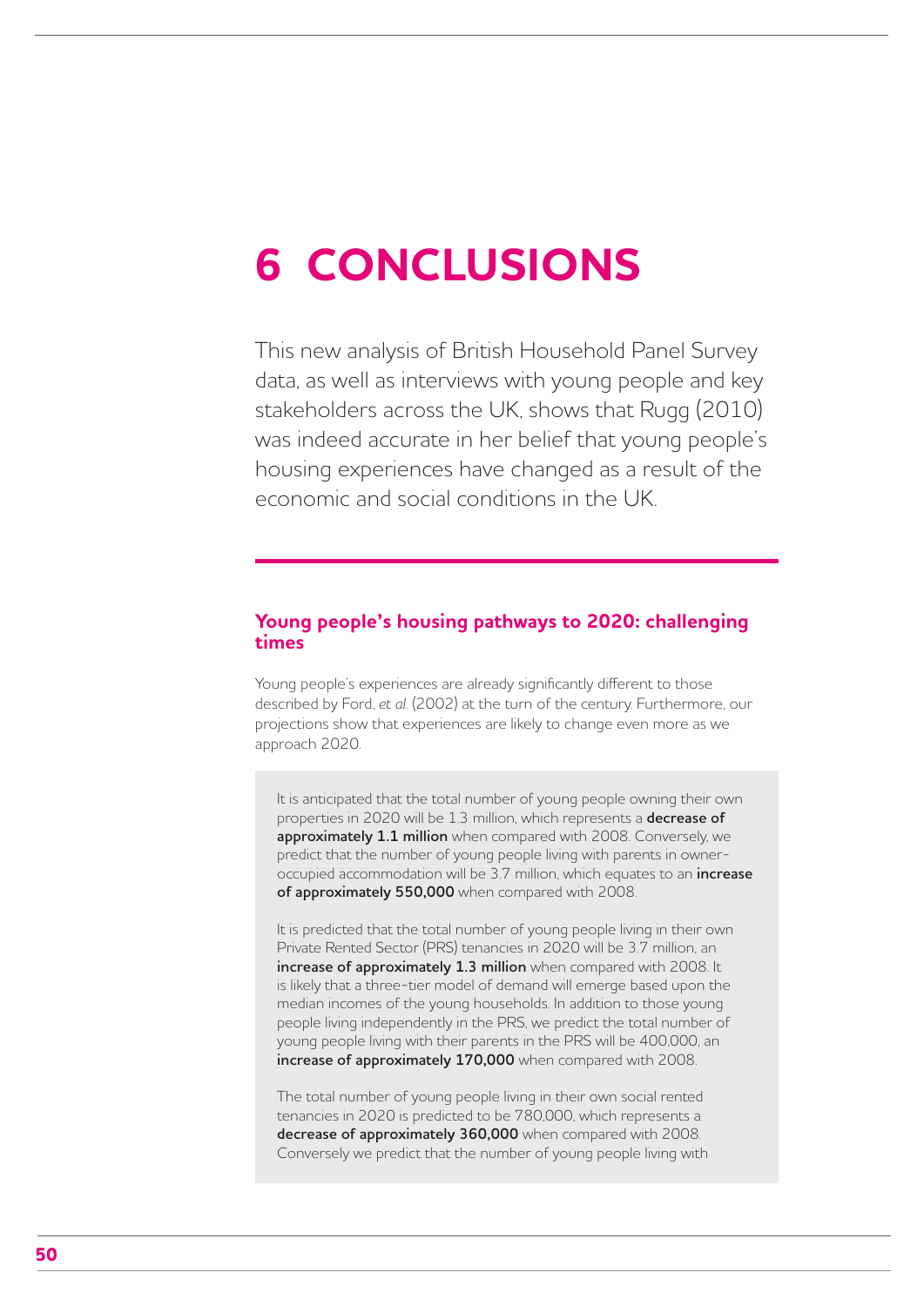# 6 CONCLUSIONS

This new analysis of British Household Panel Survey data, as well as interviews with young people and key stakeholders across the UK, shows that Rugg (2010) was indeed accurate in her belief that young people's housing experiences have changed as a result of the economic and social conditions in the UK.

## Young people's housing pathways to 2020: challenging times

Young people's experiences are already significantly different to those described by Ford, *et al.* (2002) at the turn of the century. Furthermore, our projections show that experiences are likely to change even more as we approach 2020.

It is anticipated that the total number of young people owning their own properties in 2020 will be 1.3 million, which represents a **decrease of approximately 1.1 million** when compared with 2008. Conversely, we predict that the number of young people living with parents in owner-occupied accommodation will be 3.7 million, which equates to an **increase of approximately 550,000** when compared with 2008.

It is predicted that the total number of young people living in their own Private Rented Sector (PRS) tenancies in 2020 will be 3.7 million, an **increase of approximately 1.3 million** when compared with 2008. It is likely that a three-tier model of demand will emerge based upon the median incomes of the young households. In addition to those young people living independently in the PRS, we predict the total number of young people living with their parents in the PRS will be 400,000, an **increase of approximately 170,000** when compared with 2008.

The total number of young people living in their own social rented tenancies in 2020 is predicted to be 780,000, which represents a **decrease of approximately 360,000** when compared with 2008. Conversely we predict that the number of young people living with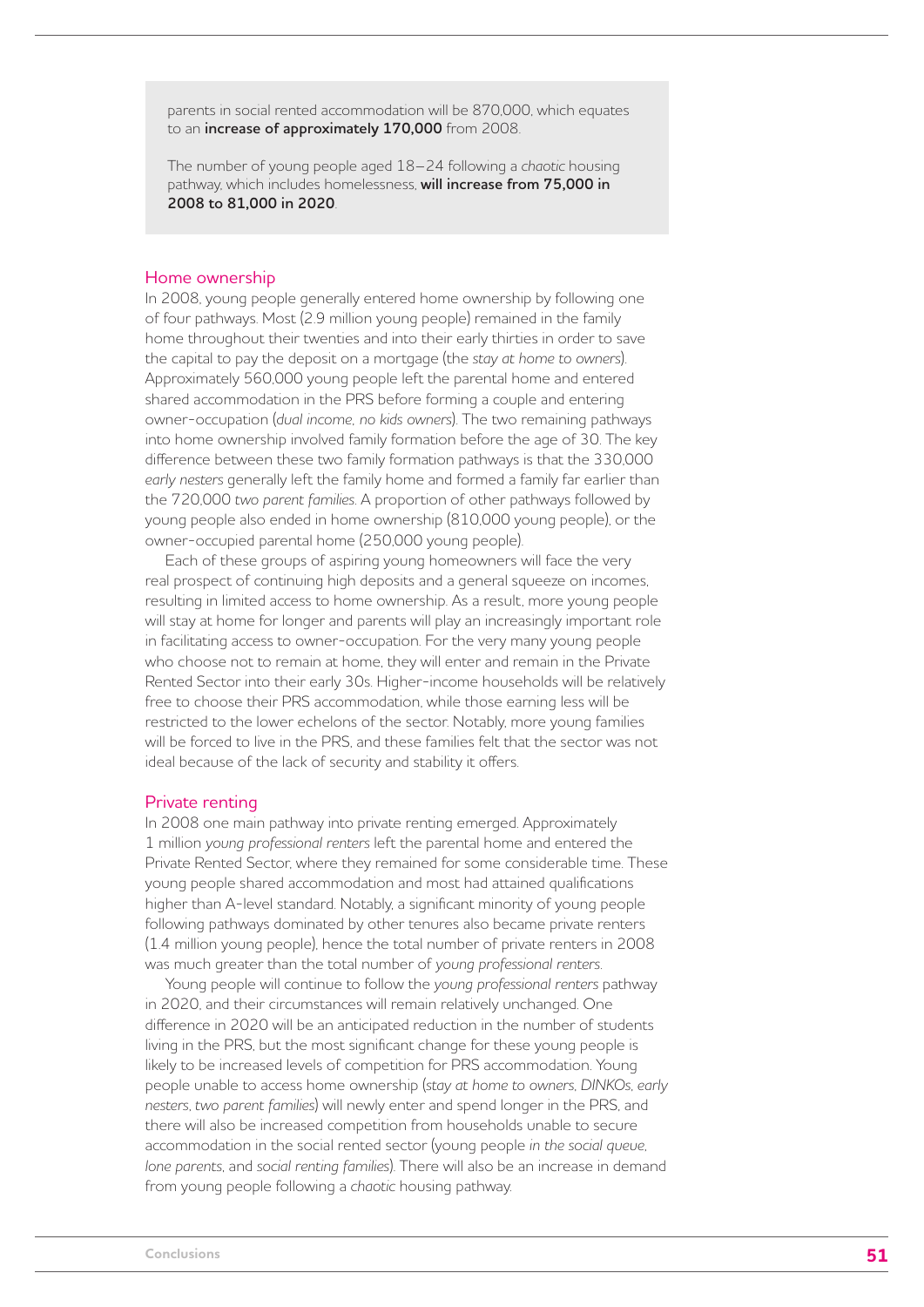parents in social rented accommodation will be 870,000, which equates to an **increase of approximately 170,000** from 2008.

The number of young people aged 18–24 following a *chaotic* housing pathway, which includes homelessness, **will increase from 75,000 in 2008 to 81,000 in 2020**.

## Home ownership

In 2008, young people generally entered home ownership by following one of four pathways. Most (2.9 million young people) remained in the family home throughout their twenties and into their early thirties in order to save the capital to pay the deposit on a mortgage (the *stay at home to owners*). Approximately 560,000 young people left the parental home and entered shared accommodation in the PRS before forming a couple and entering owner-occupation (*dual income, no kids owners*). The two remaining pathways into home ownership involved family formation before the age of 30. The key difference between these two family formation pathways is that the 330,000 *early nesters* generally left the family home and formed a family far earlier than the 720,000 *two parent families*. A proportion of other pathways followed by young people also ended in home ownership (810,000 young people), or the owner-occupied parental home (250,000 young people).

Each of these groups of aspiring young homeowners will face the very real prospect of continuing high deposits and a general squeeze on incomes, resulting in limited access to home ownership. As a result, more young people will stay at home for longer and parents will play an increasingly important role in facilitating access to owner-occupation. For the very many young people who choose not to remain at home, they will enter and remain in the Private Rented Sector into their early 30s. Higher-income households will be relatively free to choose their PRS accommodation, while those earning less will be restricted to the lower echelons of the sector. Notably, more young families will be forced to live in the PRS, and these families felt that the sector was not ideal because of the lack of security and stability it offers.

## Private renting

In 2008 one main pathway into private renting emerged. Approximately 1 million *young professional renters* left the parental home and entered the Private Rented Sector, where they remained for some considerable time. These young people shared accommodation and most had attained qualifications higher than A-level standard. Notably, a significant minority of young people following pathways dominated by other tenures also became private renters (1.4 million young people), hence the total number of private renters in 2008 was much greater than the total number of *young professional renters*.

Young people will continue to follow the *young professional renters* pathway in 2020, and their circumstances will remain relatively unchanged. One difference in 2020 will be an anticipated reduction in the number of students living in the PRS, but the most significant change for these young people is likely to be increased levels of competition for PRS accommodation. Young people unable to access home ownership (*stay at home to owners*, *DINKOs*, *early nesters*, *two parent families*) will newly enter and spend longer in the PRS, and there will also be increased competition from households unable to secure accommodation in the social rented sector (young people *in the social queue*, *lone parents*, and *social renting families*). There will also be an increase in demand from young people following a *chaotic* housing pathway.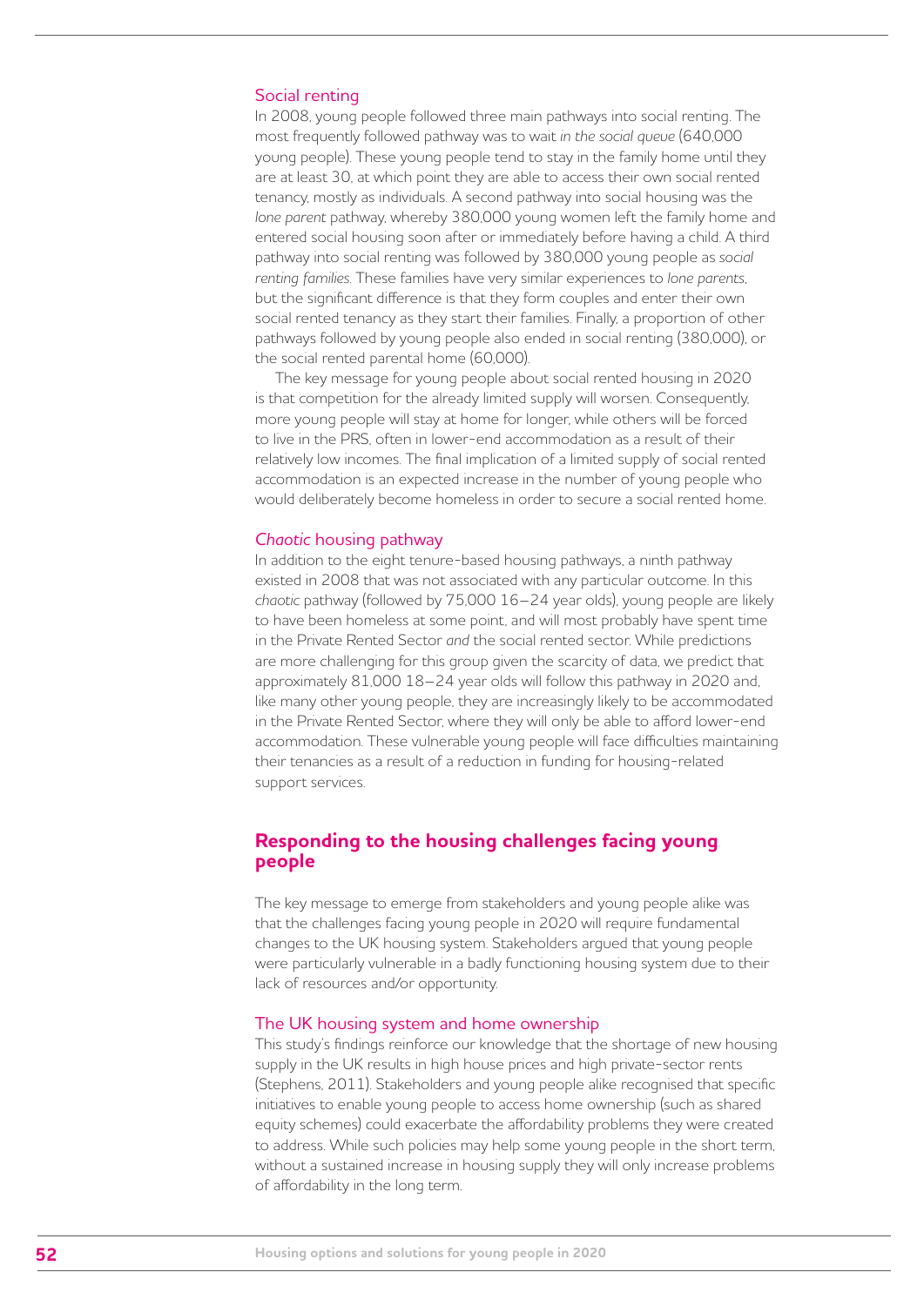### Social renting

In 2008, young people followed three main pathways into social renting. The most frequently followed pathway was to wait *in the social queue* (640,000 young people). These young people tend to stay in the family home until they are at least 30, at which point they are able to access their own social rented tenancy, mostly as individuals. A second pathway into social housing was the *lone parent* pathway, whereby 380,000 young women left the family home and entered social housing soon after or immediately before having a child. A third pathway into social renting was followed by 380,000 young people as *social renting families*. These families have very similar experiences to *lone parents*, but the significant difference is that they form couples and enter their own social rented tenancy as they start their families. Finally, a proportion of other pathways followed by young people also ended in social renting (380,000), or the social rented parental home (60,000).

The key message for young people about social rented housing in 2020 is that competition for the already limited supply will worsen. Consequently, more young people will stay at home for longer, while others will be forced to live in the PRS, often in lower-end accommodation as a result of their relatively low incomes. The final implication of a limited supply of social rented accommodation is an expected increase in the number of young people who would deliberately become homeless in order to secure a social rented home.

### *Chaotic* housing pathway

In addition to the eight tenure-based housing pathways, a ninth pathway existed in 2008 that was not associated with any particular outcome. In this *chaotic* pathway (followed by 75,000 16–24 year olds), young people are likely to have been homeless at some point, and will most probably have spent time in the Private Rented Sector *and* the social rented sector. While predictions are more challenging for this group given the scarcity of data, we predict that approximately 81,000 18–24 year olds will follow this pathway in 2020 and, like many other young people, they are increasingly likely to be accommodated in the Private Rented Sector, where they will only be able to afford lower-end accommodation. These vulnerable young people will face difficulties maintaining their tenancies as a result of a reduction in funding for housing-related support services.

## Responding to the housing challenges facing young people

The key message to emerge from stakeholders and young people alike was that the challenges facing young people in 2020 will require fundamental changes to the UK housing system. Stakeholders argued that young people were particularly vulnerable in a badly functioning housing system due to their lack of resources and/or opportunity.

### The UK housing system and home ownership

This study's findings reinforce our knowledge that the shortage of new housing supply in the UK results in high house prices and high private-sector rents (Stephens, 2011). Stakeholders and young people alike recognised that specific initiatives to enable young people to access home ownership (such as shared equity schemes) could exacerbate the affordability problems they were created to address. While such policies may help some young people in the short term, without a sustained increase in housing supply they will only increase problems of affordability in the long term.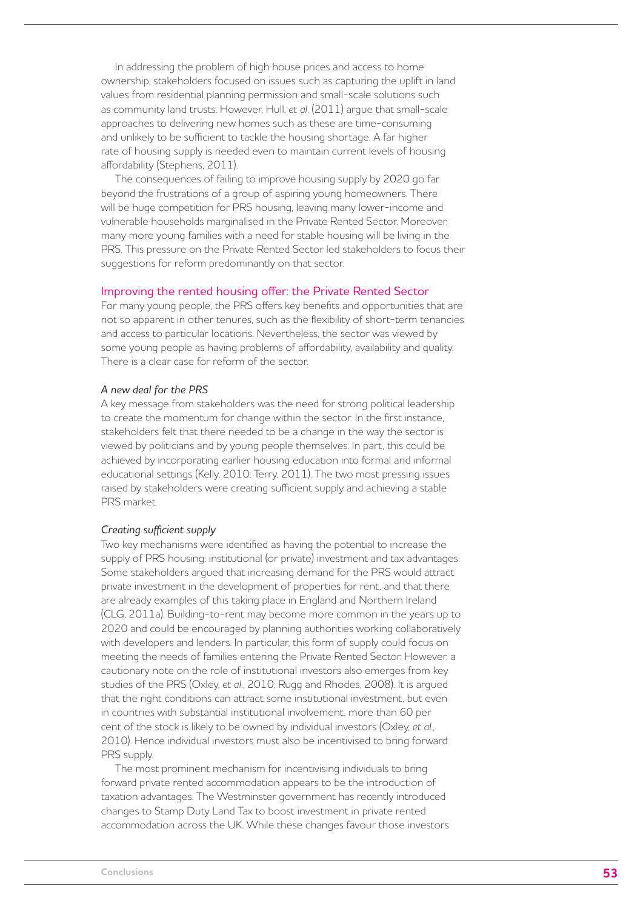In addressing the problem of high house prices and access to home ownership, stakeholders focused on issues such as capturing the uplift in land values from residential planning permission and small-scale solutions such as community land trusts. However, Hull, *et al.* (2011) argue that small-scale approaches to delivering new homes such as these are time-consuming and unlikely to be sufficient to tackle the housing shortage. A far higher rate of housing supply is needed even to maintain current levels of housing affordability (Stephens, 2011).

The consequences of failing to improve housing supply by 2020 go far beyond the frustrations of a group of aspiring young homeowners. There will be huge competition for PRS housing, leaving many lower-income and vulnerable households marginalised in the Private Rented Sector. Moreover, many more young families with a need for stable housing will be living in the PRS. This pressure on the Private Rented Sector led stakeholders to focus their suggestions for reform predominantly on that sector.

## Improving the rented housing offer: the Private Rented Sector

For many young people, the PRS offers key benefits and opportunities that are not so apparent in other tenures, such as the flexibility of short-term tenancies and access to particular locations. Nevertheless, the sector was viewed by some young people as having problems of affordability, availability and quality. There is a clear case for reform of the sector.

### *A new deal for the PRS*

A key message from stakeholders was the need for strong political leadership to create the momentum for change within the sector. In the first instance, stakeholders felt that there needed to be a change in the way the sector is viewed by politicians and by young people themselves. In part, this could be achieved by incorporating earlier housing education into formal and informal educational settings (Kelly, 2010; Terry, 2011). The two most pressing issues raised by stakeholders were creating sufficient supply and achieving a stable PRS market.

### *Creating sufficient supply*

Two key mechanisms were identified as having the potential to increase the supply of PRS housing: institutional (or private) investment and tax advantages. Some stakeholders argued that increasing demand for the PRS would attract private investment in the development of properties for rent, and that there are already examples of this taking place in England and Northern Ireland (CLG, 2011a). Building-to-rent may become more common in the years up to 2020 and could be encouraged by planning authorities working collaboratively with developers and lenders. In particular, this form of supply could focus on meeting the needs of families entering the Private Rented Sector. However, a cautionary note on the role of institutional investors also emerges from key studies of the PRS (Oxley, *et al.*, 2010; Rugg and Rhodes, 2008). It is argued that the right conditions can attract some institutional investment, but even in countries with substantial institutional involvement, more than 60 per cent of the stock is likely to be owned by individual investors (Oxley, *et al.*, 2010). Hence individual investors must also be incentivised to bring forward PRS supply.

The most prominent mechanism for incentivising individuals to bring forward private rented accommodation appears to be the introduction of taxation advantages. The Westminster government has recently introduced changes to Stamp Duty Land Tax to boost investment in private rented accommodation across the UK. While these changes favour those investors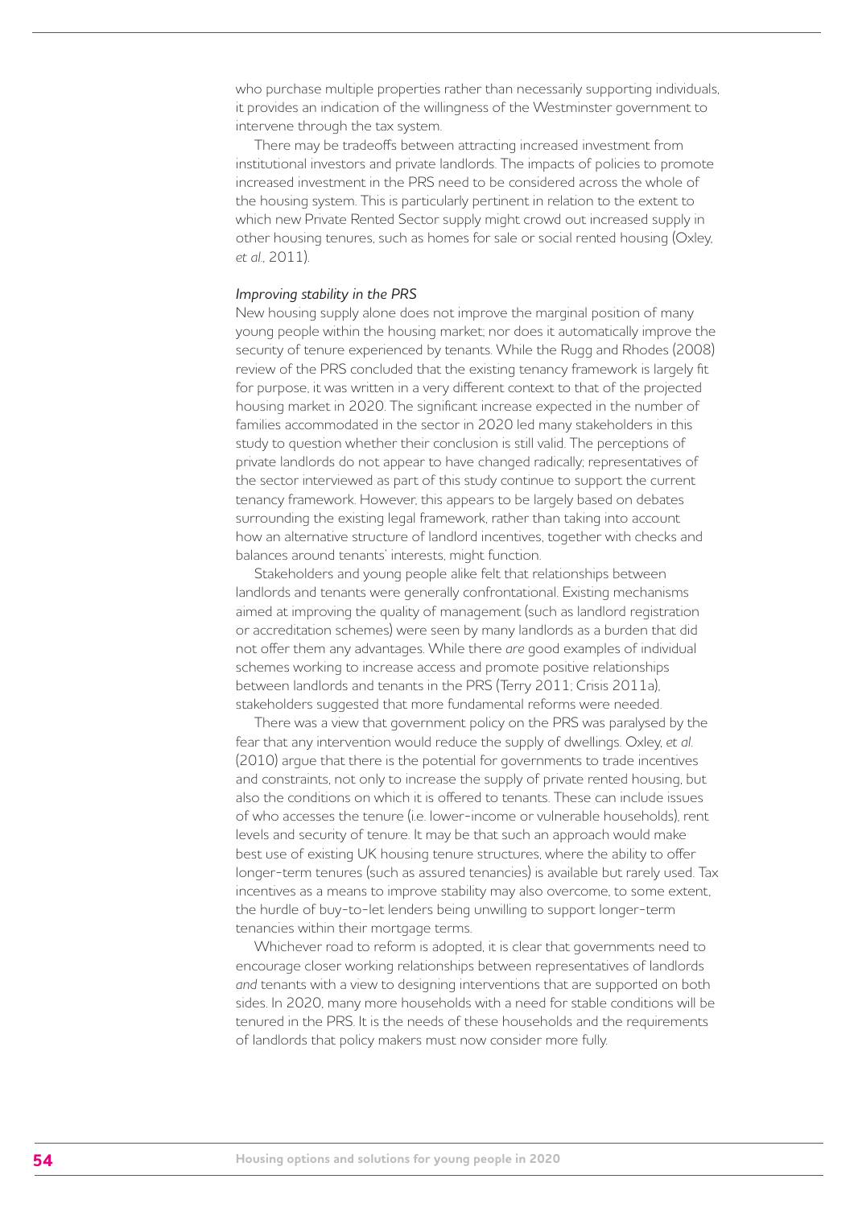who purchase multiple properties rather than necessarily supporting individuals, it provides an indication of the willingness of the Westminster government to intervene through the tax system.

There may be tradeoffs between attracting increased investment from institutional investors and private landlords. The impacts of policies to promote increased investment in the PRS need to be considered across the whole of the housing system. This is particularly pertinent in relation to the extent to which new Private Rented Sector supply might crowd out increased supply in other housing tenures, such as homes for sale or social rented housing (Oxley, *et al.*, 2011).

*Improving stability in the PRS*

New housing supply alone does not improve the marginal position of many young people within the housing market; nor does it automatically improve the security of tenure experienced by tenants. While the Rugg and Rhodes (2008) review of the PRS concluded that the existing tenancy framework is largely fit for purpose, it was written in a very different context to that of the projected housing market in 2020. The significant increase expected in the number of families accommodated in the sector in 2020 led many stakeholders in this study to question whether their conclusion is still valid. The perceptions of private landlords do not appear to have changed radically; representatives of the sector interviewed as part of this study continue to support the current tenancy framework. However, this appears to be largely based on debates surrounding the existing legal framework, rather than taking into account how an alternative structure of landlord incentives, together with checks and balances around tenants' interests, might function.

Stakeholders and young people alike felt that relationships between landlords and tenants were generally confrontational. Existing mechanisms aimed at improving the quality of management (such as landlord registration or accreditation schemes) were seen by many landlords as a burden that did not offer them any advantages. While there *are* good examples of individual schemes working to increase access and promote positive relationships between landlords and tenants in the PRS (Terry 2011; Crisis 2011a), stakeholders suggested that more fundamental reforms were needed.

There was a view that government policy on the PRS was paralysed by the fear that any intervention would reduce the supply of dwellings. Oxley, *et al.* (2010) argue that there is the potential for governments to trade incentives and constraints, not only to increase the supply of private rented housing, but also the conditions on which it is offered to tenants. These can include issues of who accesses the tenure (i.e. lower-income or vulnerable households), rent levels and security of tenure. It may be that such an approach would make best use of existing UK housing tenure structures, where the ability to offer longer-term tenures (such as assured tenancies) is available but rarely used. Tax incentives as a means to improve stability may also overcome, to some extent, the hurdle of buy-to-let lenders being unwilling to support longer-term tenancies within their mortgage terms.

Whichever road to reform is adopted, it is clear that governments need to encourage closer working relationships between representatives of landlords *and* tenants with a view to designing interventions that are supported on both sides. In 2020, many more households with a need for stable conditions will be tenured in the PRS. It is the needs of these households and the requirements of landlords that policy makers must now consider more fully.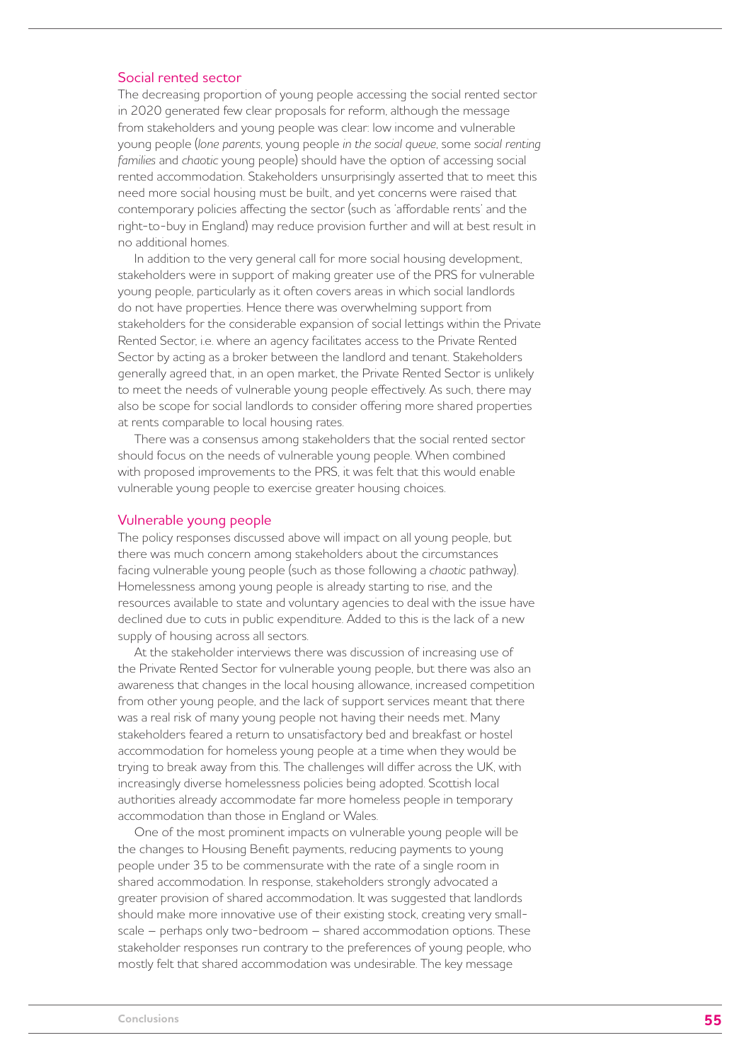## Social rented sector

The decreasing proportion of young people accessing the social rented sector in 2020 generated few clear proposals for reform, although the message from stakeholders and young people was clear: low income and vulnerable young people (*lone parents*, young people *in the social queue*, some *social renting families* and *chaotic* young people) should have the option of accessing social rented accommodation. Stakeholders unsurprisingly asserted that to meet this need more social housing must be built, and yet concerns were raised that contemporary policies affecting the sector (such as 'affordable rents' and the right-to-buy in England) may reduce provision further and will at best result in no additional homes.

In addition to the very general call for more social housing development, stakeholders were in support of making greater use of the PRS for vulnerable young people, particularly as it often covers areas in which social landlords do not have properties. Hence there was overwhelming support from stakeholders for the considerable expansion of social lettings within the Private Rented Sector, i.e. where an agency facilitates access to the Private Rented Sector by acting as a broker between the landlord and tenant. Stakeholders generally agreed that, in an open market, the Private Rented Sector is unlikely to meet the needs of vulnerable young people effectively. As such, there may also be scope for social landlords to consider offering more shared properties at rents comparable to local housing rates.

There was a consensus among stakeholders that the social rented sector should focus on the needs of vulnerable young people. When combined with proposed improvements to the PRS, it was felt that this would enable vulnerable young people to exercise greater housing choices.

## Vulnerable young people

The policy responses discussed above will impact on all young people, but there was much concern among stakeholders about the circumstances facing vulnerable young people (such as those following a *chaotic* pathway). Homelessness among young people is already starting to rise, and the resources available to state and voluntary agencies to deal with the issue have declined due to cuts in public expenditure. Added to this is the lack of a new supply of housing across all sectors.

At the stakeholder interviews there was discussion of increasing use of the Private Rented Sector for vulnerable young people, but there was also an awareness that changes in the local housing allowance, increased competition from other young people, and the lack of support services meant that there was a real risk of many young people not having their needs met. Many stakeholders feared a return to unsatisfactory bed and breakfast or hostel accommodation for homeless young people at a time when they would be trying to break away from this. The challenges will differ across the UK, with increasingly diverse homelessness policies being adopted. Scottish local authorities already accommodate far more homeless people in temporary accommodation than those in England or Wales.

One of the most prominent impacts on vulnerable young people will be the changes to Housing Benefit payments, reducing payments to young people under 35 to be commensurate with the rate of a single room in shared accommodation. In response, stakeholders strongly advocated a greater provision of shared accommodation. It was suggested that landlords should make more innovative use of their existing stock, creating very small-scale – perhaps only two-bedroom – shared accommodation options. These stakeholder responses run contrary to the preferences of young people, who mostly felt that shared accommodation was undesirable. The key message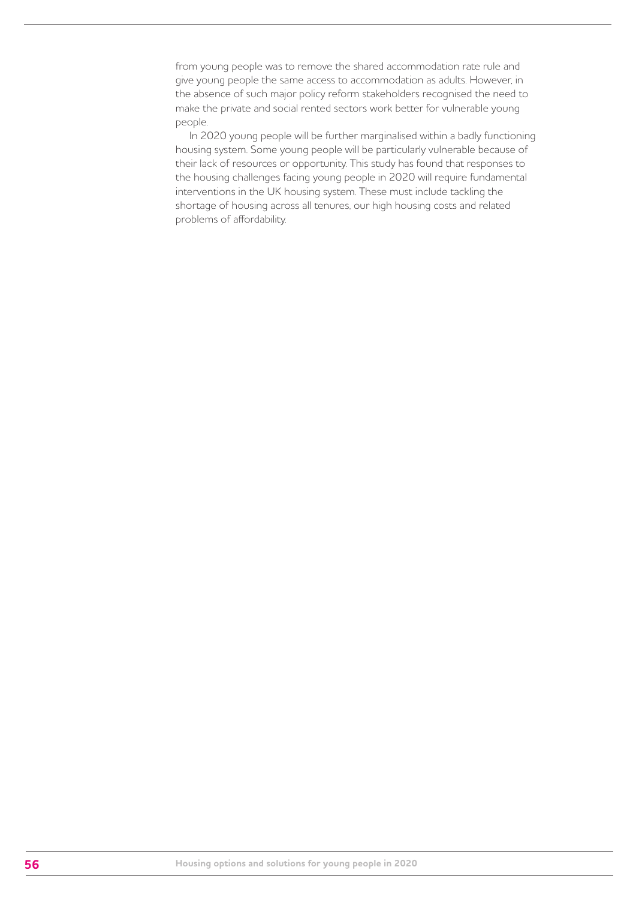from young people was to remove the shared accommodation rate rule and give young people the same access to accommodation as adults. However, in the absence of such major policy reform stakeholders recognised the need to make the private and social rented sectors work better for vulnerable young people.

In 2020 young people will be further marginalised within a badly functioning housing system. Some young people will be particularly vulnerable because of their lack of resources or opportunity. This study has found that responses to the housing challenges facing young people in 2020 will require fundamental interventions in the UK housing system. These must include tackling the shortage of housing across all tenures, our high housing costs and related problems of affordability.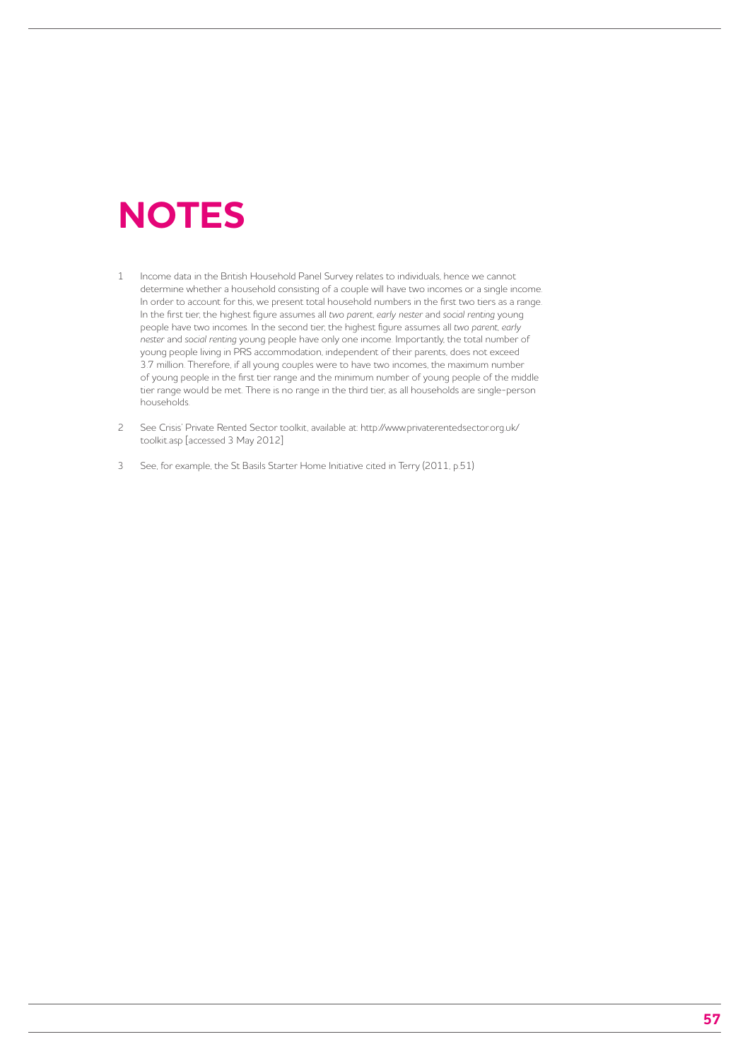# NOTES

1. Income data in the British Household Panel Survey relates to individuals, hence we cannot determine whether a household consisting of a couple will have two incomes or a single income. In order to account for this, we present total household numbers in the first two tiers as a range. In the first tier, the highest figure assumes all *two parent, early nester* and *social renting* young people have two incomes. In the second tier, the highest figure assumes all *two parent, early nester* and *social renting* young people have only one income. Importantly, the total number of young people living in PRS accommodation, independent of their parents, does not exceed 3.7 million. Therefore, if all young couples were to have two incomes, the maximum number of young people in the first tier range and the minimum number of young people of the middle tier range would be met. There is no range in the third tier, as all households are single-person households.

2. See Crisis' Private Rented Sector toolkit, available at: http://www.privaterentedsector.org.uk/toolkit.asp [accessed 3 May 2012]

3. See, for example, the St Basils Starter Home Initiative cited in Terry (2011, p.51)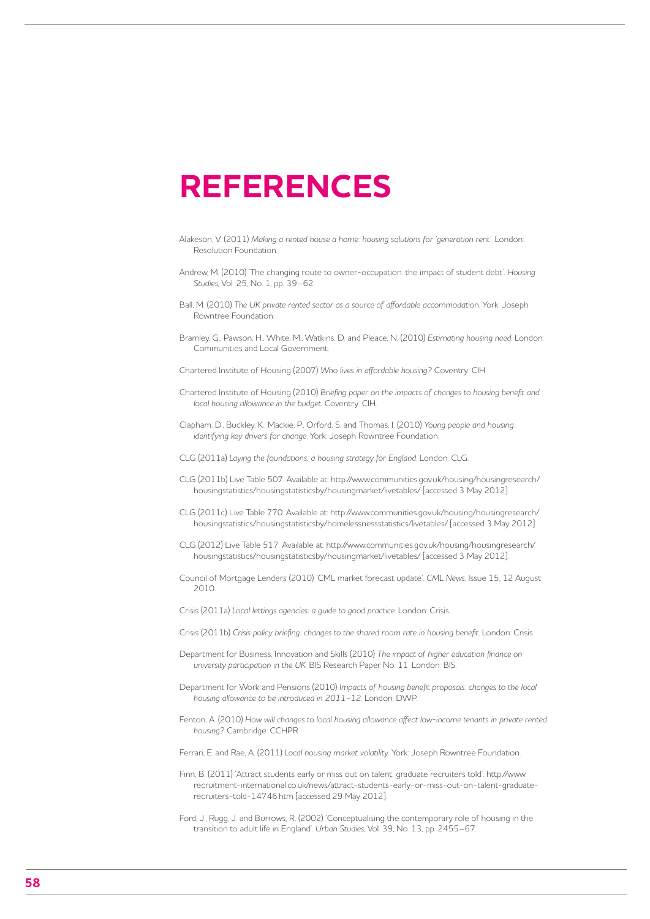# REFERENCES

Alakeson, V. (2011) *Making a rented house a home: housing solutions for 'generation rent'*. London: Resolution Foundation.

Andrew, M. (2010) 'The changing route to owner-occupation: the impact of student debt'. *Housing Studies*, Vol. 25, No. 1, pp. 39–62.

Ball, M. (2010) *The UK private rented sector as a source of affordable accommodation*. York: Joseph Rowntree Foundation.

Bramley, G., Pawson, H., White, M., Watkins, D. and Pleace, N. (2010) *Estimating housing need*. London: Communities and Local Government.

Chartered Institute of Housing (2007) *Who lives in affordable housing?* Coventry: CIH.

Chartered Institute of Housing (2010) *Briefing paper on the impacts of changes to housing benefit and local housing allowance in the budget*. Coventry: CIH.

Clapham, D., Buckley, K., Mackie, P., Orford, S. and Thomas, I. (2010) *Young people and housing: identifying key drivers for change*. York: Joseph Rowntree Foundation.

CLG (2011a) *Laying the foundations: a housing strategy for England*. London: CLG.

CLG (2011b) Live Table 507. Available at: http://www.communities.gov.uk/housing/housingresearch/housingstatistics/housingstatisticsby/housingmarket/livetables/ [accessed 3 May 2012].

CLG (2011c) Live Table 770. Available at: http://www.communities.gov.uk/housing/housingresearch/housingstatistics/housingstatisticsby/homelessnessstatistics/livetables/ [accessed 3 May 2012].

CLG (2012) Live Table 517. Available at: http://www.communities.gov.uk/housing/housingresearch/housingstatistics/housingstatisticsby/housingmarket/livetables/ [accessed 3 May 2012].

Council of Mortgage Lenders (2010) 'CML market forecast update'. *CML News*, Issue 15, 12 August 2010.

Crisis (2011a) *Local lettings agencies: a guide to good practice*. London: Crisis.

Crisis (2011b) *Crisis policy briefing: changes to the shared room rate in housing benefit*. London: Crisis.

Department for Business, Innovation and Skills (2010) *The impact of higher education finance on university participation in the UK*. BIS Research Paper No. 11. London: BIS.

Department for Work and Pensions (2010) *Impacts of housing benefit proposals: changes to the local housing allowance to be introduced in 2011–12*. London: DWP.

Fenton, A. (2010) *How will changes to local housing allowance affect low-income tenants in private rented housing?* Cambridge: CCHPR.

Ferrari, E. and Rae, A. (2011) *Local housing market volatility*. York: Joseph Rowntree Foundation.

Finn, B. (2011) 'Attract students early or miss out on talent, graduate recruiters told'. http://www.recruitment-international.co.uk/news/attract-students-early-or-miss-out-on-talent-graduate-recruiters-told-14746.htm [accessed 29 May 2012].

Ford, J., Rugg, J. and Burrows, R. (2002) 'Conceptualising the contemporary role of housing in the transition to adult life in England'. *Urban Studies*, Vol. 39, No. 13, pp. 2455–67.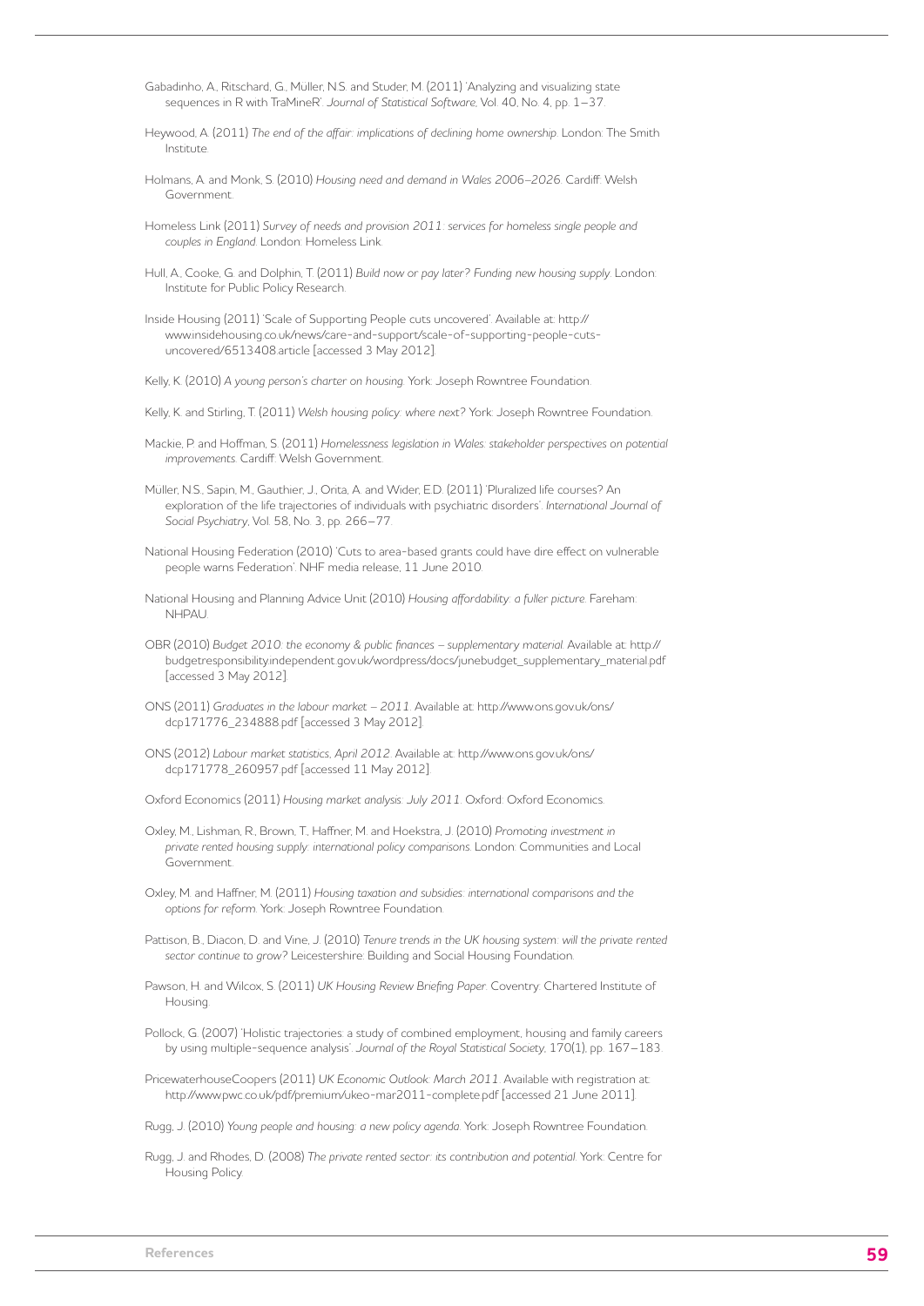Gabadinho, A., Ritschard, G., Müller, N.S. and Studer, M. (2011) 'Analyzing and visualizing state sequences in R with TraMineR'. *Journal of Statistical Software*, Vol. 40, No. 4, pp. 1–37.

Heywood, A. (2011) *The end of the affair: implications of declining home ownership*. London: The Smith Institute.

Holmans, A. and Monk, S. (2010) *Housing need and demand in Wales 2006–2026*. Cardiff: Welsh Government.

Homeless Link (2011) *Survey of needs and provision 2011: services for homeless single people and couples in England*. London: Homeless Link.

Hull, A., Cooke, G. and Dolphin, T. (2011) *Build now or pay later? Funding new housing supply*. London: Institute for Public Policy Research.

Inside Housing (2011) 'Scale of Supporting People cuts uncovered'. Available at: http://www.insidehousing.co.uk/news/care-and-support/scale-of-supporting-people-cuts-uncovered/6513408.article [accessed 3 May 2012].

Kelly, K. (2010) *A young person's charter on housing*. York: Joseph Rowntree Foundation.

Kelly, K. and Stirling, T. (2011) *Welsh housing policy: where next?* York: Joseph Rowntree Foundation.

Mackie, P. and Hoffman, S. (2011) *Homelessness legislation in Wales: stakeholder perspectives on potential improvements*. Cardiff: Welsh Government.

Müller, N.S., Sapin, M., Gauthier, J., Orita, A. and Wider, E.D. (2011) 'Pluralized life courses? An exploration of the life trajectories of individuals with psychiatric disorders'. *International Journal of Social Psychiatry*, Vol. 58, No. 3, pp. 266–77.

National Housing Federation (2010) 'Cuts to area-based grants could have dire effect on vulnerable people warns Federation'. NHF media release, 11 June 2010.

National Housing and Planning Advice Unit (2010) *Housing affordability: a fuller picture*. Fareham: NHPAU.

OBR (2010) *Budget 2010: the economy & public finances – supplementary material*. Available at: http://budgetresponsibility.independent.gov.uk/wordpress/docs/junebudget_supplementary_material.pdf [accessed 3 May 2012].

ONS (2011) *Graduates in the labour market – 2011*. Available at: http://www.ons.gov.uk/ons/dcp171776_234888.pdf [accessed 3 May 2012].

ONS (2012) *Labour market statistics, April 2012*. Available at: http://www.ons.gov.uk/ons/dcp171778_260957.pdf [accessed 11 May 2012].

Oxford Economics (2011) *Housing market analysis: July 2011*. Oxford: Oxford Economics.

Oxley, M., Lishman, R., Brown, T., Haffner, M. and Hoekstra, J. (2010) *Promoting investment in private rented housing supply: international policy comparisons*. London: Communities and Local Government.

Oxley, M. and Haffner, M. (2011) *Housing taxation and subsidies: international comparisons and the options for reform*. York: Joseph Rowntree Foundation.

Pattison, B., Diacon, D. and Vine, J. (2010) *Tenure trends in the UK housing system: will the private rented sector continue to grow?* Leicestershire: Building and Social Housing Foundation.

Pawson, H. and Wilcox, S. (2011) *UK Housing Review Briefing Paper*. Coventry: Chartered Institute of Housing.

Pollock, G. (2007) 'Holistic trajectories: a study of combined employment, housing and family careers by using multiple-sequence analysis'. *Journal of the Royal Statistical Society*, 170(1), pp. 167–183.

PricewaterhouseCoopers (2011) *UK Economic Outlook: March 2011*. Available with registration at: http://www.pwc.co.uk/pdf/premium/ukeo-mar2011-complete.pdf [accessed 21 June 2011].

Rugg, J. (2010) *Young people and housing: a new policy agenda*. York: Joseph Rowntree Foundation.

Rugg, J. and Rhodes, D. (2008) *The private rented sector: its contribution and potential*. York: Centre for Housing Policy.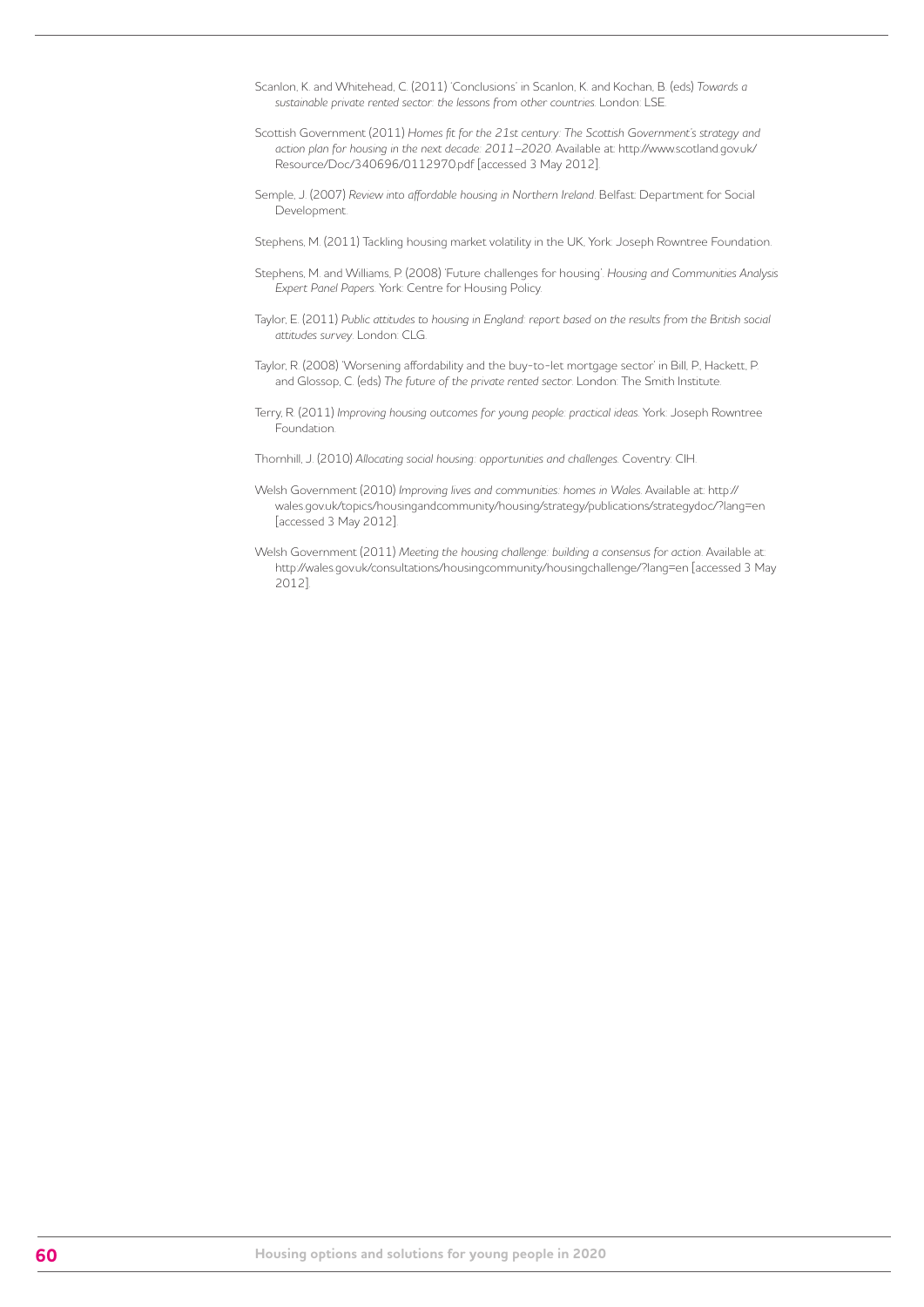Scanlon, K. and Whitehead, C. (2011) 'Conclusions' in Scanlon, K. and Kochan, B. (eds) *Towards a sustainable private rented sector: the lessons from other countries*. London: LSE.

Scottish Government (2011) *Homes fit for the 21st century: The Scottish Government's strategy and action plan for housing in the next decade: 2011–2020*. Available at: http://www.scotland.gov.uk/Resource/Doc/340696/0112970.pdf [accessed 3 May 2012].

Semple, J. (2007) *Review into affordable housing in Northern Ireland*. Belfast: Department for Social Development.

Stephens, M. (2011) Tackling housing market volatility in the UK, York: Joseph Rowntree Foundation.

Stephens, M. and Williams, P. (2008) 'Future challenges for housing'. *Housing and Communities Analysis Expert Panel Papers*. York: Centre for Housing Policy.

Taylor, E. (2011) *Public attitudes to housing in England: report based on the results from the British social attitudes survey*. London: CLG.

Taylor, R. (2008) 'Worsening affordability and the buy-to-let mortgage sector' in Bill, P., Hackett, P. and Glossop, C. (eds) *The future of the private rented sector*. London: The Smith Institute.

Terry, R. (2011) *Improving housing outcomes for young people: practical ideas*. York: Joseph Rowntree Foundation.

Thornhill, J. (2010) *Allocating social housing: opportunities and challenges*. Coventry: CIH.

Welsh Government (2010) *Improving lives and communities: homes in Wales*. Available at: http://wales.gov.uk/topics/housingandcommunity/housing/strategy/publications/strategydoc/?lang=en [accessed 3 May 2012].

Welsh Government (2011) *Meeting the housing challenge: building a consensus for action*. Available at: http://wales.gov.uk/consultations/housingcommunity/housingchallenge/?lang=en [accessed 3 May 2012].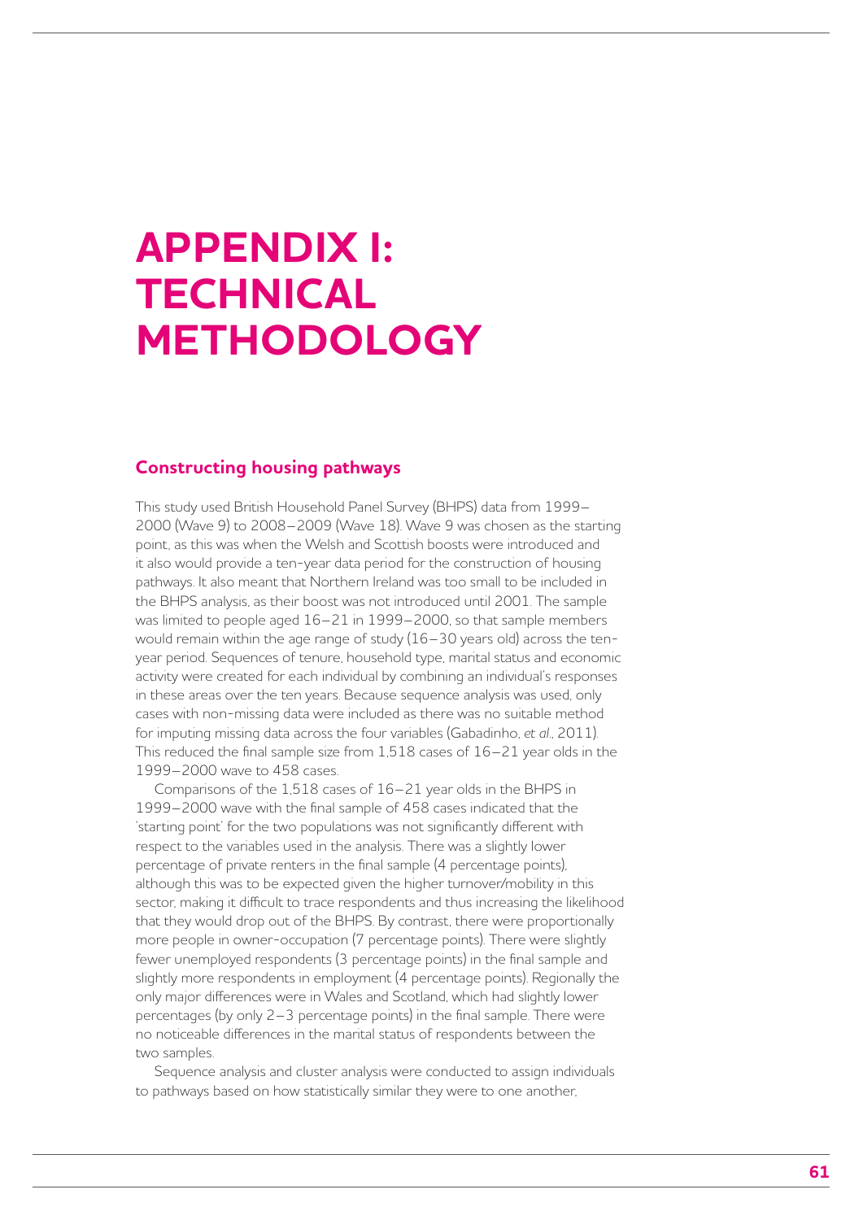# APPENDIX I: TECHNICAL METHODOLOGY

## Constructing housing pathways

This study used British Household Panel Survey (BHPS) data from 1999–2000 (Wave 9) to 2008–2009 (Wave 18). Wave 9 was chosen as the starting point, as this was when the Welsh and Scottish boosts were introduced and it also would provide a ten-year data period for the construction of housing pathways. It also meant that Northern Ireland was too small to be included in the BHPS analysis, as their boost was not introduced until 2001. The sample was limited to people aged 16–21 in 1999–2000, so that sample members would remain within the age range of study (16–30 years old) across the ten-year period. Sequences of tenure, household type, marital status and economic activity were created for each individual by combining an individual's responses in these areas over the ten years. Because sequence analysis was used, only cases with non-missing data were included as there was no suitable method for imputing missing data across the four variables (Gabadinho, *et al.*, 2011). This reduced the final sample size from 1,518 cases of 16–21 year olds in the 1999–2000 wave to 458 cases.

Comparisons of the 1,518 cases of 16–21 year olds in the BHPS in 1999–2000 wave with the final sample of 458 cases indicated that the 'starting point' for the two populations was not significantly different with respect to the variables used in the analysis. There was a slightly lower percentage of private renters in the final sample (4 percentage points), although this was to be expected given the higher turnover/mobility in this sector, making it difficult to trace respondents and thus increasing the likelihood that they would drop out of the BHPS. By contrast, there were proportionally more people in owner-occupation (7 percentage points). There were slightly fewer unemployed respondents (3 percentage points) in the final sample and slightly more respondents in employment (4 percentage points). Regionally the only major differences were in Wales and Scotland, which had slightly lower percentages (by only 2–3 percentage points) in the final sample. There were no noticeable differences in the marital status of respondents between the two samples.

Sequence analysis and cluster analysis were conducted to assign individuals to pathways based on how statistically similar they were to one another,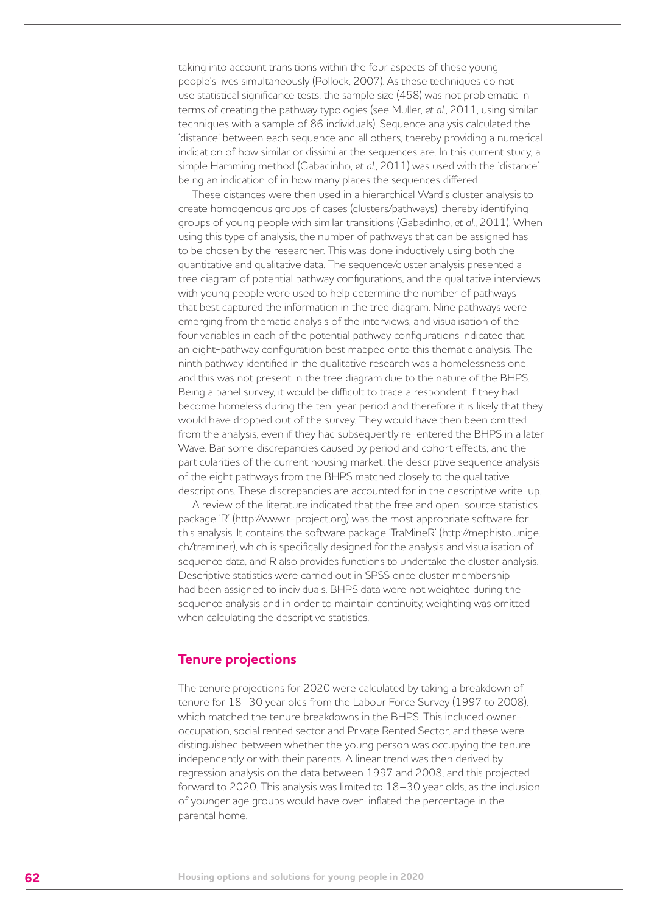taking into account transitions within the four aspects of these young people's lives simultaneously (Pollock, 2007). As these techniques do not use statistical significance tests, the sample size (458) was not problematic in terms of creating the pathway typologies (see Muller, *et al*., 2011, using similar techniques with a sample of 86 individuals). Sequence analysis calculated the 'distance' between each sequence and all others, thereby providing a numerical indication of how similar or dissimilar the sequences are. In this current study, a simple Hamming method (Gabadinho, *et al*., 2011) was used with the 'distance' being an indication of in how many places the sequences differed.

These distances were then used in a hierarchical Ward's cluster analysis to create homogenous groups of cases (clusters/pathways), thereby identifying groups of young people with similar transitions (Gabadinho, *et al*., 2011). When using this type of analysis, the number of pathways that can be assigned has to be chosen by the researcher. This was done inductively using both the quantitative and qualitative data. The sequence/cluster analysis presented a tree diagram of potential pathway configurations, and the qualitative interviews with young people were used to help determine the number of pathways that best captured the information in the tree diagram. Nine pathways were emerging from thematic analysis of the interviews, and visualisation of the four variables in each of the potential pathway configurations indicated that an eight-pathway configuration best mapped onto this thematic analysis. The ninth pathway identified in the qualitative research was a homelessness one, and this was not present in the tree diagram due to the nature of the BHPS. Being a panel survey, it would be difficult to trace a respondent if they had become homeless during the ten-year period and therefore it is likely that they would have dropped out of the survey. They would have then been omitted from the analysis, even if they had subsequently re-entered the BHPS in a later Wave. Bar some discrepancies caused by period and cohort effects, and the particularities of the current housing market, the descriptive sequence analysis of the eight pathways from the BHPS matched closely to the qualitative descriptions. These discrepancies are accounted for in the descriptive write-up.

A review of the literature indicated that the free and open-source statistics package 'R' (http://www.r-project.org) was the most appropriate software for this analysis. It contains the software package 'TraMineR' (http://mephisto.unige.ch/traminer), which is specifically designed for the analysis and visualisation of sequence data, and R also provides functions to undertake the cluster analysis. Descriptive statistics were carried out in SPSS once cluster membership had been assigned to individuals. BHPS data were not weighted during the sequence analysis and in order to maintain continuity, weighting was omitted when calculating the descriptive statistics.

## Tenure projections

The tenure projections for 2020 were calculated by taking a breakdown of tenure for 18–30 year olds from the Labour Force Survey (1997 to 2008), which matched the tenure breakdowns in the BHPS. This included owner-occupation, social rented sector and Private Rented Sector, and these were distinguished between whether the young person was occupying the tenure independently or with their parents. A linear trend was then derived by regression analysis on the data between 1997 and 2008, and this projected forward to 2020. This analysis was limited to 18–30 year olds, as the inclusion of younger age groups would have over-inflated the percentage in the parental home.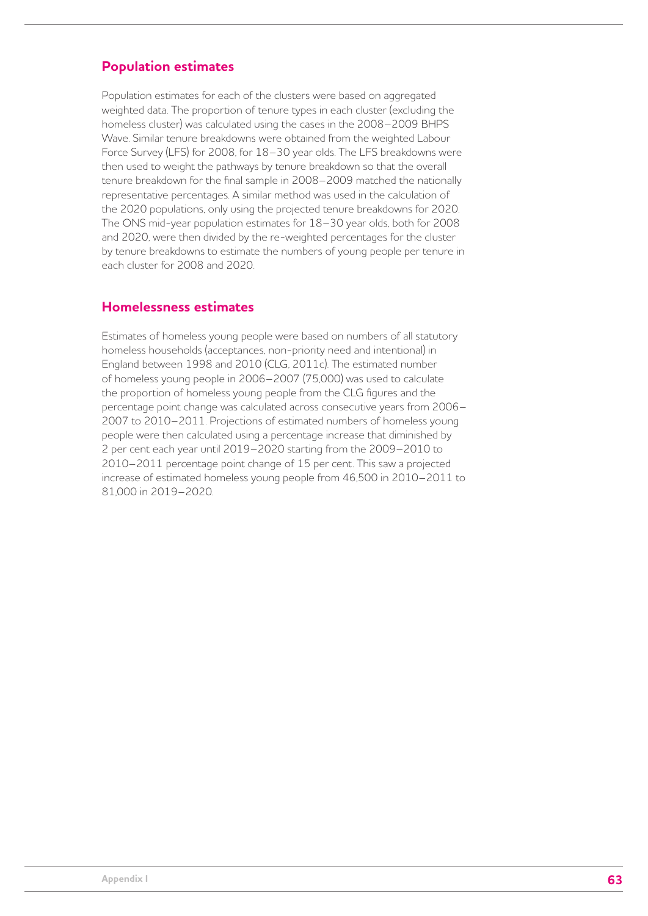## Population estimates

Population estimates for each of the clusters were based on aggregated weighted data. The proportion of tenure types in each cluster (excluding the homeless cluster) was calculated using the cases in the 2008–2009 BHPS Wave. Similar tenure breakdowns were obtained from the weighted Labour Force Survey (LFS) for 2008, for 18–30 year olds. The LFS breakdowns were then used to weight the pathways by tenure breakdown so that the overall tenure breakdown for the final sample in 2008–2009 matched the nationally representative percentages. A similar method was used in the calculation of the 2020 populations, only using the projected tenure breakdowns for 2020. The ONS mid-year population estimates for 18–30 year olds, both for 2008 and 2020, were then divided by the re-weighted percentages for the cluster by tenure breakdowns to estimate the numbers of young people per tenure in each cluster for 2008 and 2020.

## Homelessness estimates

Estimates of homeless young people were based on numbers of all statutory homeless households (acceptances, non-priority need and intentional) in England between 1998 and 2010 (CLG, 2011c). The estimated number of homeless young people in 2006–2007 (75,000) was used to calculate the proportion of homeless young people from the CLG figures and the percentage point change was calculated across consecutive years from 2006–2007 to 2010–2011. Projections of estimated numbers of homeless young people were then calculated using a percentage increase that diminished by 2 per cent each year until 2019–2020 starting from the 2009–2010 to 2010–2011 percentage point change of 15 per cent. This saw a projected increase of estimated homeless young people from 46,500 in 2010–2011 to 81,000 in 2019–2020.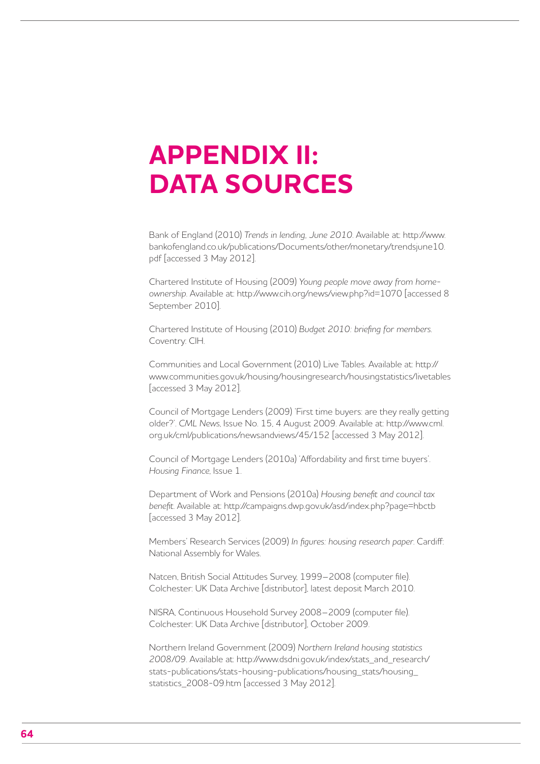# APPENDIX II: DATA SOURCES

Bank of England (2010) *Trends in lending, June 2010*. Available at: http://www.bankofengland.co.uk/publications/Documents/other/monetary/trendsjune10.pdf [accessed 3 May 2012].

Chartered Institute of Housing (2009) *Young people move away from home-ownership*. Available at: http://www.cih.org/news/view.php?id=1070 [accessed 8 September 2010].

Chartered Institute of Housing (2010) *Budget 2010: briefing for members*. Coventry: CIH.

Communities and Local Government (2010) Live Tables. Available at: http://www.communities.gov.uk/housing/housingresearch/housingstatistics/livetables [accessed 3 May 2012].

Council of Mortgage Lenders (2009) 'First time buyers: are they really getting older?'. *CML News*, Issue No. 15, 4 August 2009. Available at: http://www.cml.org.uk/cml/publications/newsandviews/45/152 [accessed 3 May 2012].

Council of Mortgage Lenders (2010a) 'Affordability and first time buyers'. *Housing Finance*, Issue 1.

Department of Work and Pensions (2010a) *Housing benefit and council tax benefit*. Available at: http://campaigns.dwp.gov.uk/asd/index.php?page=hbctb [accessed 3 May 2012].

Members' Research Services (2009) *In figures: housing research paper*. Cardiff: National Assembly for Wales.

Natcen, British Social Attitudes Survey, 1999–2008 (computer file). Colchester: UK Data Archive [distributor], latest deposit March 2010.

NISRA, Continuous Household Survey 2008–2009 (computer file). Colchester: UK Data Archive [distributor], October 2009.

Northern Ireland Government (2009) *Northern Ireland housing statistics 2008/09*. Available at: http://www.dsdni.gov.uk/index/stats_and_research/stats-publications/stats-housing-publications/housing_stats/housing_statistics_2008-09.htm [accessed 3 May 2012].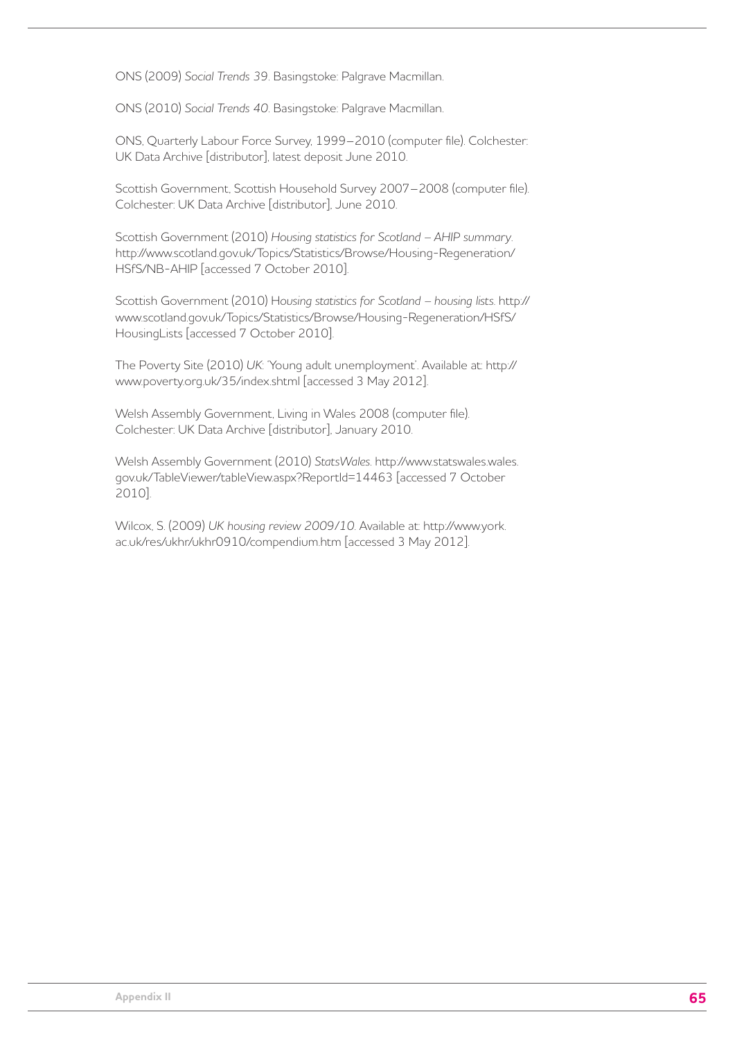ONS (2009) *Social Trends 39*. Basingstoke: Palgrave Macmillan.

ONS (2010) *Social Trends 40*. Basingstoke: Palgrave Macmillan.

ONS, Quarterly Labour Force Survey, 1999–2010 (computer file). Colchester: UK Data Archive [distributor], latest deposit June 2010.

Scottish Government, Scottish Household Survey 2007–2008 (computer file). Colchester: UK Data Archive [distributor], June 2010.

Scottish Government (2010) *Housing statistics for Scotland – AHIP summary*. http://www.scotland.gov.uk/Topics/Statistics/Browse/Housing-Regeneration/HSfS/NB-AHIP [accessed 7 October 2010].

Scottish Government (2010) H*ousing statistics for Scotland – housing lists*. http://www.scotland.gov.uk/Topics/Statistics/Browse/Housing-Regeneration/HSfS/HousingLists [accessed 7 October 2010].

The Poverty Site (2010) *UK*: 'Young adult unemployment'. Available at: http://www.poverty.org.uk/35/index.shtml [accessed 3 May 2012].

Welsh Assembly Government, Living in Wales 2008 (computer file). Colchester: UK Data Archive [distributor], January 2010.

Welsh Assembly Government (2010) *StatsWales*. http://www.statswales.wales.gov.uk/TableViewer/tableView.aspx?ReportId=14463 [accessed 7 October 2010].

Wilcox, S. (2009) *UK housing review 2009/10*. Available at: http://www.york.ac.uk/res/ukhr/ukhr0910/compendium.htm [accessed 3 May 2012].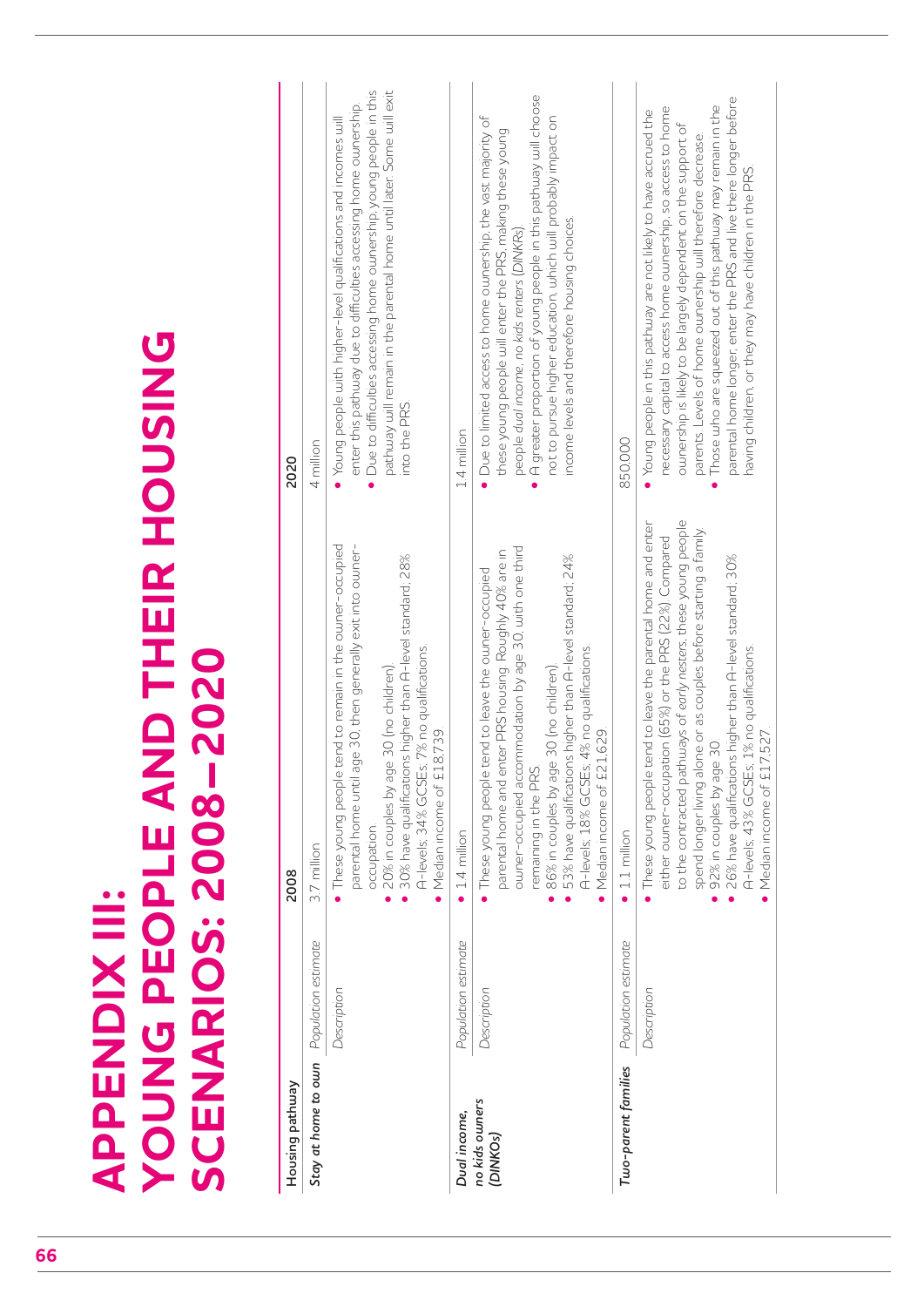# APPENDIX III: YOUNG PEOPLE AND THEIR HOUSING SCENARIOS: 2008–2020

| Housing pathway | | 2008 | 2020 |
|---|---|---|---|
| *Stay at home to own* | *Population estimate* | 3.7 million | 4 million |
| | *Description* | • These young people tend to remain in the owner-occupied parental home until age 30, then generally exit into owner-occupation.<br>• 20% in couples by age 30 (no children).<br>• 30% have qualifications higher than A-level standard; 28% A-levels; 34% GCSEs; 7% no qualifications.<br>• Median income of £18,739. | • Young people with higher-level qualifications and incomes will enter this pathway due to difficulties accessing home ownership.<br>• Due to difficulties accessing home ownership, young people in this pathway will remain in the parental home until later. Some will exit into the PRS. |
| *Dual income, no kids owners (DINKOs)* | *Population estimate* | • 1.4 million | 1.4 million |
| | *Description* | • These young people tend to leave the owner-occupied parental home and enter PRS housing. Roughly 40% are in owner-occupied accommodation by age 30, with one third remaining in the PRS.<br>• 86% in couples by age 30 (no children).<br>• 53% have qualifications higher than A-level standard; 24% A-levels; 18% GCSEs; 4% no qualifications.<br>• Median income of £21,629. | • Due to limited access to home ownership, the vast majority of these young people will enter the PRS, making these young people *dual income, no kids renters (DINKRs)*.<br>• A greater proportion of young people in this pathway will choose not to pursue higher education, which will probably impact on income levels and therefore housing choices. |
| *Two-parent families* | *Population estimate* | • 1.1 million | 850,000 |
| | *Description* | • These young people tend to leave the parental home and enter either owner-occupation (65%) or the PRS (22%). Compared to the contracted pathways of *early nesters*, these young people spend longer living alone or as couples before starting a family.<br>• 92% in couples by age 30.<br>• 26% have qualifications higher than A-level standard; 30% A-levels; 43% GCSEs; 1% no qualifications.<br>• Median income of £17,527. | • Young people in this pathway are not likely to have accrued the necessary capital to access home ownership, so access to home ownership is likely to be largely dependent on the support of parents. Levels of home ownership will therefore decrease.<br>• Those who are squeezed out of this pathway may remain in the parental home longer, enter the PRS and live there longer before having children, or they may have children in the PRS. |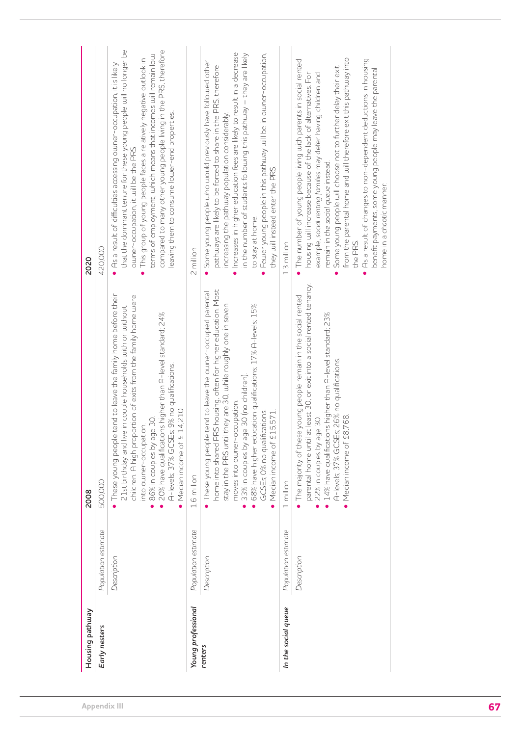| Housing pathway | | 2008 | 2020 |
|---|---|---|---|
| *Early nesters* | *Population estimate* | 500,000 | 420,000 |
| | *Description* | • These young people tend to leave the family home before their 21st birthday and live in couple households with or without children. A high proportion of exits from the family home were into owner-occupation.<br>• 86% in couples by age 30.<br>• 20% have qualifications higher than A-level standard; 24% A-levels; 37% GCSEs; 9% no qualifications.<br>• Median income of £ 14,210 | • As a result of difficulties accessing owner-occupation, it is likely that the dominant tenure for these young people will no longer be owner-occupation; it will be the PRS.<br>• This group of young people faces a relatively negative outlook in terms of employment, which means that incomes will remain low compared to many other young people living in the PRS, therefore leaving them to consume lower-end properties. |
| *Young professional renters* | *Population estimate* | 1.6 million | 2 million |
| | *Description* | • These young people tend to leave the owner-occupied parental home into shared PRS housing, often for higher education. Most stay in the PRS until they are 30, while roughly one in seven moves into owner-occupation.<br>• 33% in couples by age 30 (no children).<br>• 68% have higher education qualifications; 17% A-levels; 15% GCSEs; 0% no qualifications.<br>• Median income of £15,571. | • Some young people who would previously have followed other pathways are likely to be forced to share in the PRS, therefore increasing the pathway population considerably.<br>• Increases in higher education fees are likely to result in a decrease in the number of students following this pathway – they are likely to stay at home.<br>• Fewer young people in this pathway will be in owner-occupation; they will instead enter the PRS. |
| *In the social queue* | *Population estimate* | 1 million | 1.3 million |
| | *Description* | • The majority of these young people remain in the social rented parental home until at least 30, or exit into a social rented tenancy.<br>• 22% in couples by age 30.<br>• 14% have qualifications higher than A-level standard; 23% A-levels; 37% GCSEs; 26% no qualifications.<br>• Median income of £8,768. | • The number of young people living with parents in social rented housing will increase because of the lack of alternatives. For example, *social renting families* may defer having children and remain in the *social queue* instead.<br>• Some young people will choose not to further delay their exit from the parental home and will therefore exit this pathway into the PRS.<br>• As a result of changes to non-dependent deductions in housing benefit payments, some young people may leave the parental home in a *chaotic* manner. |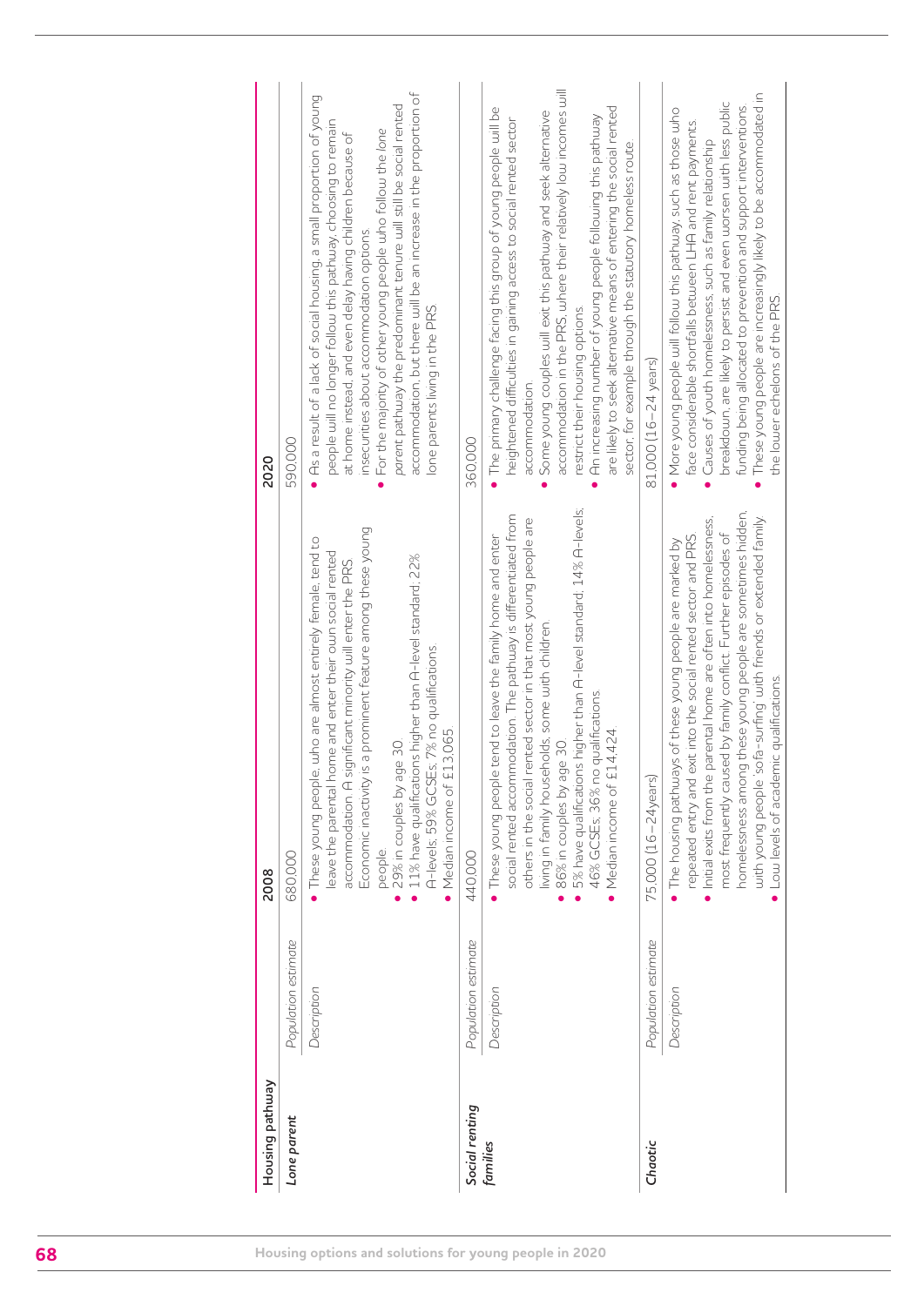| Housing pathway | | 2008 | 2020 |
|---|---|---|---|
| *Lone parent* | *Population estimate* | 680,000 | 590,000 |
| | *Description* | • These young people, who are almost entirely female, tend to leave the parental home and enter their own social rented accommodation. A significant minority will enter the PRS. Economic inactivity is a prominent feature among these young people.<br>• 29% in couples by age 30.<br>• 11% have qualifications higher than A-level standard, 22% A-levels, 59% GCSEs, 7% no qualifications.<br>• Median income of £13,065. | • As a result of a lack of social housing, a small proportion of young people will no longer follow this pathway, choosing to remain at home instead, and even delay having children because of insecurities about accommodation options.<br>• For the majority of other young people who follow the *lone parent* pathway the predominant tenure will still be social rented accommodation, but there will be an increase in the proportion of lone parents living in the PRS. |
| *Social renting families* | *Population estimate* | 440,000 | 360,000 |
| | *Description* | • These young people tend to leave the family home and enter social rented accommodation. The pathway is differentiated from others in the social rented sector in that most young people are living in family households, some with children.<br>• 86% in couples by age 30.<br>• 5% have qualifications higher than A-level standard, 14% A-levels, 46% GCSEs, 36% no qualifications.<br>• Median income of £14,424. | • The primary challenge facing this group of young people will be heightened difficulties in gaining access to social rented sector accommodation.<br>• Some young couples will exit this pathway and seek alternative accommodation in the PRS, where their relatively low incomes will restrict their housing options.<br>• An increasing number of young people following this pathway are likely to seek alternative means of entering the social rented sector, for example through the statutory homeless route. |
| *Chaotic* | *Population estimate* | 75,000 (16–24years) | 81,000 (16–24 years) |
| | *Description* | • The housing pathways of these young people are marked by repeated entry and exit into the social rented sector and PRS.<br>• Initial exits from the parental home are often into homelessness, most frequently caused by family conflict. Further episodes of homelessness among these young people are sometimes hidden, with young people 'sofa-surfing' with friends or extended family.<br>• Low levels of academic qualifications. | • More young people will follow this pathway, such as those who face considerable shortfalls between LHA and rent payments.<br>• Causes of youth homelessness, such as family relationship breakdown, are likely to persist and even worsen with less public funding being allocated to prevention and support interventions.<br>• These young people are increasingly likely to be accommodated in the lower echelons of the PRS. |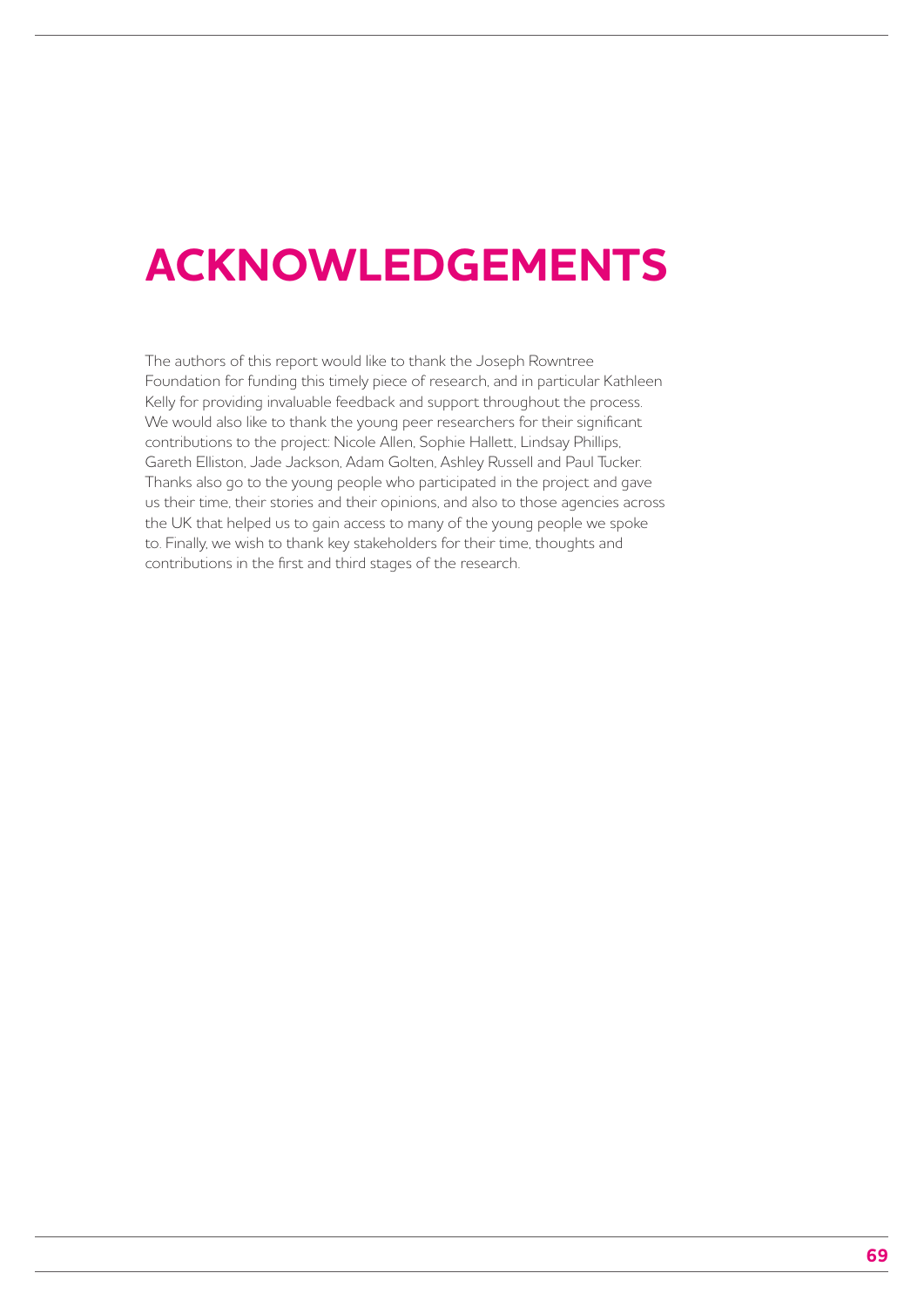# ACKNOWLEDGEMENTS

The authors of this report would like to thank the Joseph Rowntree Foundation for funding this timely piece of research, and in particular Kathleen Kelly for providing invaluable feedback and support throughout the process. We would also like to thank the young peer researchers for their significant contributions to the project: Nicole Allen, Sophie Hallett, Lindsay Phillips, Gareth Elliston, Jade Jackson, Adam Golten, Ashley Russell and Paul Tucker. Thanks also go to the young people who participated in the project and gave us their time, their stories and their opinions, and also to those agencies across the UK that helped us to gain access to many of the young people we spoke to. Finally, we wish to thank key stakeholders for their time, thoughts and contributions in the first and third stages of the research.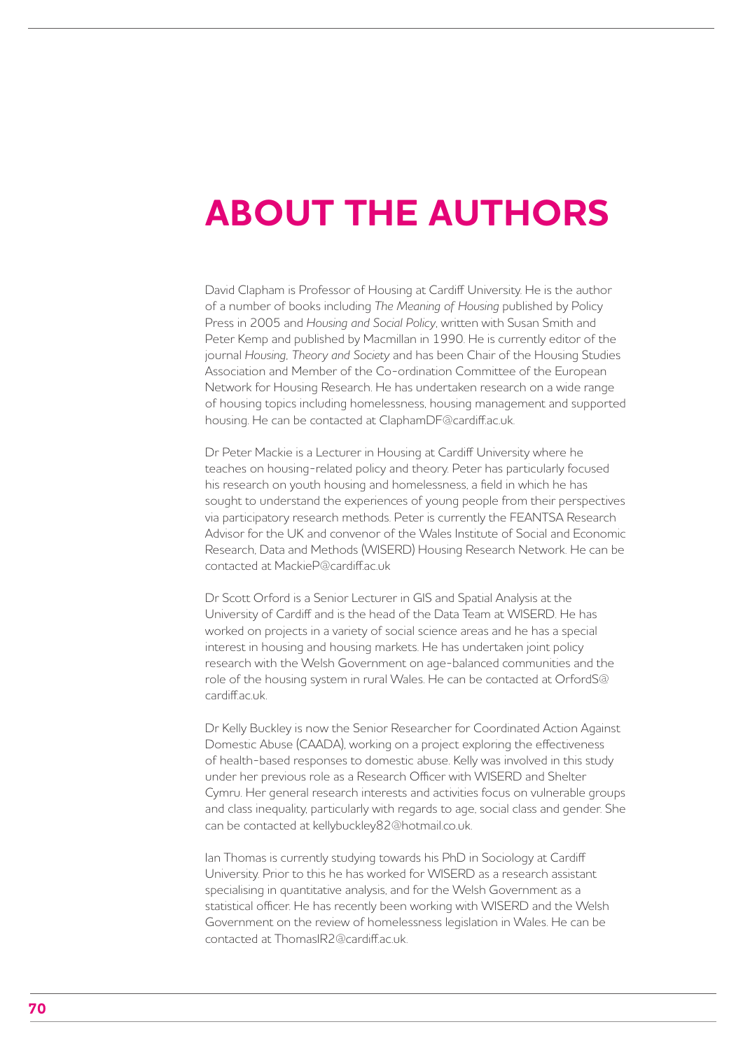# ABOUT THE AUTHORS

David Clapham is Professor of Housing at Cardiff University. He is the author of a number of books including *The Meaning of Housing* published by Policy Press in 2005 and *Housing and Social Policy*, written with Susan Smith and Peter Kemp and published by Macmillan in 1990. He is currently editor of the journal *Housing, Theory and Society* and has been Chair of the Housing Studies Association and Member of the Co-ordination Committee of the European Network for Housing Research. He has undertaken research on a wide range of housing topics including homelessness, housing management and supported housing. He can be contacted at ClaphamDF@cardiff.ac.uk.

Dr Peter Mackie is a Lecturer in Housing at Cardiff University where he teaches on housing-related policy and theory. Peter has particularly focused his research on youth housing and homelessness, a field in which he has sought to understand the experiences of young people from their perspectives via participatory research methods. Peter is currently the FEANTSA Research Advisor for the UK and convenor of the Wales Institute of Social and Economic Research, Data and Methods (WISERD) Housing Research Network. He can be contacted at MackieP@cardiff.ac.uk

Dr Scott Orford is a Senior Lecturer in GIS and Spatial Analysis at the University of Cardiff and is the head of the Data Team at WISERD. He has worked on projects in a variety of social science areas and he has a special interest in housing and housing markets. He has undertaken joint policy research with the Welsh Government on age-balanced communities and the role of the housing system in rural Wales. He can be contacted at OrfordS@cardiff.ac.uk.

Dr Kelly Buckley is now the Senior Researcher for Coordinated Action Against Domestic Abuse (CAADA), working on a project exploring the effectiveness of health-based responses to domestic abuse. Kelly was involved in this study under her previous role as a Research Officer with WISERD and Shelter Cymru. Her general research interests and activities focus on vulnerable groups and class inequality, particularly with regards to age, social class and gender. She can be contacted at kellybuckley82@hotmail.co.uk.

Ian Thomas is currently studying towards his PhD in Sociology at Cardiff University. Prior to this he has worked for WISERD as a research assistant specialising in quantitative analysis, and for the Welsh Government as a statistical officer. He has recently been working with WISERD and the Welsh Government on the review of homelessness legislation in Wales. He can be contacted at ThomasIR2@cardiff.ac.uk.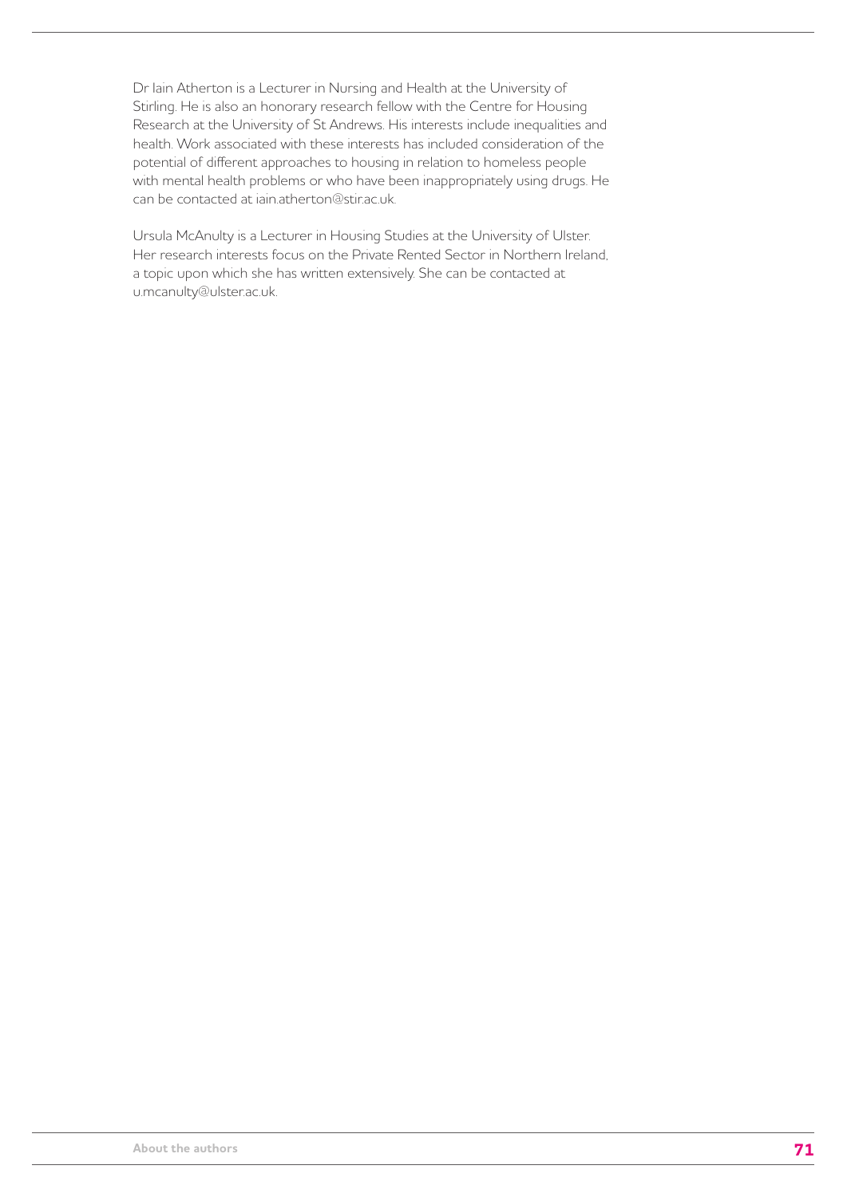Dr Iain Atherton is a Lecturer in Nursing and Health at the University of Stirling. He is also an honorary research fellow with the Centre for Housing Research at the University of St Andrews. His interests include inequalities and health. Work associated with these interests has included consideration of the potential of different approaches to housing in relation to homeless people with mental health problems or who have been inappropriately using drugs. He can be contacted at iain.atherton@stir.ac.uk.

Ursula McAnulty is a Lecturer in Housing Studies at the University of Ulster. Her research interests focus on the Private Rented Sector in Northern Ireland, a topic upon which she has written extensively. She can be contacted at u.mcanulty@ulster.ac.uk.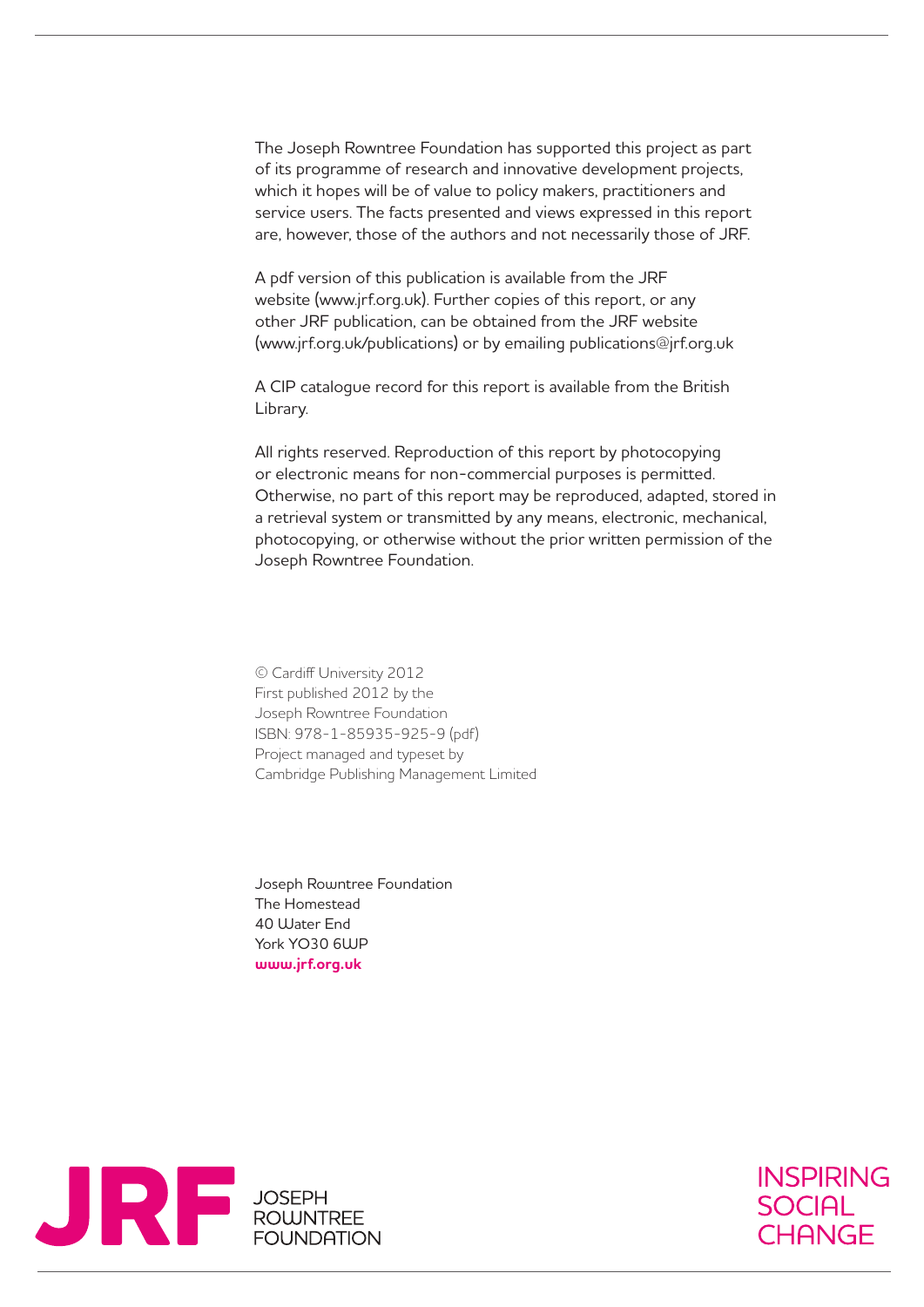The Joseph Rowntree Foundation has supported this project as part of its programme of research and innovative development projects, which it hopes will be of value to policy makers, practitioners and service users. The facts presented and views expressed in this report are, however, those of the authors and not necessarily those of JRF.

A pdf version of this publication is available from the JRF website (www.jrf.org.uk). Further copies of this report, or any other JRF publication, can be obtained from the JRF website (www.jrf.org.uk/publications) or by emailing publications@jrf.org.uk

A CIP catalogue record for this report is available from the British Library.

All rights reserved. Reproduction of this report by photocopying or electronic means for non-commercial purposes is permitted. Otherwise, no part of this report may be reproduced, adapted, stored in a retrieval system or transmitted by any means, electronic, mechanical, photocopying, or otherwise without the prior written permission of the Joseph Rowntree Foundation.

© Cardiff University 2012
First published 2012 by the
Joseph Rowntree Foundation
ISBN: 978-1-85935-925-9 (pdf)
Project managed and typeset by
Cambridge Publishing Management Limited

Joseph Rowntree Foundation
The Homestead
40 Water End
York YO30 6WP
**www.jrf.org.uk**

JRF JOSEPH ROWNTREE FOUNDATION

INSPIRING SOCIAL CHANGE